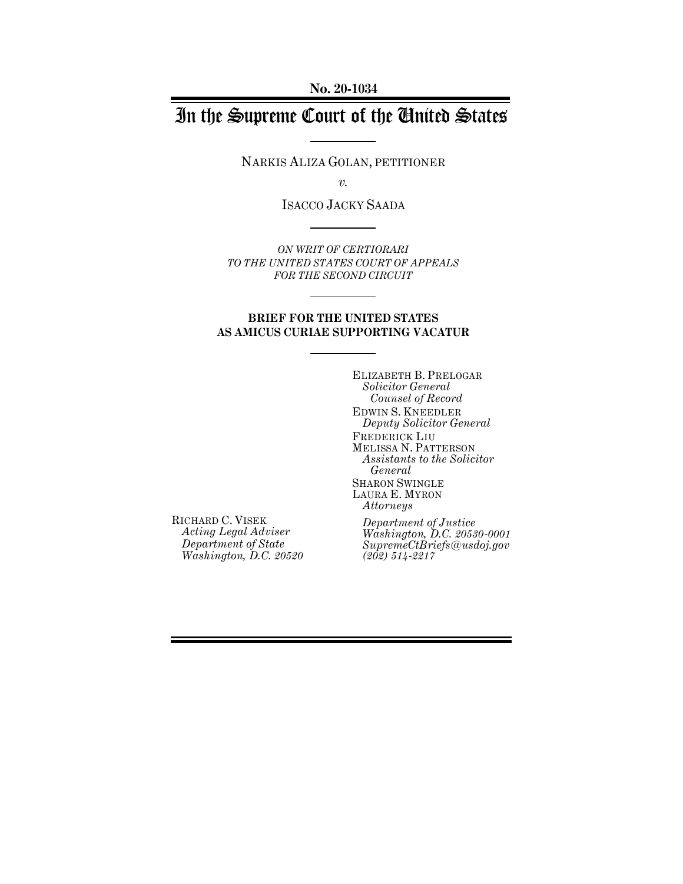**No. 20-1034**

# In the Supreme Court of the United States

NARKIS ALIZA GOLAN, PETITIONER

*v.*

ISACCO JACKY SAADA

*ON WRIT OF CERTIORARI TO THE UNITED STATES COURT OF APPEALS FOR THE SECOND CIRCUIT*

**BRIEF FOR THE UNITED STATES AS AMICUS CURIAE SUPPORTING VACATUR**

ELIZABETH B. PRELOGAR
*Solicitor General*
*Counsel of Record*

EDWIN S. KNEEDLER
*Deputy Solicitor General*

FREDERICK LIU
MELISSA N. PATTERSON
*Assistants to the Solicitor General*

SHARON SWINGLE
LAURA E. MYRON
*Attorneys*

*Department of Justice*
*Washington, D.C. 20530-0001*
*SupremeCtBriefs@usdoj.gov*
*(202) 514-2217*

RICHARD C. VISEK
*Acting Legal Adviser*
*Department of State*
*Washington, D.C. 20520*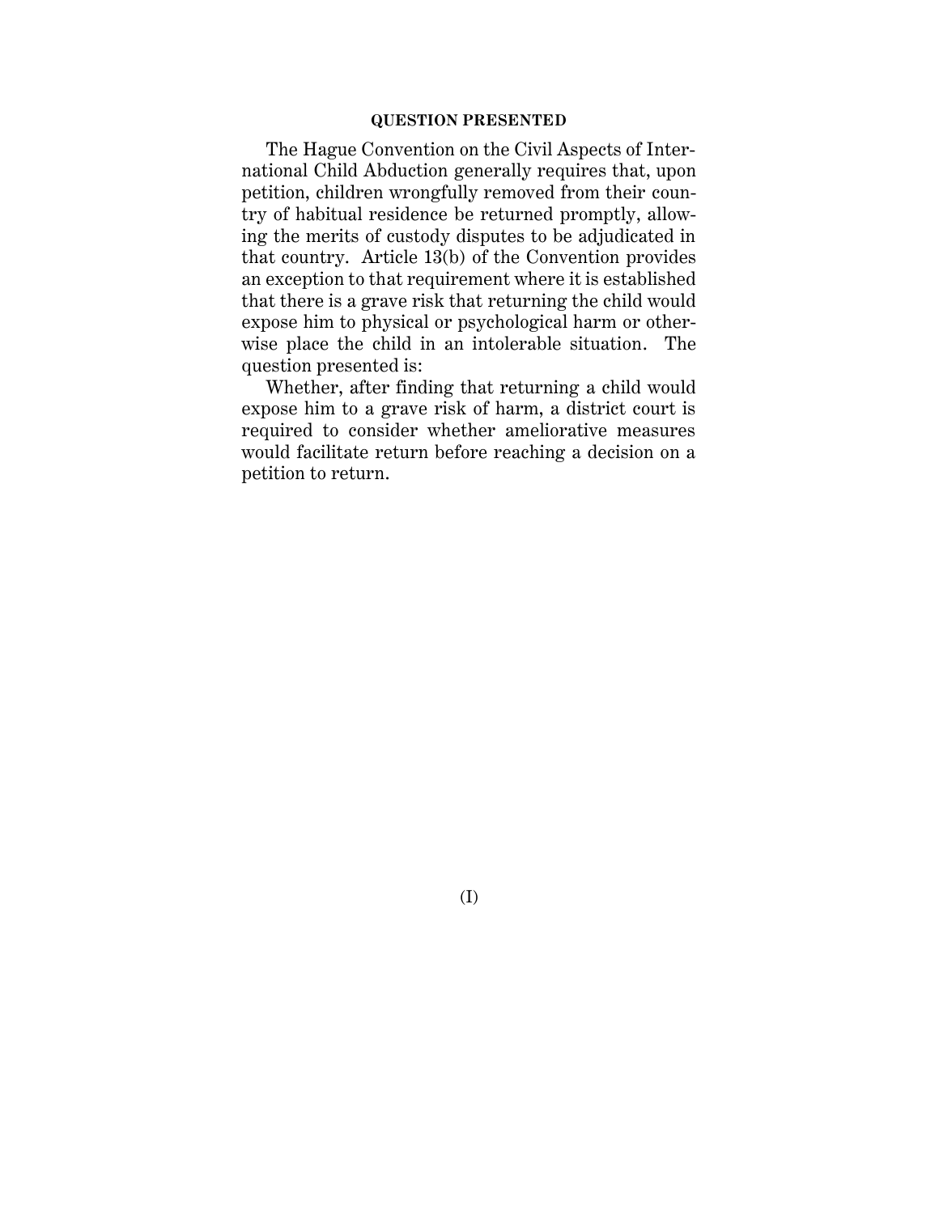## QUESTION PRESENTED

The Hague Convention on the Civil Aspects of International Child Abduction generally requires that, upon petition, children wrongfully removed from their country of habitual residence be returned promptly, allowing the merits of custody disputes to be adjudicated in that country. Article 13(b) of the Convention provides an exception to that requirement where it is established that there is a grave risk that returning the child would expose him to physical or psychological harm or otherwise place the child in an intolerable situation. The question presented is:

Whether, after finding that returning a child would expose him to a grave risk of harm, a district court is required to consider whether ameliorative measures would facilitate return before reaching a decision on a petition to return.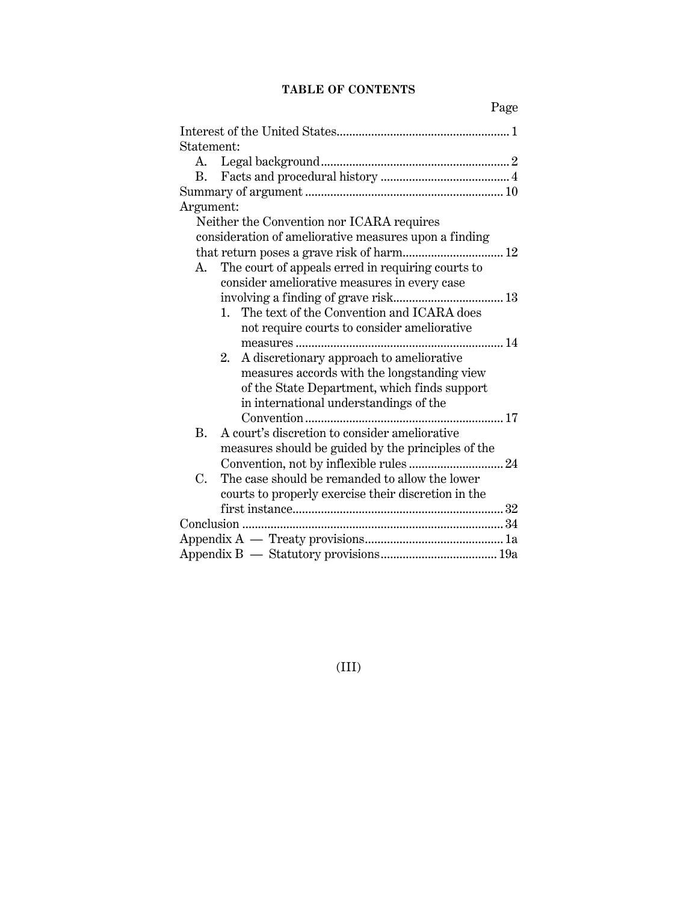## TABLE OF CONTENTS

Page

Interest of the United States ........................................................ 1

Statement:

- A. Legal background ........................................................ 2
- B. Facts and procedural history ........................................ 4

Summary of argument ........................................................ 10

Argument:

Neither the Convention nor ICARA requires consideration of ameliorative measures upon a finding that return poses a grave risk of harm ........................ 12

- A. The court of appeals erred in requiring courts to consider ameliorative measures in every case involving a finding of grave risk ........................ 13
  1. The text of the Convention and ICARA does not require courts to consider ameliorative measures ........................................................ 14
  2. A discretionary approach to ameliorative measures accords with the longstanding view of the State Department, which finds support in international understandings of the Convention ........................................................ 17
- B. A court's discretion to consider ameliorative measures should be guided by the principles of the Convention, not by inflexible rules ........................ 24
- C. The case should be remanded to allow the lower courts to properly exercise their discretion in the first instance ........................................................ 32

Conclusion ........................................................ 34

Appendix A — Treaty provisions ........................................ 1a

Appendix B — Statutory provisions .................................. 19a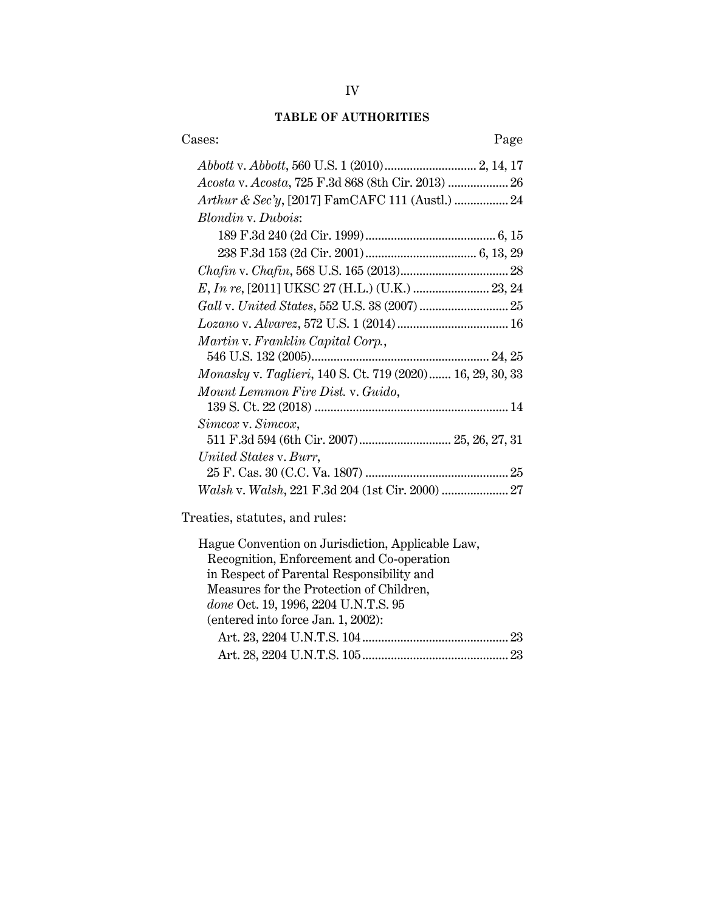## TABLE OF AUTHORITIES

Cases: Page

*Abbott* v. *Abbott*, 560 U.S. 1 (2010) .......... 2, 14, 17

*Acosta* v. *Acosta*, 725 F.3d 868 (8th Cir. 2013) .......... 26

*Arthur & Sec'y*, [2017] FamCAFC 111 (Austl.) .......... 24

*Blondin* v. *Dubois*:

  189 F.3d 240 (2d Cir. 1999) .......... 6, 15

  238 F.3d 153 (2d Cir. 2001) .......... 6, 13, 29

*Chafin* v. *Chafin*, 568 U.S. 165 (2013) .......... 28

*E*, *In re*, [2011] UKSC 27 (H.L.) (U.K.) .......... 23, 24

*Gall* v. *United States*, 552 U.S. 38 (2007) .......... 25

*Lozano* v. *Alvarez*, 572 U.S. 1 (2014) .......... 16

*Martin* v. *Franklin Capital Corp.*, 546 U.S. 132 (2005) .......... 24, 25

*Monasky* v. *Taglieri*, 140 S. Ct. 719 (2020) .......... 16, 29, 30, 33

*Mount Lemmon Fire Dist.* v. *Guido*, 139 S. Ct. 22 (2018) .......... 14

*Simcox* v. *Simcox*, 511 F.3d 594 (6th Cir. 2007) .......... 25, 26, 27, 31

*United States* v. *Burr*, 25 F. Cas. 30 (C.C. Va. 1807) .......... 25

*Walsh* v. *Walsh*, 221 F.3d 204 (1st Cir. 2000) .......... 27

Treaties, statutes, and rules:

Hague Convention on Jurisdiction, Applicable Law, Recognition, Enforcement and Co-operation in Respect of Parental Responsibility and Measures for the Protection of Children, *done* Oct. 19, 1996, 2204 U.N.T.S. 95 (entered into force Jan. 1, 2002):

  Art. 23, 2204 U.N.T.S. 104 .......... 23

  Art. 28, 2204 U.N.T.S. 105 .......... 23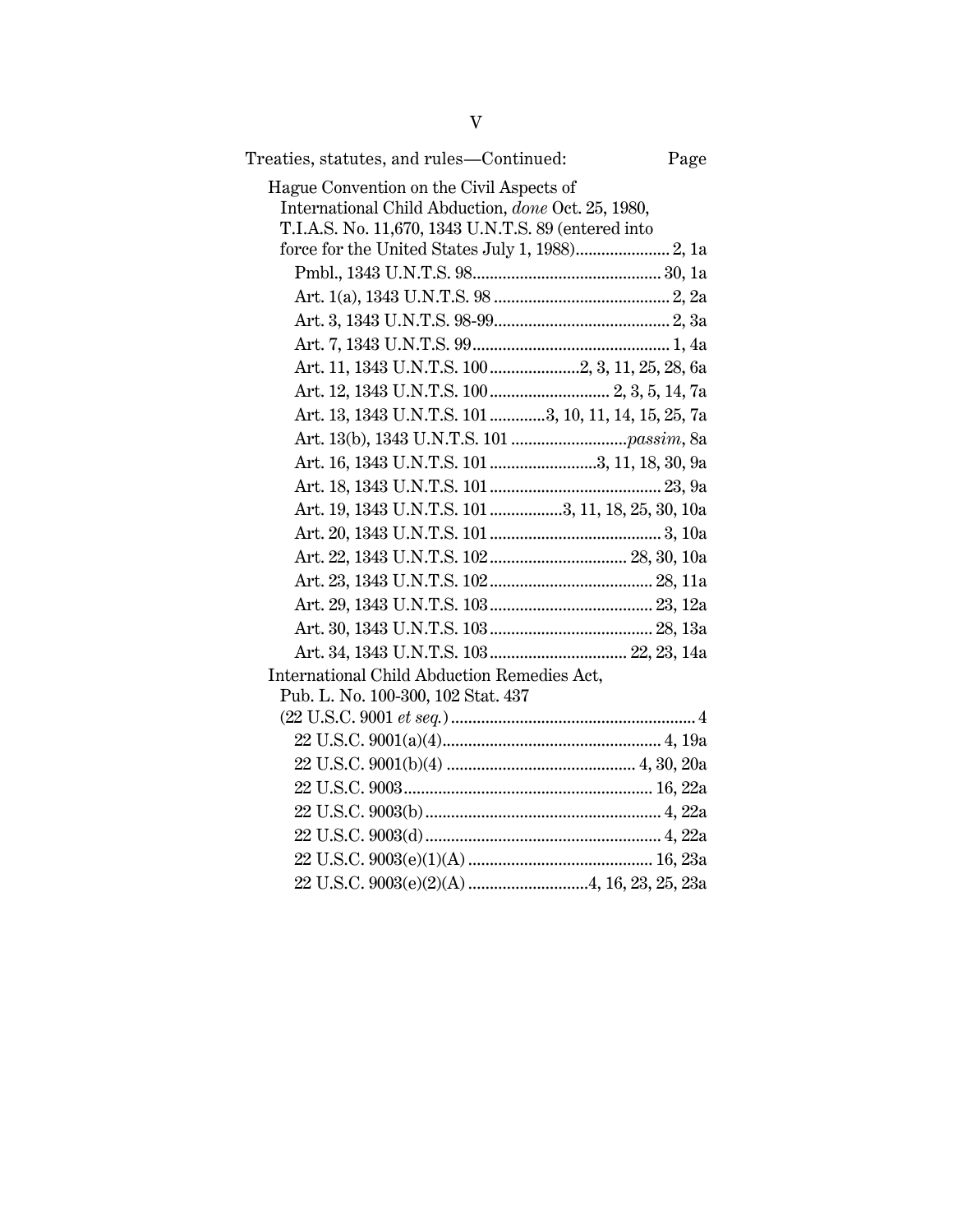Treaties, statutes, and rules—Continued: Page

Hague Convention on the Civil Aspects of International Child Abduction, *done* Oct. 25, 1980, T.I.A.S. No. 11,670, 1343 U.N.T.S. 89 (entered into force for the United States July 1, 1988) ... 2, 1a

- Pmbl., 1343 U.N.T.S. 98 ... 30, 1a
- Art. 1(a), 1343 U.N.T.S. 98 ... 2, 2a
- Art. 3, 1343 U.N.T.S. 98-99 ... 2, 3a
- Art. 7, 1343 U.N.T.S. 99 ... 1, 4a
- Art. 11, 1343 U.N.T.S. 100 ... 2, 3, 11, 25, 28, 6a
- Art. 12, 1343 U.N.T.S. 100 ... 2, 3, 5, 14, 7a
- Art. 13, 1343 U.N.T.S. 101 ... 3, 10, 11, 14, 15, 25, 7a
- Art. 13(b), 1343 U.N.T.S. 101 ... *passim*, 8a
- Art. 16, 1343 U.N.T.S. 101 ... 3, 11, 18, 30, 9a
- Art. 18, 1343 U.N.T.S. 101 ... 23, 9a
- Art. 19, 1343 U.N.T.S. 101 ... 3, 11, 18, 25, 30, 10a
- Art. 20, 1343 U.N.T.S. 101 ... 3, 10a
- Art. 22, 1343 U.N.T.S. 102 ... 28, 30, 10a
- Art. 23, 1343 U.N.T.S. 102 ... 28, 11a
- Art. 29, 1343 U.N.T.S. 103 ... 23, 12a
- Art. 30, 1343 U.N.T.S. 103 ... 28, 13a
- Art. 34, 1343 U.N.T.S. 103 ... 22, 23, 14a

International Child Abduction Remedies Act, Pub. L. No. 100-300, 102 Stat. 437 (22 U.S.C. 9001 *et seq.*) ... 4

- 22 U.S.C. 9001(a)(4) ... 4, 19a
- 22 U.S.C. 9001(b)(4) ... 4, 30, 20a
- 22 U.S.C. 9003 ... 16, 22a
- 22 U.S.C. 9003(b) ... 4, 22a
- 22 U.S.C. 9003(d) ... 4, 22a
- 22 U.S.C. 9003(e)(1)(A) ... 16, 23a
- 22 U.S.C. 9003(e)(2)(A) ... 4, 16, 23, 25, 23a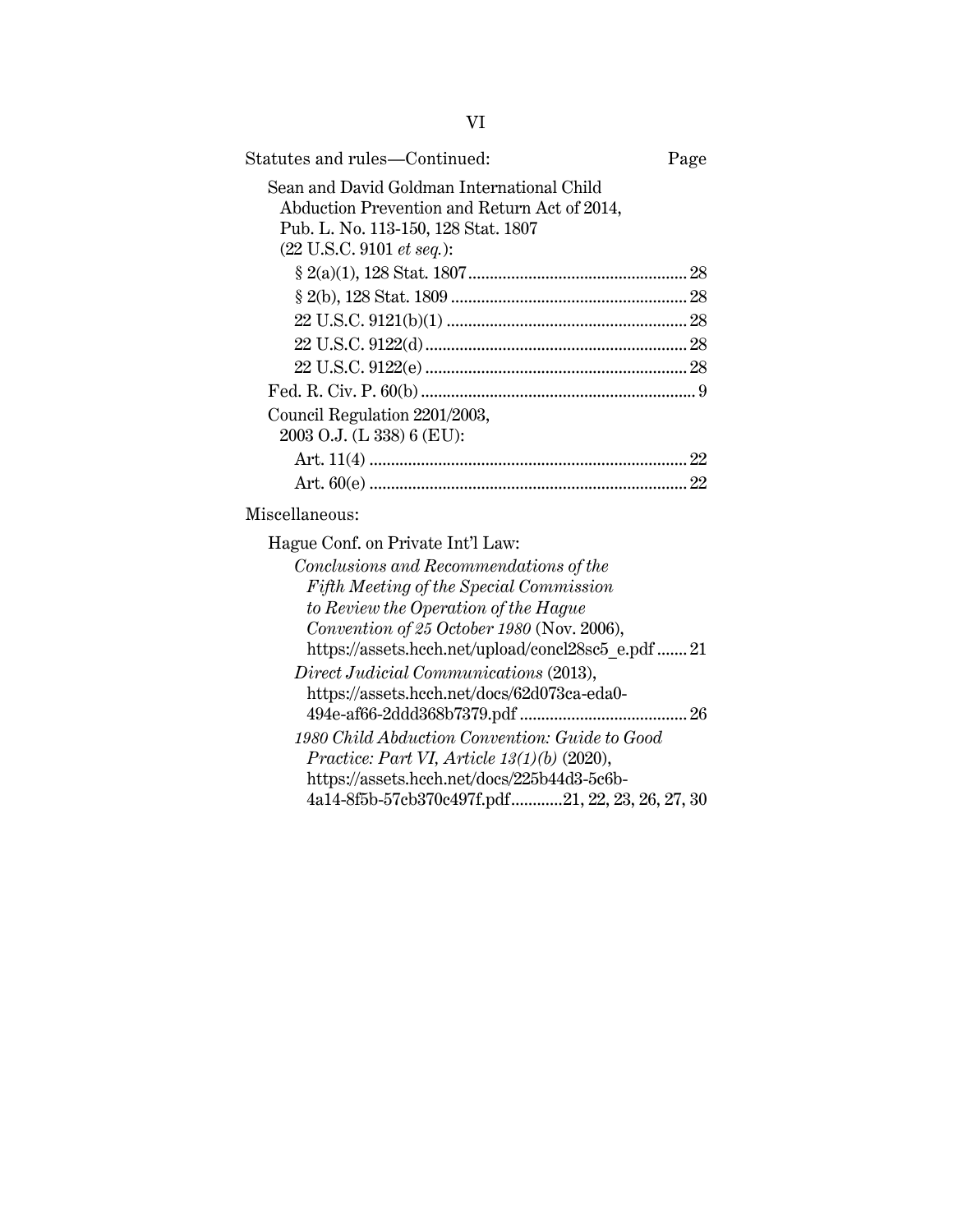Statutes and rules—Continued: Page

Sean and David Goldman International Child Abduction Prevention and Return Act of 2014, Pub. L. No. 113-150, 128 Stat. 1807 (22 U.S.C. 9101 *et seq.*):

- § 2(a)(1), 128 Stat. 1807 .................................................. 28
- § 2(b), 128 Stat. 1809 ...................................................... 28
- 22 U.S.C. 9121(b)(1) ....................................................... 28
- 22 U.S.C. 9122(d) ............................................................ 28
- 22 U.S.C. 9122(e) ............................................................ 28

Fed. R. Civ. P. 60(b) ............................................................... 9

Council Regulation 2201/2003, 2003 O.J. (L 338) 6 (EU):

- Art. 11(4) ......................................................................... 22
- Art. 60(e) ......................................................................... 22

Miscellaneous:

Hague Conf. on Private Int'l Law:

- *Conclusions and Recommendations of the Fifth Meeting of the Special Commission to Review the Operation of the Hague Convention of 25 October 1980* (Nov. 2006), https://assets.hcch.net/upload/concl28sc5_e.pdf ....... 21
- *Direct Judicial Communications* (2013), https://assets.hcch.net/docs/62d073ca-eda0-494e-af66-2ddd368b7379.pdf ...................................... 26
- *1980 Child Abduction Convention: Guide to Good Practice: Part VI, Article 13(1)(b)* (2020), https://assets.hcch.net/docs/225b44d3-5c6b-4a14-8f5b-57cb370c497f.pdf............21, 22, 23, 26, 27, 30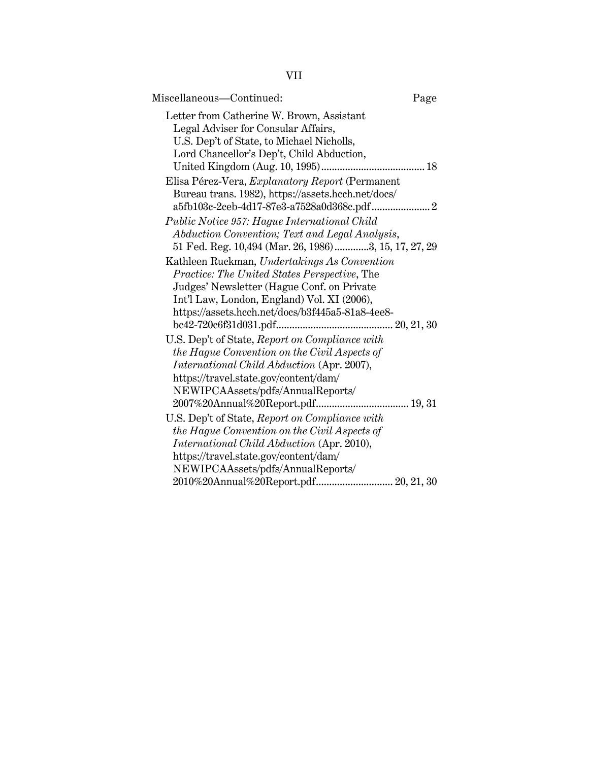Miscellaneous—Continued: Page

Letter from Catherine W. Brown, Assistant Legal Adviser for Consular Affairs, U.S. Dep't of State, to Michael Nicholls, Lord Chancellor's Dep't, Child Abduction, United Kingdom (Aug. 10, 1995) ....................................... 18

Elisa Pérez-Vera, *Explanatory Report* (Permanent Bureau trans. 1982), https://assets.hcch.net/docs/a5fb103c-2ceb-4d17-87e3-a7528a0d368c.pdf ..................... 2

*Public Notice 957: Hague International Child Abduction Convention; Text and Legal Analysis*, 51 Fed. Reg. 10,494 (Mar. 26, 1986) .............3, 15, 17, 27, 29

Kathleen Ruckman, *Undertakings As Convention Practice: The United States Perspective*, The Judges' Newsletter (Hague Conf. on Private Int'l Law, London, England) Vol. XI (2006), https://assets.hcch.net/docs/b3f445a5-81a8-4ee8-bc42-720c6f31d031.pdf ........................................... 20, 21, 30

U.S. Dep't of State, *Report on Compliance with the Hague Convention on the Civil Aspects of International Child Abduction* (Apr. 2007), https://travel.state.gov/content/dam/NEWIPCAAssets/pdfs/AnnualReports/2007%20Annual%20Report.pdf.................................. 19, 31

U.S. Dep't of State, *Report on Compliance with the Hague Convention on the Civil Aspects of International Child Abduction* (Apr. 2010), https://travel.state.gov/content/dam/NEWIPCAAssets/pdfs/AnnualReports/2010%20Annual%20Report.pdf............................ 20, 21, 30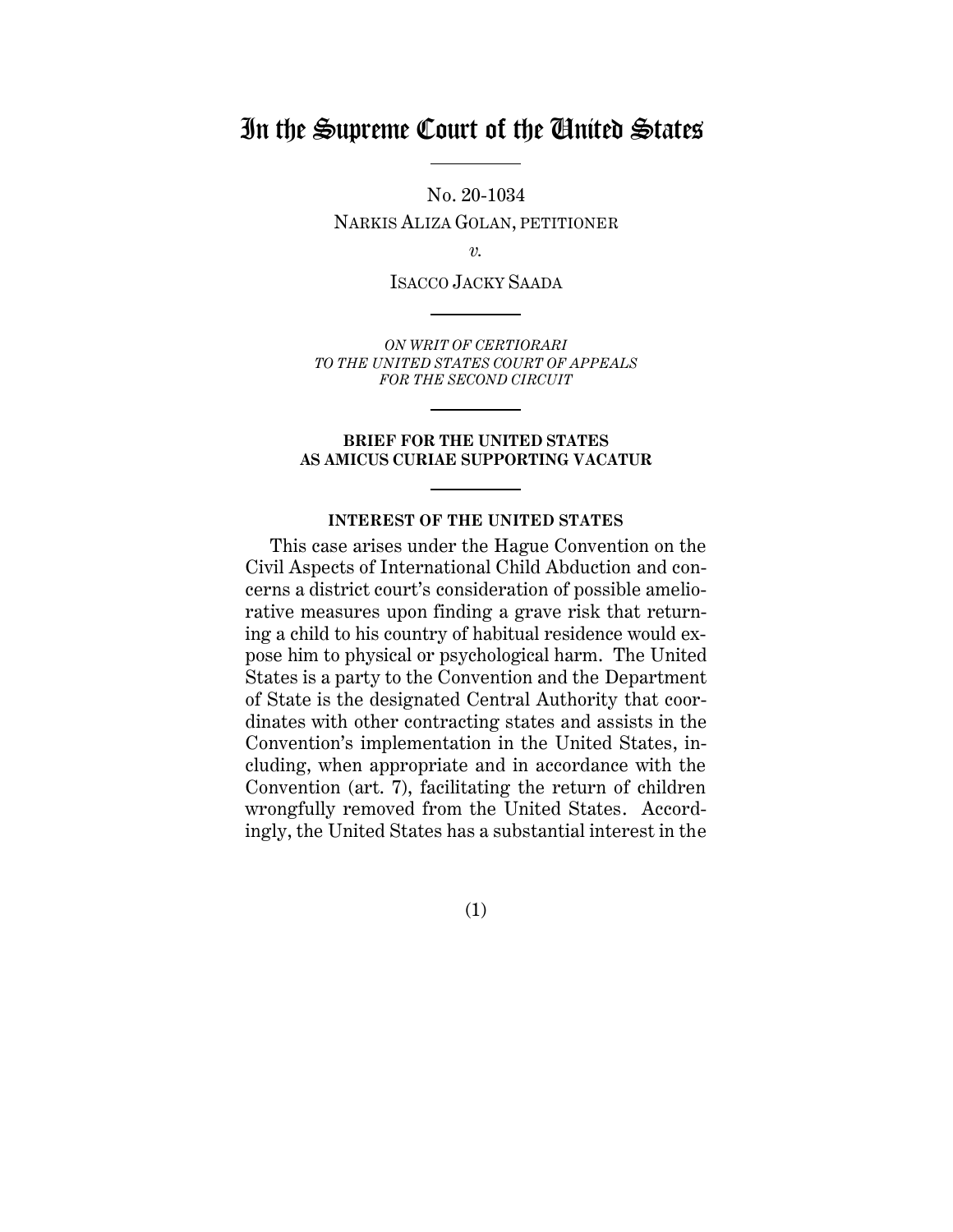# In the Supreme Court of the United States

No. 20-1034

NARKIS ALIZA GOLAN, PETITIONER

*v.*

ISACCO JACKY SAADA

*ON WRIT OF CERTIORARI TO THE UNITED STATES COURT OF APPEALS FOR THE SECOND CIRCUIT*

**BRIEF FOR THE UNITED STATES AS AMICUS CURIAE SUPPORTING VACATUR**

**INTEREST OF THE UNITED STATES**

This case arises under the Hague Convention on the Civil Aspects of International Child Abduction and concerns a district court's consideration of possible ameliorative measures upon finding a grave risk that returning a child to his country of habitual residence would expose him to physical or psychological harm. The United States is a party to the Convention and the Department of State is the designated Central Authority that coordinates with other contracting states and assists in the Convention's implementation in the United States, including, when appropriate and in accordance with the Convention (art. 7), facilitating the return of children wrongfully removed from the United States. Accordingly, the United States has a substantial interest in the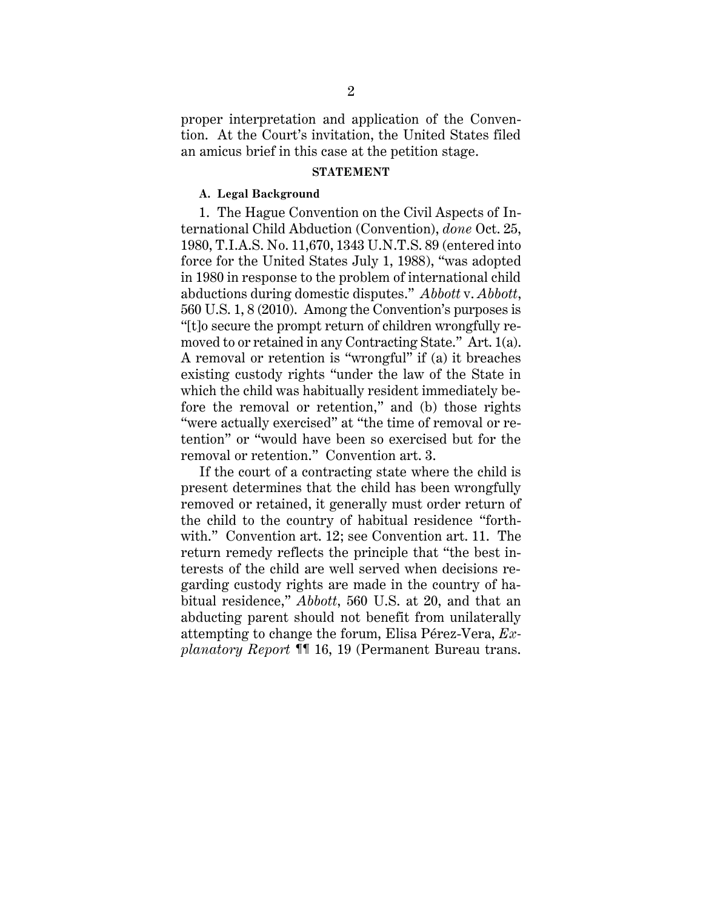proper interpretation and application of the Convention. At the Court's invitation, the United States filed an amicus brief in this case at the petition stage.

## STATEMENT

### A. Legal Background

1. The Hague Convention on the Civil Aspects of International Child Abduction (Convention), *done* Oct. 25, 1980, T.I.A.S. No. 11,670, 1343 U.N.T.S. 89 (entered into force for the United States July 1, 1988), "was adopted in 1980 in response to the problem of international child abductions during domestic disputes." *Abbott* v. *Abbott*, 560 U.S. 1, 8 (2010). Among the Convention's purposes is "[t]o secure the prompt return of children wrongfully removed to or retained in any Contracting State." Art. 1(a). A removal or retention is "wrongful" if (a) it breaches existing custody rights "under the law of the State in which the child was habitually resident immediately before the removal or retention," and (b) those rights "were actually exercised" at "the time of removal or retention" or "would have been so exercised but for the removal or retention." Convention art. 3.

If the court of a contracting state where the child is present determines that the child has been wrongfully removed or retained, it generally must order return of the child to the country of habitual residence "forthwith." Convention art. 12; see Convention art. 11. The return remedy reflects the principle that "the best interests of the child are well served when decisions regarding custody rights are made in the country of habitual residence," *Abbott*, 560 U.S. at 20, and that an abducting parent should not benefit from unilaterally attempting to change the forum, Elisa Pérez-Vera, *Explanatory Report* ¶¶ 16, 19 (Permanent Bureau trans.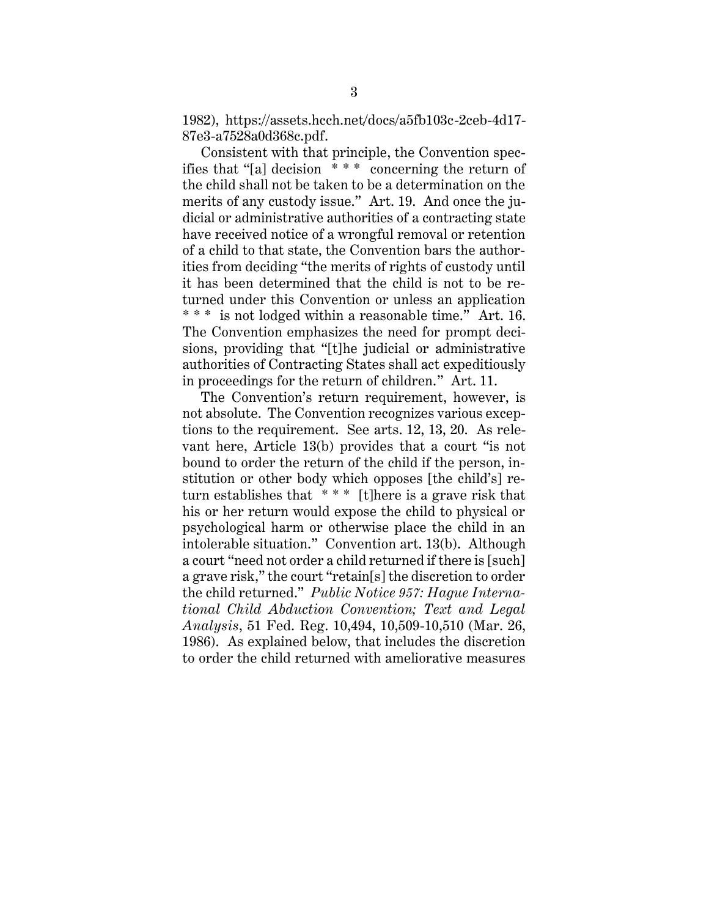1982), https://assets.hcch.net/docs/a5fb103c-2ceb-4d17-87e3-a7528a0d368c.pdf.

Consistent with that principle, the Convention specifies that "[a] decision * * * concerning the return of the child shall not be taken to be a determination on the merits of any custody issue." Art. 19. And once the judicial or administrative authorities of a contracting state have received notice of a wrongful removal or retention of a child to that state, the Convention bars the authorities from deciding "the merits of rights of custody until it has been determined that the child is not to be returned under this Convention or unless an application * * * is not lodged within a reasonable time." Art. 16. The Convention emphasizes the need for prompt decisions, providing that "[t]he judicial or administrative authorities of Contracting States shall act expeditiously in proceedings for the return of children." Art. 11.

The Convention's return requirement, however, is not absolute. The Convention recognizes various exceptions to the requirement. See arts. 12, 13, 20. As relevant here, Article 13(b) provides that a court "is not bound to order the return of the child if the person, institution or other body which opposes [the child's] return establishes that * * * [t]here is a grave risk that his or her return would expose the child to physical or psychological harm or otherwise place the child in an intolerable situation." Convention art. 13(b). Although a court "need not order a child returned if there is [such] a grave risk," the court "retain[s] the discretion to order the child returned." *Public Notice 957: Hague International Child Abduction Convention; Text and Legal Analysis*, 51 Fed. Reg. 10,494, 10,509-10,510 (Mar. 26, 1986). As explained below, that includes the discretion to order the child returned with ameliorative measures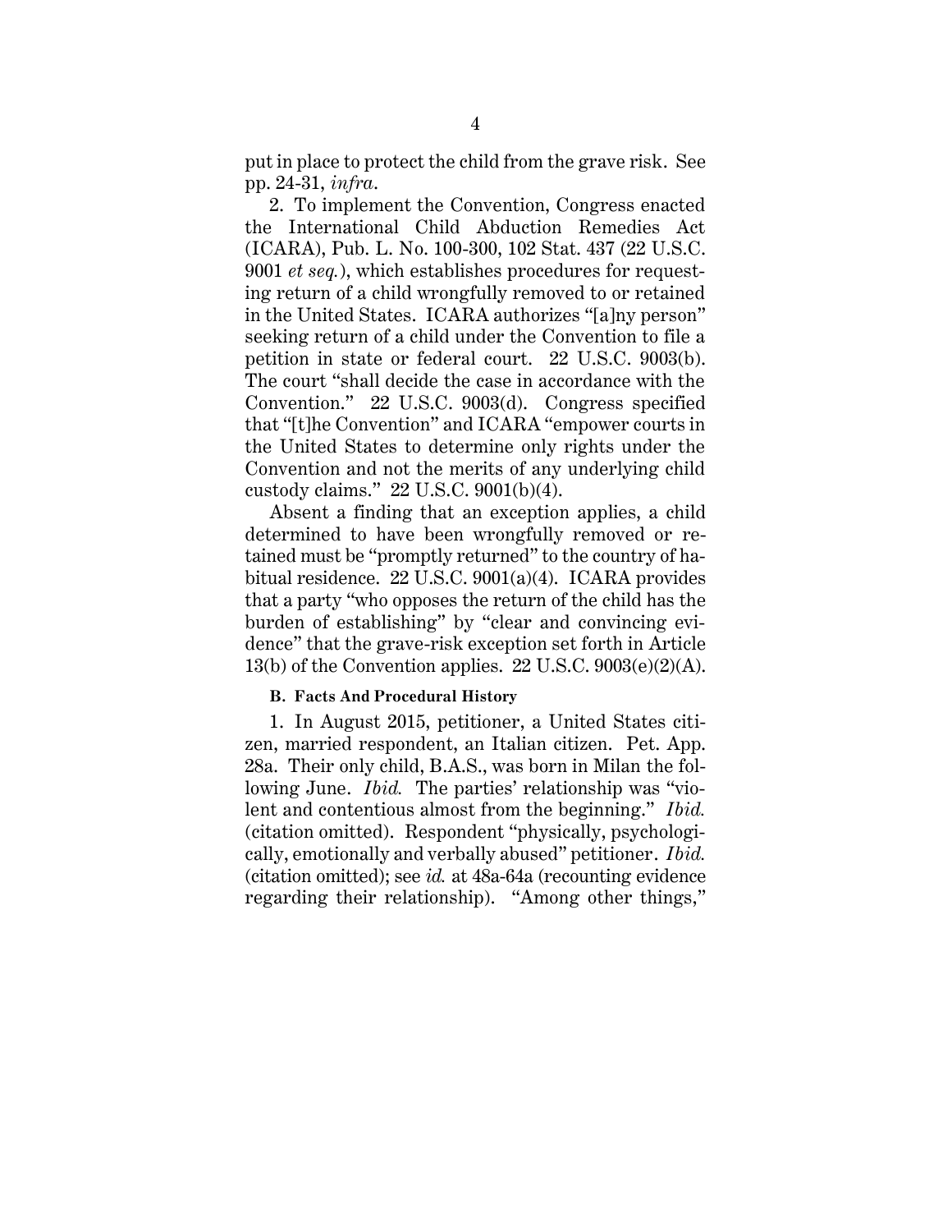put in place to protect the child from the grave risk. See pp. 24-31, *infra*.

2. To implement the Convention, Congress enacted the International Child Abduction Remedies Act (ICARA), Pub. L. No. 100-300, 102 Stat. 437 (22 U.S.C. 9001 *et seq.*), which establishes procedures for requesting return of a child wrongfully removed to or retained in the United States. ICARA authorizes "[a]ny person" seeking return of a child under the Convention to file a petition in state or federal court. 22 U.S.C. 9003(b). The court "shall decide the case in accordance with the Convention." 22 U.S.C. 9003(d). Congress specified that "[t]he Convention" and ICARA "empower courts in the United States to determine only rights under the Convention and not the merits of any underlying child custody claims." 22 U.S.C. 9001(b)(4).

Absent a finding that an exception applies, a child determined to have been wrongfully removed or retained must be "promptly returned" to the country of habitual residence. 22 U.S.C. 9001(a)(4). ICARA provides that a party "who opposes the return of the child has the burden of establishing" by "clear and convincing evidence" that the grave-risk exception set forth in Article 13(b) of the Convention applies. 22 U.S.C. 9003(e)(2)(A).

### B. Facts And Procedural History

1. In August 2015, petitioner, a United States citizen, married respondent, an Italian citizen. Pet. App. 28a. Their only child, B.A.S., was born in Milan the following June. *Ibid.* The parties' relationship was "violent and contentious almost from the beginning." *Ibid.* (citation omitted). Respondent "physically, psychologically, emotionally and verbally abused" petitioner. *Ibid.* (citation omitted); see *id.* at 48a-64a (recounting evidence regarding their relationship). "Among other things,"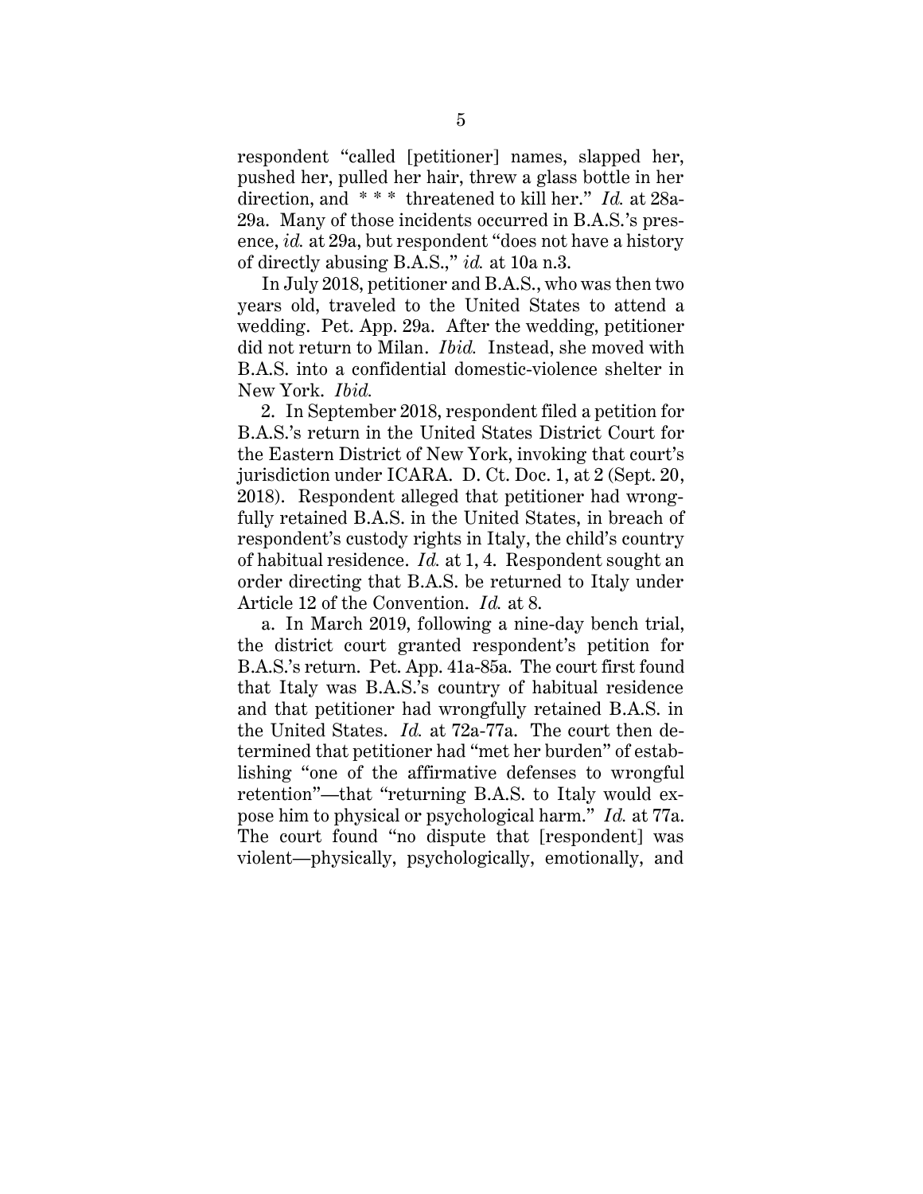respondent "called [petitioner] names, slapped her, pushed her, pulled her hair, threw a glass bottle in her direction, and * * * threatened to kill her." *Id.* at 28a-29a. Many of those incidents occurred in B.A.S.'s presence, *id.* at 29a, but respondent "does not have a history of directly abusing B.A.S.," *id.* at 10a n.3.

In July 2018, petitioner and B.A.S., who was then two years old, traveled to the United States to attend a wedding. Pet. App. 29a. After the wedding, petitioner did not return to Milan. *Ibid.* Instead, she moved with B.A.S. into a confidential domestic-violence shelter in New York. *Ibid.*

2. In September 2018, respondent filed a petition for B.A.S.'s return in the United States District Court for the Eastern District of New York, invoking that court's jurisdiction under ICARA. D. Ct. Doc. 1, at 2 (Sept. 20, 2018). Respondent alleged that petitioner had wrongfully retained B.A.S. in the United States, in breach of respondent's custody rights in Italy, the child's country of habitual residence. *Id.* at 1, 4. Respondent sought an order directing that B.A.S. be returned to Italy under Article 12 of the Convention. *Id.* at 8.

a. In March 2019, following a nine-day bench trial, the district court granted respondent's petition for B.A.S.'s return. Pet. App. 41a-85a. The court first found that Italy was B.A.S.'s country of habitual residence and that petitioner had wrongfully retained B.A.S. in the United States. *Id.* at 72a-77a. The court then determined that petitioner had "met her burden" of establishing "one of the affirmative defenses to wrongful retention"—that "returning B.A.S. to Italy would expose him to physical or psychological harm." *Id.* at 77a. The court found "no dispute that [respondent] was violent—physically, psychologically, emotionally, and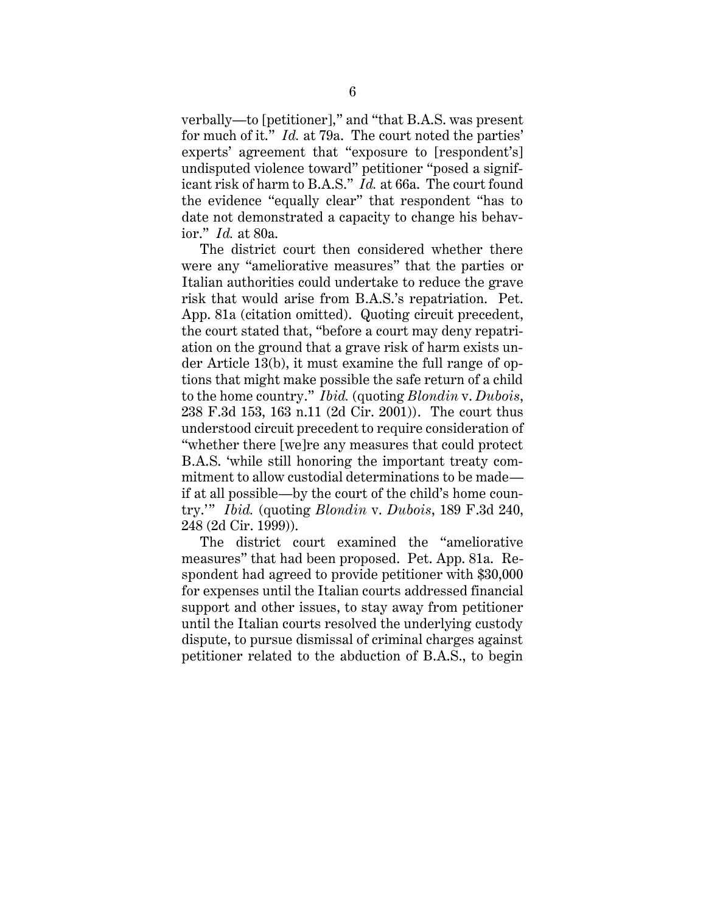verbally—to [petitioner]," and "that B.A.S. was present for much of it." *Id.* at 79a. The court noted the parties' experts' agreement that "exposure to [respondent's] undisputed violence toward" petitioner "posed a significant risk of harm to B.A.S." *Id.* at 66a. The court found the evidence "equally clear" that respondent "has to date not demonstrated a capacity to change his behavior." *Id.* at 80a.

The district court then considered whether there were any "ameliorative measures" that the parties or Italian authorities could undertake to reduce the grave risk that would arise from B.A.S.'s repatriation. Pet. App. 81a (citation omitted). Quoting circuit precedent, the court stated that, "before a court may deny repatriation on the ground that a grave risk of harm exists under Article 13(b), it must examine the full range of options that might make possible the safe return of a child to the home country." *Ibid.* (quoting *Blondin* v. *Dubois*, 238 F.3d 153, 163 n.11 (2d Cir. 2001)). The court thus understood circuit precedent to require consideration of "whether there [we]re any measures that could protect B.A.S. 'while still honoring the important treaty commitment to allow custodial determinations to be made—if at all possible—by the court of the child's home country.'" *Ibid.* (quoting *Blondin* v. *Dubois*, 189 F.3d 240, 248 (2d Cir. 1999)).

The district court examined the "ameliorative measures" that had been proposed. Pet. App. 81a. Respondent had agreed to provide petitioner with $30,000 for expenses until the Italian courts addressed financial support and other issues, to stay away from petitioner until the Italian courts resolved the underlying custody dispute, to pursue dismissal of criminal charges against petitioner related to the abduction of B.A.S., to begin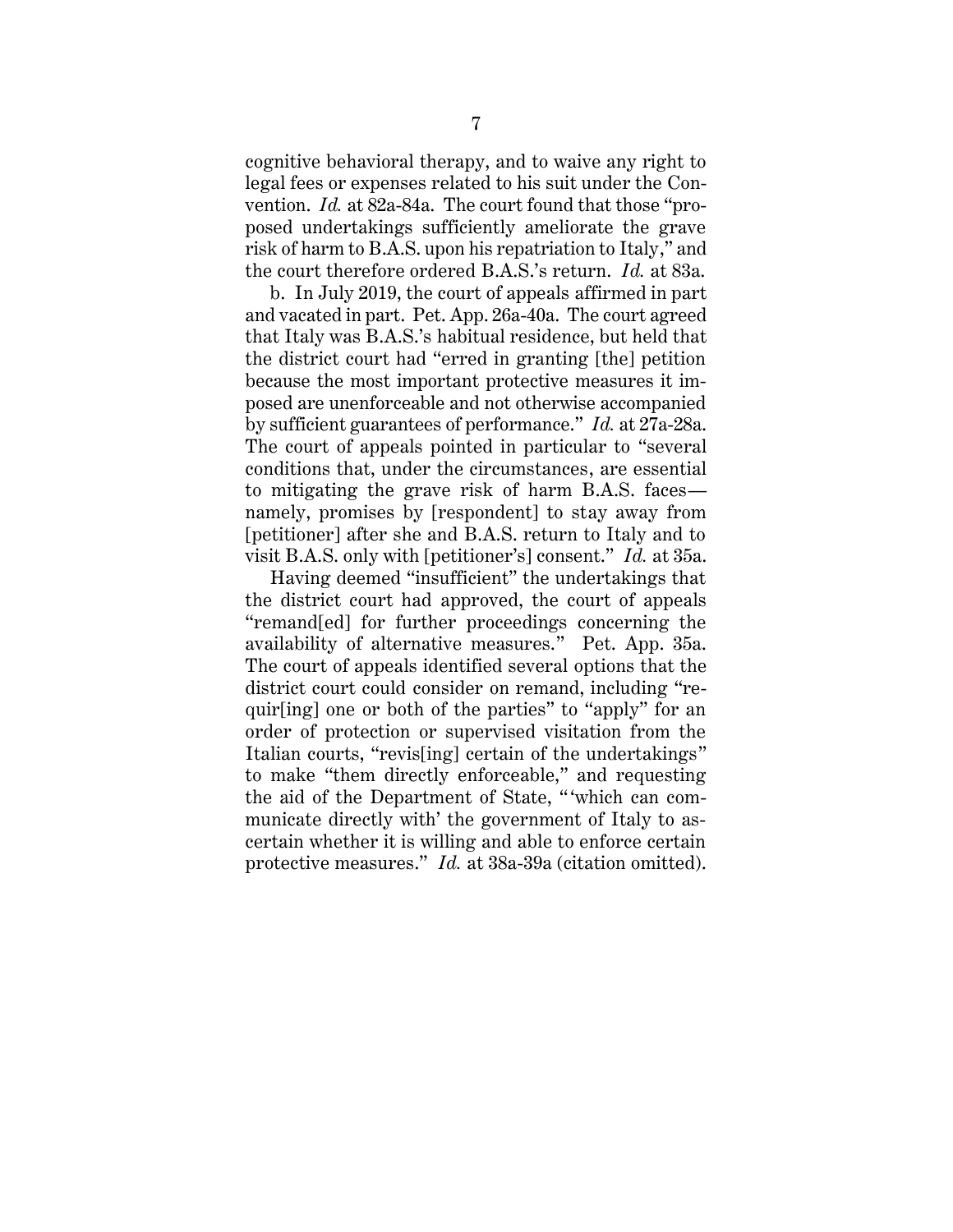cognitive behavioral therapy, and to waive any right to legal fees or expenses related to his suit under the Convention. *Id.* at 82a-84a. The court found that those "proposed undertakings sufficiently ameliorate the grave risk of harm to B.A.S. upon his repatriation to Italy," and the court therefore ordered B.A.S.'s return. *Id.* at 83a.

b. In July 2019, the court of appeals affirmed in part and vacated in part. Pet. App. 26a-40a. The court agreed that Italy was B.A.S.'s habitual residence, but held that the district court had "erred in granting [the] petition because the most important protective measures it imposed are unenforceable and not otherwise accompanied by sufficient guarantees of performance." *Id.* at 27a-28a. The court of appeals pointed in particular to "several conditions that, under the circumstances, are essential to mitigating the grave risk of harm B.A.S. faces—namely, promises by [respondent] to stay away from [petitioner] after she and B.A.S. return to Italy and to visit B.A.S. only with [petitioner's] consent." *Id.* at 35a.

Having deemed "insufficient" the undertakings that the district court had approved, the court of appeals "remand[ed] for further proceedings concerning the availability of alternative measures." Pet. App. 35a. The court of appeals identified several options that the district court could consider on remand, including "requir[ing] one or both of the parties" to "apply" for an order of protection or supervised visitation from the Italian courts, "revis[ing] certain of the undertakings" to make "them directly enforceable," and requesting the aid of the Department of State, "'which can communicate directly with' the government of Italy to ascertain whether it is willing and able to enforce certain protective measures." *Id.* at 38a-39a (citation omitted).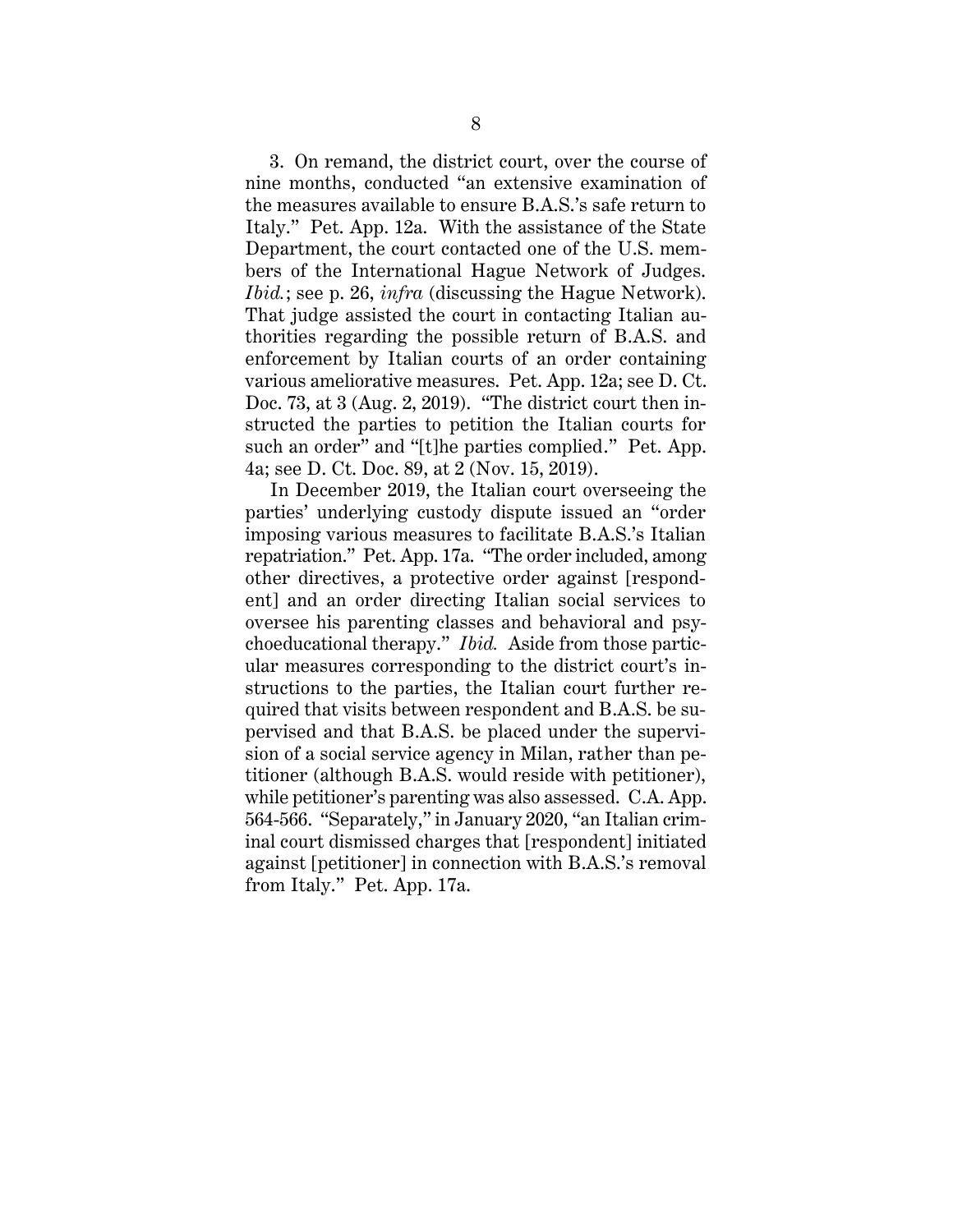3. On remand, the district court, over the course of nine months, conducted "an extensive examination of the measures available to ensure B.A.S.'s safe return to Italy." Pet. App. 12a. With the assistance of the State Department, the court contacted one of the U.S. members of the International Hague Network of Judges. *Ibid.*; see p. 26, *infra* (discussing the Hague Network). That judge assisted the court in contacting Italian authorities regarding the possible return of B.A.S. and enforcement by Italian courts of an order containing various ameliorative measures. Pet. App. 12a; see D. Ct. Doc. 73, at 3 (Aug. 2, 2019). "The district court then instructed the parties to petition the Italian courts for such an order" and "[t]he parties complied." Pet. App. 4a; see D. Ct. Doc. 89, at 2 (Nov. 15, 2019).

In December 2019, the Italian court overseeing the parties' underlying custody dispute issued an "order imposing various measures to facilitate B.A.S.'s Italian repatriation." Pet. App. 17a. "The order included, among other directives, a protective order against [respondent] and an order directing Italian social services to oversee his parenting classes and behavioral and psychoeducational therapy." *Ibid.* Aside from those particular measures corresponding to the district court's instructions to the parties, the Italian court further required that visits between respondent and B.A.S. be supervised and that B.A.S. be placed under the supervision of a social service agency in Milan, rather than petitioner (although B.A.S. would reside with petitioner), while petitioner's parenting was also assessed. C.A. App. 564-566. "Separately," in January 2020, "an Italian criminal court dismissed charges that [respondent] initiated against [petitioner] in connection with B.A.S.'s removal from Italy." Pet. App. 17a.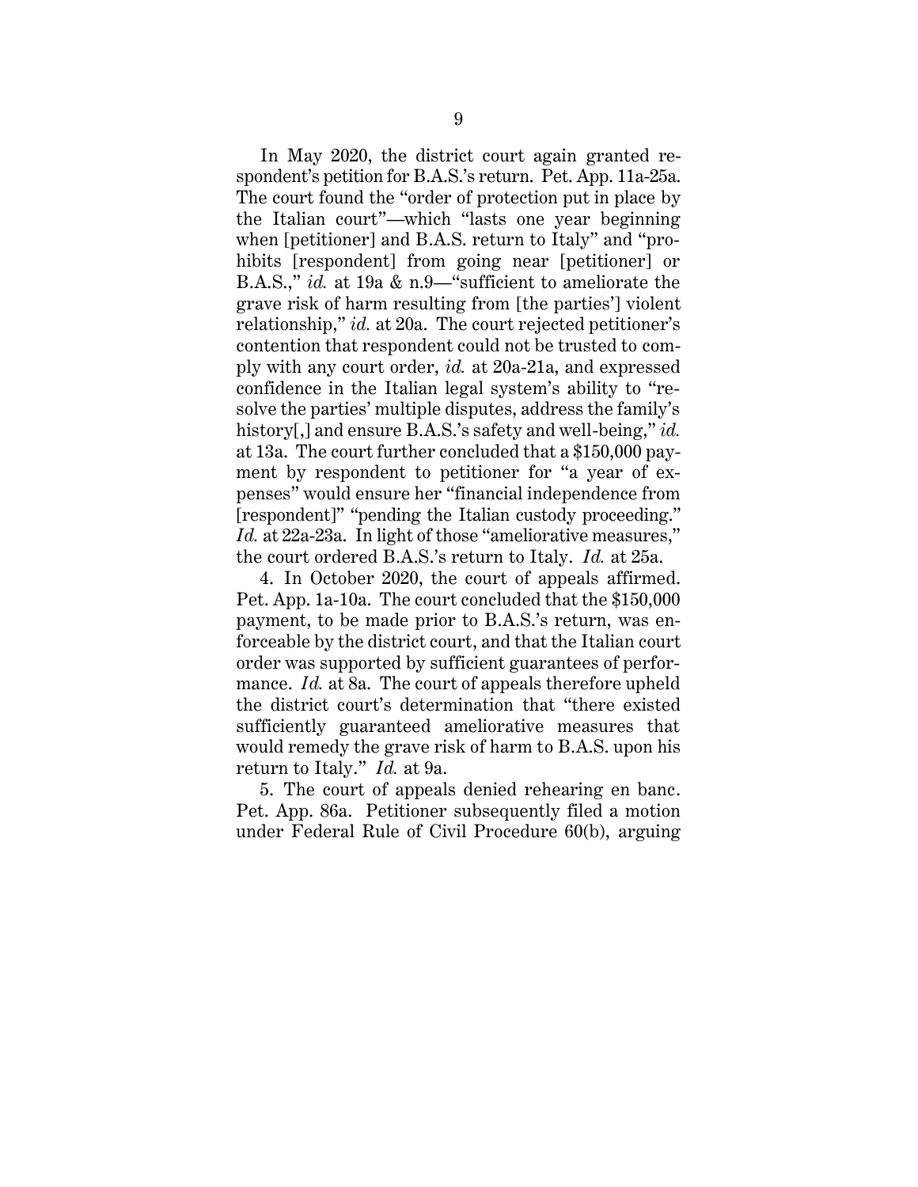In May 2020, the district court again granted respondent's petition for B.A.S.'s return. Pet. App. 11a-25a. The court found the "order of protection put in place by the Italian court"—which "lasts one year beginning when [petitioner] and B.A.S. return to Italy" and "prohibits [respondent] from going near [petitioner] or B.A.S.," *id.* at 19a & n.9—"sufficient to ameliorate the grave risk of harm resulting from [the parties'] violent relationship," *id.* at 20a. The court rejected petitioner's contention that respondent could not be trusted to comply with any court order, *id.* at 20a-21a, and expressed confidence in the Italian legal system's ability to "resolve the parties' multiple disputes, address the family's history[,] and ensure B.A.S.'s safety and well-being," *id.* at 13a. The court further concluded that a $150,000 payment by respondent to petitioner for "a year of expenses" would ensure her "financial independence from [respondent]" "pending the Italian custody proceeding." *Id.* at 22a-23a. In light of those "ameliorative measures," the court ordered B.A.S.'s return to Italy. *Id.* at 25a.

4. In October 2020, the court of appeals affirmed. Pet. App. 1a-10a. The court concluded that the $150,000 payment, to be made prior to B.A.S.'s return, was enforceable by the district court, and that the Italian court order was supported by sufficient guarantees of performance. *Id.* at 8a. The court of appeals therefore upheld the district court's determination that "there existed sufficiently guaranteed ameliorative measures that would remedy the grave risk of harm to B.A.S. upon his return to Italy." *Id.* at 9a.

5. The court of appeals denied rehearing en banc. Pet. App. 86a. Petitioner subsequently filed a motion under Federal Rule of Civil Procedure 60(b), arguing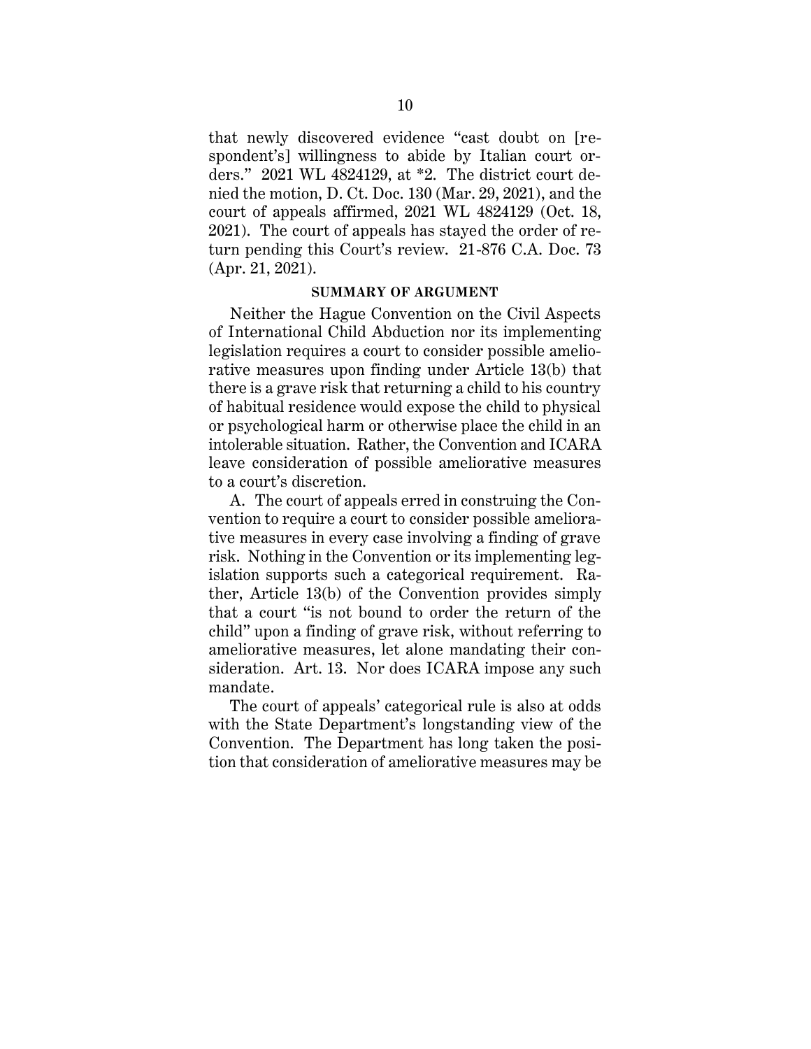that newly discovered evidence "cast doubt on [respondent's] willingness to abide by Italian court orders." 2021 WL 4824129, at *2. The district court denied the motion, D. Ct. Doc. 130 (Mar. 29, 2021), and the court of appeals affirmed, 2021 WL 4824129 (Oct. 18, 2021). The court of appeals has stayed the order of return pending this Court's review. 21-876 C.A. Doc. 73 (Apr. 21, 2021).

## SUMMARY OF ARGUMENT

Neither the Hague Convention on the Civil Aspects of International Child Abduction nor its implementing legislation requires a court to consider possible ameliorative measures upon finding under Article 13(b) that there is a grave risk that returning a child to his country of habitual residence would expose the child to physical or psychological harm or otherwise place the child in an intolerable situation. Rather, the Convention and ICARA leave consideration of possible ameliorative measures to a court's discretion.

A. The court of appeals erred in construing the Convention to require a court to consider possible ameliorative measures in every case involving a finding of grave risk. Nothing in the Convention or its implementing legislation supports such a categorical requirement. Rather, Article 13(b) of the Convention provides simply that a court "is not bound to order the return of the child" upon a finding of grave risk, without referring to ameliorative measures, let alone mandating their consideration. Art. 13. Nor does ICARA impose any such mandate.

The court of appeals' categorical rule is also at odds with the State Department's longstanding view of the Convention. The Department has long taken the position that consideration of ameliorative measures may be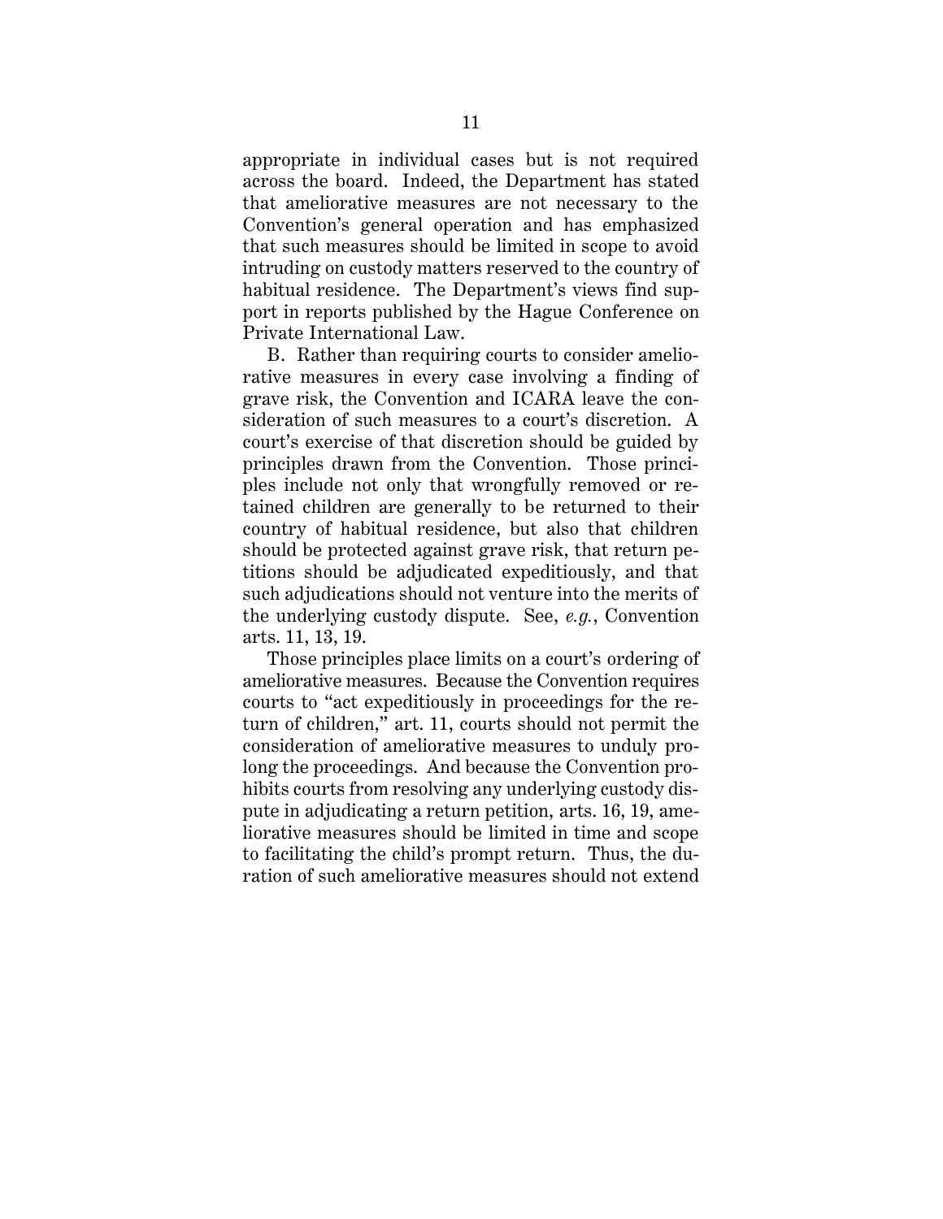appropriate in individual cases but is not required across the board. Indeed, the Department has stated that ameliorative measures are not necessary to the Convention's general operation and has emphasized that such measures should be limited in scope to avoid intruding on custody matters reserved to the country of habitual residence. The Department's views find support in reports published by the Hague Conference on Private International Law.

B. Rather than requiring courts to consider ameliorative measures in every case involving a finding of grave risk, the Convention and ICARA leave the consideration of such measures to a court's discretion. A court's exercise of that discretion should be guided by principles drawn from the Convention. Those principles include not only that wrongfully removed or retained children are generally to be returned to their country of habitual residence, but also that children should be protected against grave risk, that return petitions should be adjudicated expeditiously, and that such adjudications should not venture into the merits of the underlying custody dispute. See, *e.g.*, Convention arts. 11, 13, 19.

Those principles place limits on a court's ordering of ameliorative measures. Because the Convention requires courts to "act expeditiously in proceedings for the return of children," art. 11, courts should not permit the consideration of ameliorative measures to unduly prolong the proceedings. And because the Convention prohibits courts from resolving any underlying custody dispute in adjudicating a return petition, arts. 16, 19, ameliorative measures should be limited in time and scope to facilitating the child's prompt return. Thus, the duration of such ameliorative measures should not extend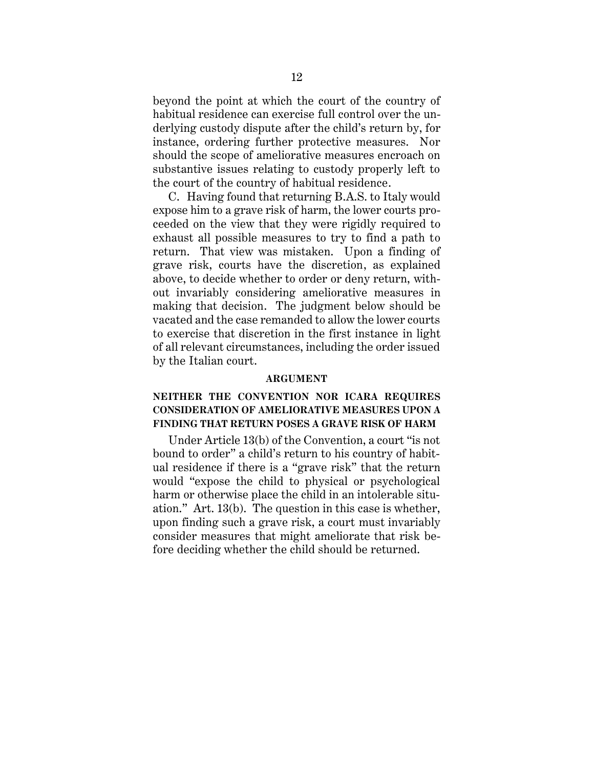beyond the point at which the court of the country of habitual residence can exercise full control over the underlying custody dispute after the child's return by, for instance, ordering further protective measures. Nor should the scope of ameliorative measures encroach on substantive issues relating to custody properly left to the court of the country of habitual residence.

C. Having found that returning B.A.S. to Italy would expose him to a grave risk of harm, the lower courts proceeded on the view that they were rigidly required to exhaust all possible measures to try to find a path to return. That view was mistaken. Upon a finding of grave risk, courts have the discretion, as explained above, to decide whether to order or deny return, without invariably considering ameliorative measures in making that decision. The judgment below should be vacated and the case remanded to allow the lower courts to exercise that discretion in the first instance in light of all relevant circumstances, including the order issued by the Italian court.

## ARGUMENT

### NEITHER THE CONVENTION NOR ICARA REQUIRES CONSIDERATION OF AMELIORATIVE MEASURES UPON A FINDING THAT RETURN POSES A GRAVE RISK OF HARM

Under Article 13(b) of the Convention, a court "is not bound to order" a child's return to his country of habitual residence if there is a "grave risk" that the return would "expose the child to physical or psychological harm or otherwise place the child in an intolerable situation." Art. 13(b). The question in this case is whether, upon finding such a grave risk, a court must invariably consider measures that might ameliorate that risk before deciding whether the child should be returned.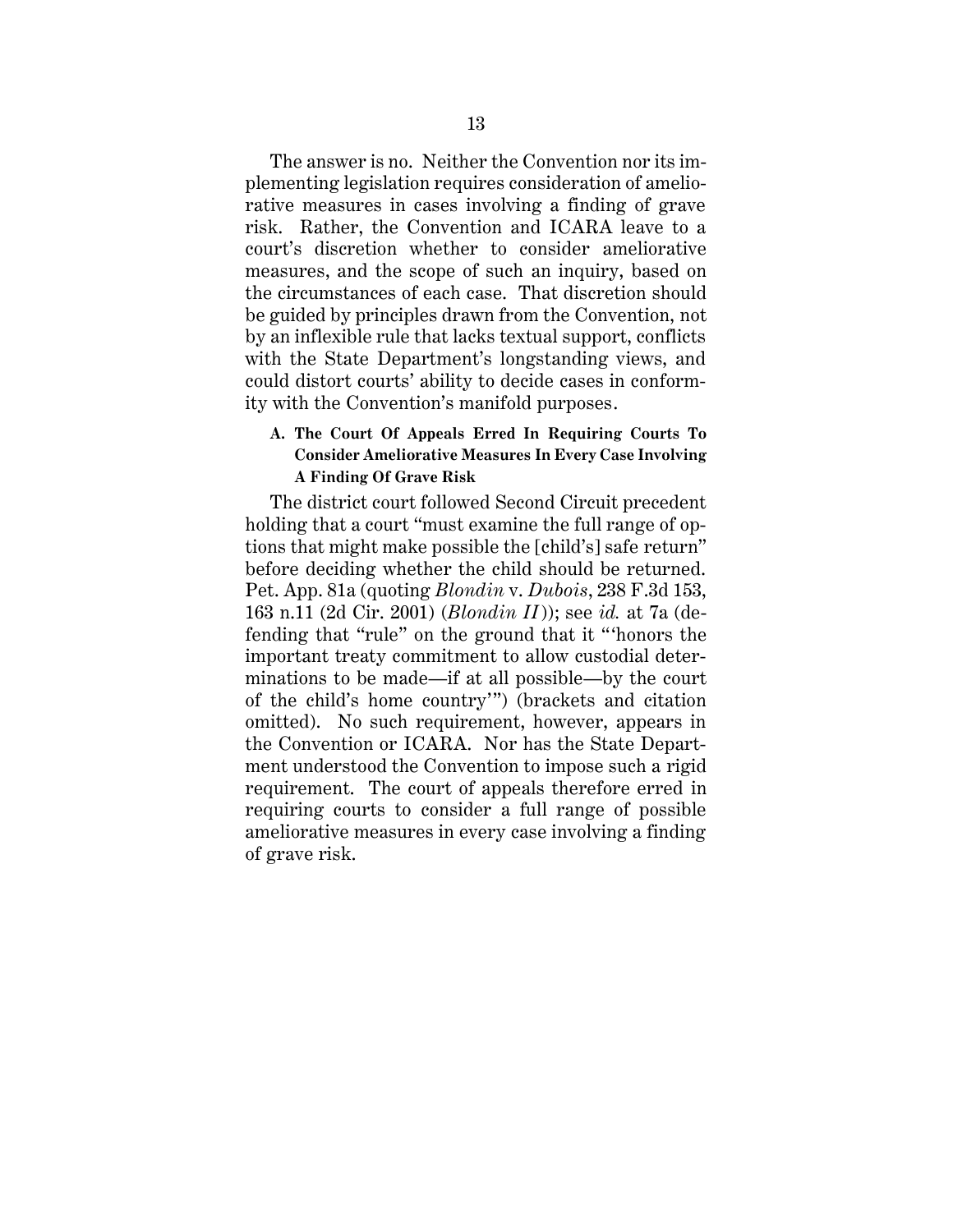The answer is no. Neither the Convention nor its implementing legislation requires consideration of ameliorative measures in cases involving a finding of grave risk. Rather, the Convention and ICARA leave to a court's discretion whether to consider ameliorative measures, and the scope of such an inquiry, based on the circumstances of each case. That discretion should be guided by principles drawn from the Convention, not by an inflexible rule that lacks textual support, conflicts with the State Department's longstanding views, and could distort courts' ability to decide cases in conformity with the Convention's manifold purposes.

### A. The Court Of Appeals Erred In Requiring Courts To Consider Ameliorative Measures In Every Case Involving A Finding Of Grave Risk

The district court followed Second Circuit precedent holding that a court "must examine the full range of options that might make possible the [child's] safe return" before deciding whether the child should be returned. Pet. App. 81a (quoting *Blondin* v. *Dubois*, 238 F.3d 153, 163 n.11 (2d Cir. 2001) (*Blondin II*)); see *id.* at 7a (defending that "rule" on the ground that it "'honors the important treaty commitment to allow custodial determinations to be made—if at all possible—by the court of the child's home country'") (brackets and citation omitted). No such requirement, however, appears in the Convention or ICARA. Nor has the State Department understood the Convention to impose such a rigid requirement. The court of appeals therefore erred in requiring courts to consider a full range of possible ameliorative measures in every case involving a finding of grave risk.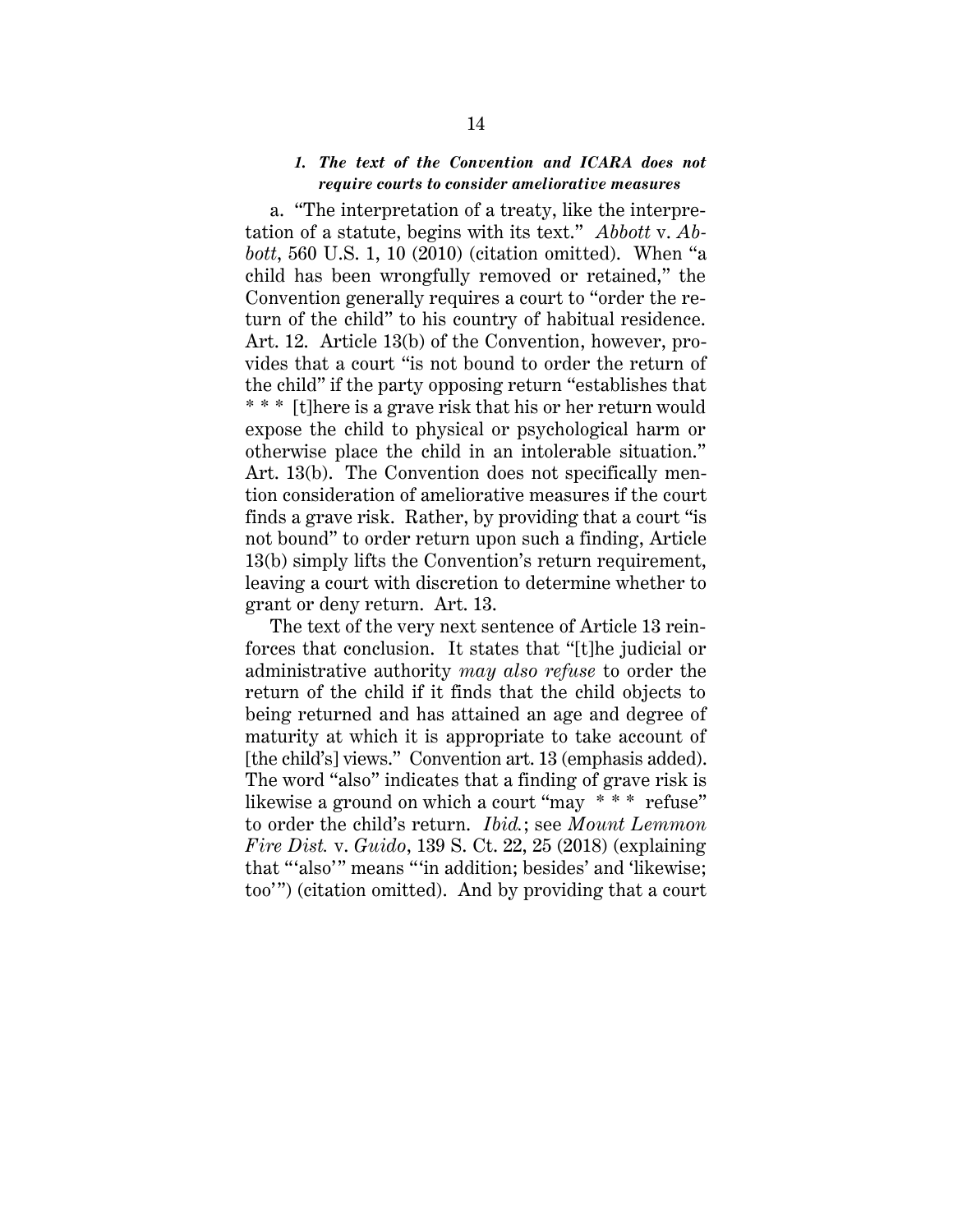### *1. The text of the Convention and ICARA does not require courts to consider ameliorative measures*

a. "The interpretation of a treaty, like the interpretation of a statute, begins with its text." *Abbott* v. *Abbott*, 560 U.S. 1, 10 (2010) (citation omitted). When "a child has been wrongfully removed or retained," the Convention generally requires a court to "order the return of the child" to his country of habitual residence. Art. 12. Article 13(b) of the Convention, however, provides that a court "is not bound to order the return of the child" if the party opposing return "establishes that * * * [t]here is a grave risk that his or her return would expose the child to physical or psychological harm or otherwise place the child in an intolerable situation." Art. 13(b). The Convention does not specifically mention consideration of ameliorative measures if the court finds a grave risk. Rather, by providing that a court "is not bound" to order return upon such a finding, Article 13(b) simply lifts the Convention's return requirement, leaving a court with discretion to determine whether to grant or deny return. Art. 13.

The text of the very next sentence of Article 13 reinforces that conclusion. It states that "[t]he judicial or administrative authority *may also refuse* to order the return of the child if it finds that the child objects to being returned and has attained an age and degree of maturity at which it is appropriate to take account of [the child's] views." Convention art. 13 (emphasis added). The word "also" indicates that a finding of grave risk is likewise a ground on which a court "may * * * refuse" to order the child's return. *Ibid.*; see *Mount Lemmon Fire Dist.* v. *Guido*, 139 S. Ct. 22, 25 (2018) (explaining that "'also'" means "'in addition; besides' and 'likewise; too'") (citation omitted). And by providing that a court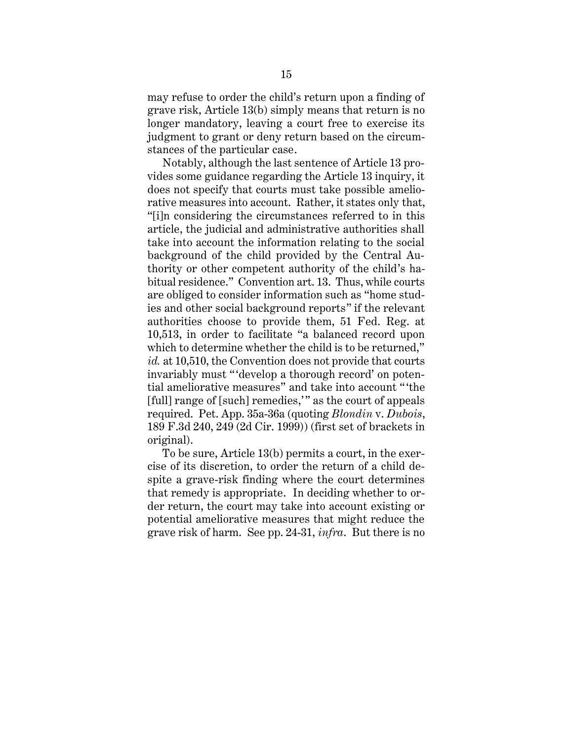may refuse to order the child's return upon a finding of grave risk, Article 13(b) simply means that return is no longer mandatory, leaving a court free to exercise its judgment to grant or deny return based on the circumstances of the particular case.

Notably, although the last sentence of Article 13 provides some guidance regarding the Article 13 inquiry, it does not specify that courts must take possible ameliorative measures into account. Rather, it states only that, "[i]n considering the circumstances referred to in this article, the judicial and administrative authorities shall take into account the information relating to the social background of the child provided by the Central Authority or other competent authority of the child's habitual residence." Convention art. 13. Thus, while courts are obliged to consider information such as "home studies and other social background reports" if the relevant authorities choose to provide them, 51 Fed. Reg. at 10,513, in order to facilitate "a balanced record upon which to determine whether the child is to be returned," *id.* at 10,510, the Convention does not provide that courts invariably must "'develop a thorough record' on potential ameliorative measures" and take into account "'the [full] range of [such] remedies,'" as the court of appeals required. Pet. App. 35a-36a (quoting *Blondin* v. *Dubois*, 189 F.3d 240, 249 (2d Cir. 1999)) (first set of brackets in original).

To be sure, Article 13(b) permits a court, in the exercise of its discretion, to order the return of a child despite a grave-risk finding where the court determines that remedy is appropriate. In deciding whether to order return, the court may take into account existing or potential ameliorative measures that might reduce the grave risk of harm. See pp. 24-31, *infra*. But there is no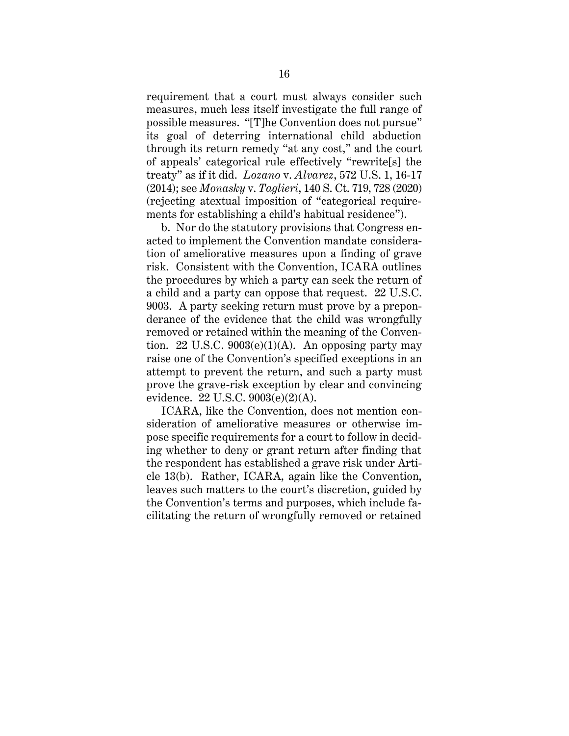requirement that a court must always consider such measures, much less itself investigate the full range of possible measures. "[T]he Convention does not pursue" its goal of deterring international child abduction through its return remedy "at any cost," and the court of appeals' categorical rule effectively "rewrite[s] the treaty" as if it did. *Lozano* v. *Alvarez*, 572 U.S. 1, 16-17 (2014); see *Monasky* v. *Taglieri*, 140 S. Ct. 719, 728 (2020) (rejecting atextual imposition of "categorical requirements for establishing a child's habitual residence").

b. Nor do the statutory provisions that Congress enacted to implement the Convention mandate consideration of ameliorative measures upon a finding of grave risk. Consistent with the Convention, ICARA outlines the procedures by which a party can seek the return of a child and a party can oppose that request. 22 U.S.C. 9003. A party seeking return must prove by a preponderance of the evidence that the child was wrongfully removed or retained within the meaning of the Convention. 22 U.S.C. 9003(e)(1)(A). An opposing party may raise one of the Convention's specified exceptions in an attempt to prevent the return, and such a party must prove the grave-risk exception by clear and convincing evidence. 22 U.S.C. 9003(e)(2)(A).

ICARA, like the Convention, does not mention consideration of ameliorative measures or otherwise impose specific requirements for a court to follow in deciding whether to deny or grant return after finding that the respondent has established a grave risk under Article 13(b). Rather, ICARA, again like the Convention, leaves such matters to the court's discretion, guided by the Convention's terms and purposes, which include facilitating the return of wrongfully removed or retained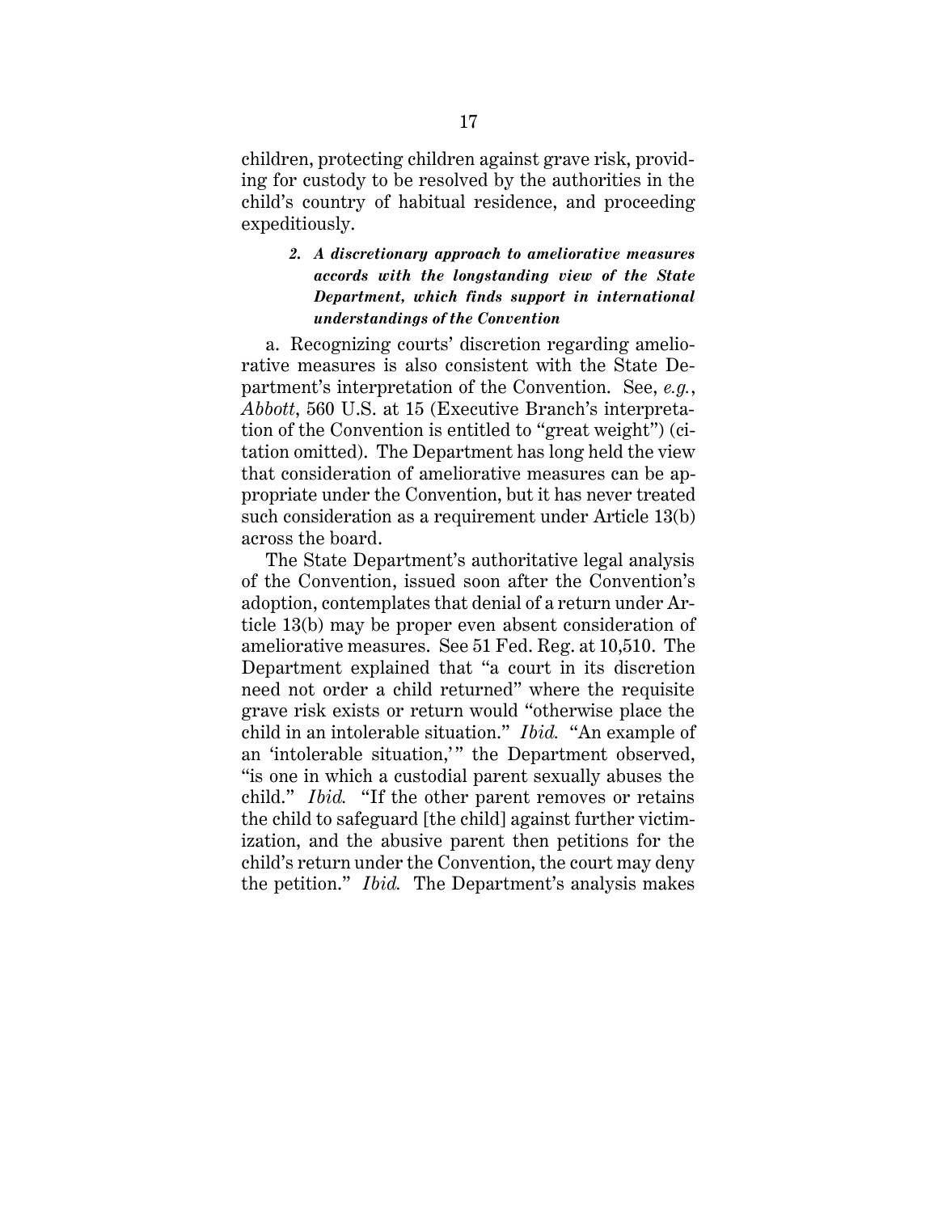children, protecting children against grave risk, providing for custody to be resolved by the authorities in the child's country of habitual residence, and proceeding expeditiously.

#### *2. A discretionary approach to ameliorative measures accords with the longstanding view of the State Department, which finds support in international understandings of the Convention*

a. Recognizing courts' discretion regarding ameliorative measures is also consistent with the State Department's interpretation of the Convention. See, *e.g.*, *Abbott*, 560 U.S. at 15 (Executive Branch's interpretation of the Convention is entitled to "great weight") (citation omitted). The Department has long held the view that consideration of ameliorative measures can be appropriate under the Convention, but it has never treated such consideration as a requirement under Article 13(b) across the board.

The State Department's authoritative legal analysis of the Convention, issued soon after the Convention's adoption, contemplates that denial of a return under Article 13(b) may be proper even absent consideration of ameliorative measures. See 51 Fed. Reg. at 10,510. The Department explained that "a court in its discretion need not order a child returned" where the requisite grave risk exists or return would "otherwise place the child in an intolerable situation." *Ibid.* "An example of an 'intolerable situation,'" the Department observed, "is one in which a custodial parent sexually abuses the child." *Ibid.* "If the other parent removes or retains the child to safeguard [the child] against further victimization, and the abusive parent then petitions for the child's return under the Convention, the court may deny the petition." *Ibid.* The Department's analysis makes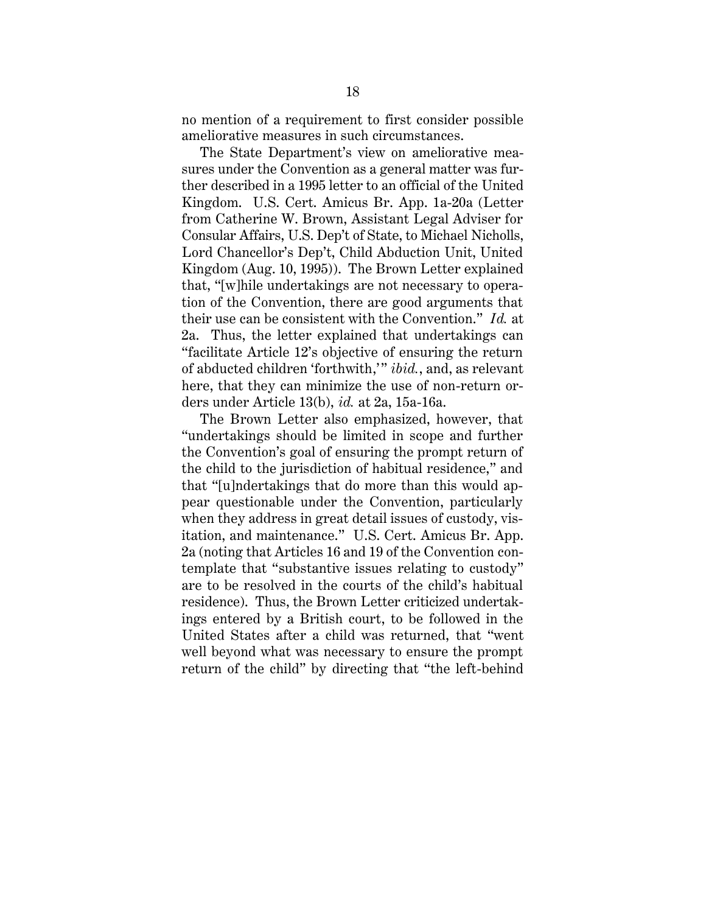no mention of a requirement to first consider possible ameliorative measures in such circumstances.

The State Department's view on ameliorative measures under the Convention as a general matter was further described in a 1995 letter to an official of the United Kingdom. U.S. Cert. Amicus Br. App. 1a-20a (Letter from Catherine W. Brown, Assistant Legal Adviser for Consular Affairs, U.S. Dep't of State, to Michael Nicholls, Lord Chancellor's Dep't, Child Abduction Unit, United Kingdom (Aug. 10, 1995)). The Brown Letter explained that, "[w]hile undertakings are not necessary to operation of the Convention, there are good arguments that their use can be consistent with the Convention." *Id.* at 2a. Thus, the letter explained that undertakings can "facilitate Article 12's objective of ensuring the return of abducted children 'forthwith,'" *ibid.*, and, as relevant here, that they can minimize the use of non-return orders under Article 13(b), *id.* at 2a, 15a-16a.

The Brown Letter also emphasized, however, that "undertakings should be limited in scope and further the Convention's goal of ensuring the prompt return of the child to the jurisdiction of habitual residence," and that "[u]ndertakings that do more than this would appear questionable under the Convention, particularly when they address in great detail issues of custody, visitation, and maintenance." U.S. Cert. Amicus Br. App. 2a (noting that Articles 16 and 19 of the Convention contemplate that "substantive issues relating to custody" are to be resolved in the courts of the child's habitual residence). Thus, the Brown Letter criticized undertakings entered by a British court, to be followed in the United States after a child was returned, that "went well beyond what was necessary to ensure the prompt return of the child" by directing that "the left-behind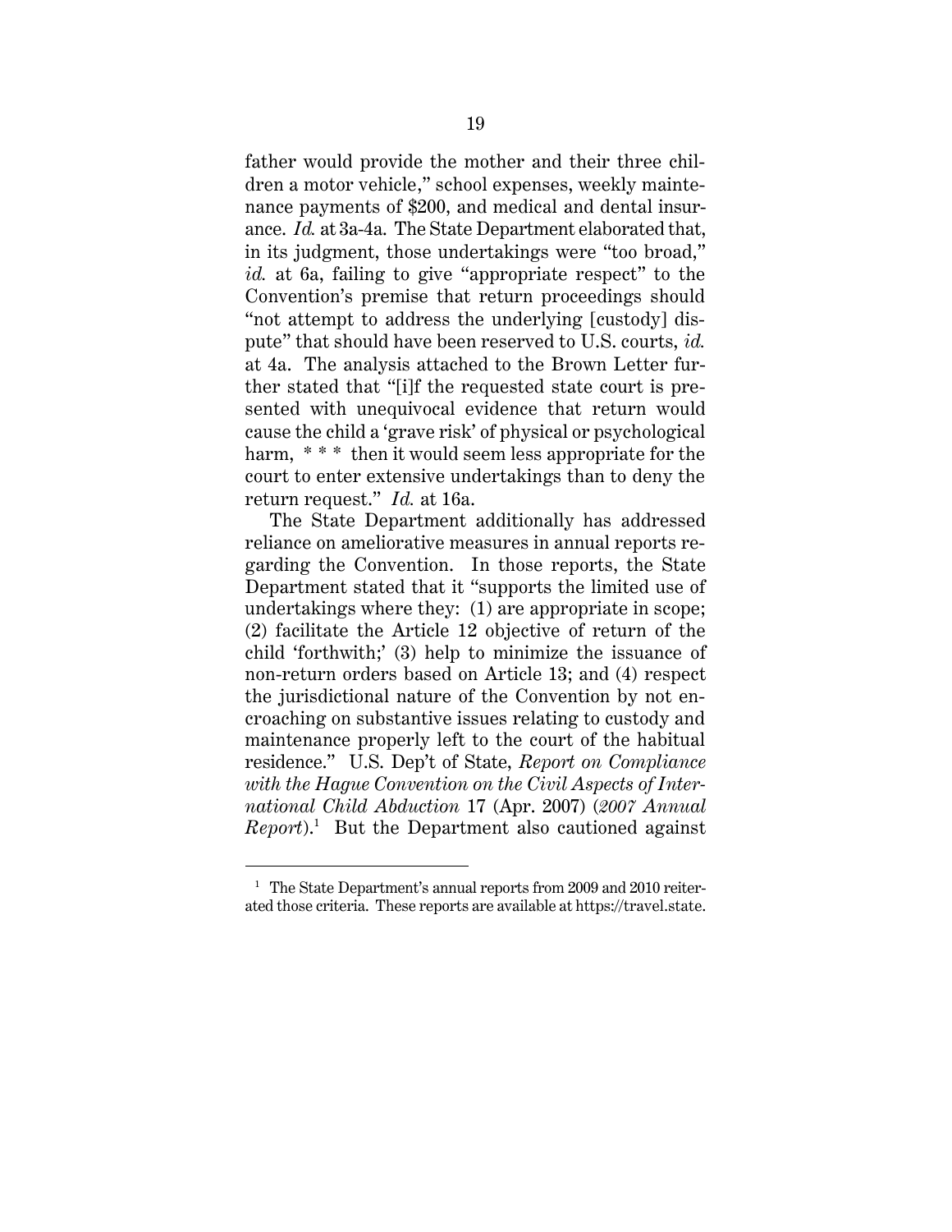father would provide the mother and their three children a motor vehicle," school expenses, weekly maintenance payments of $200, and medical and dental insurance. *Id.* at 3a-4a. The State Department elaborated that, in its judgment, those undertakings were "too broad," *id.* at 6a, failing to give "appropriate respect" to the Convention's premise that return proceedings should "not attempt to address the underlying [custody] dispute" that should have been reserved to U.S. courts, *id.* at 4a. The analysis attached to the Brown Letter further stated that "[i]f the requested state court is presented with unequivocal evidence that return would cause the child a 'grave risk' of physical or psychological harm, * * * then it would seem less appropriate for the court to enter extensive undertakings than to deny the return request." *Id.* at 16a.

The State Department additionally has addressed reliance on ameliorative measures in annual reports regarding the Convention. In those reports, the State Department stated that it "supports the limited use of undertakings where they: (1) are appropriate in scope; (2) facilitate the Article 12 objective of return of the child 'forthwith;' (3) help to minimize the issuance of non-return orders based on Article 13; and (4) respect the jurisdictional nature of the Convention by not encroaching on substantive issues relating to custody and maintenance properly left to the court of the habitual residence." U.S. Dep't of State, *Report on Compliance with the Hague Convention on the Civil Aspects of International Child Abduction* 17 (Apr. 2007) (*2007 Annual Report*).[1] But the Department also cautioned against

---

[1] The State Department's annual reports from 2009 and 2010 reiterated those criteria. These reports are available at https://travel.state.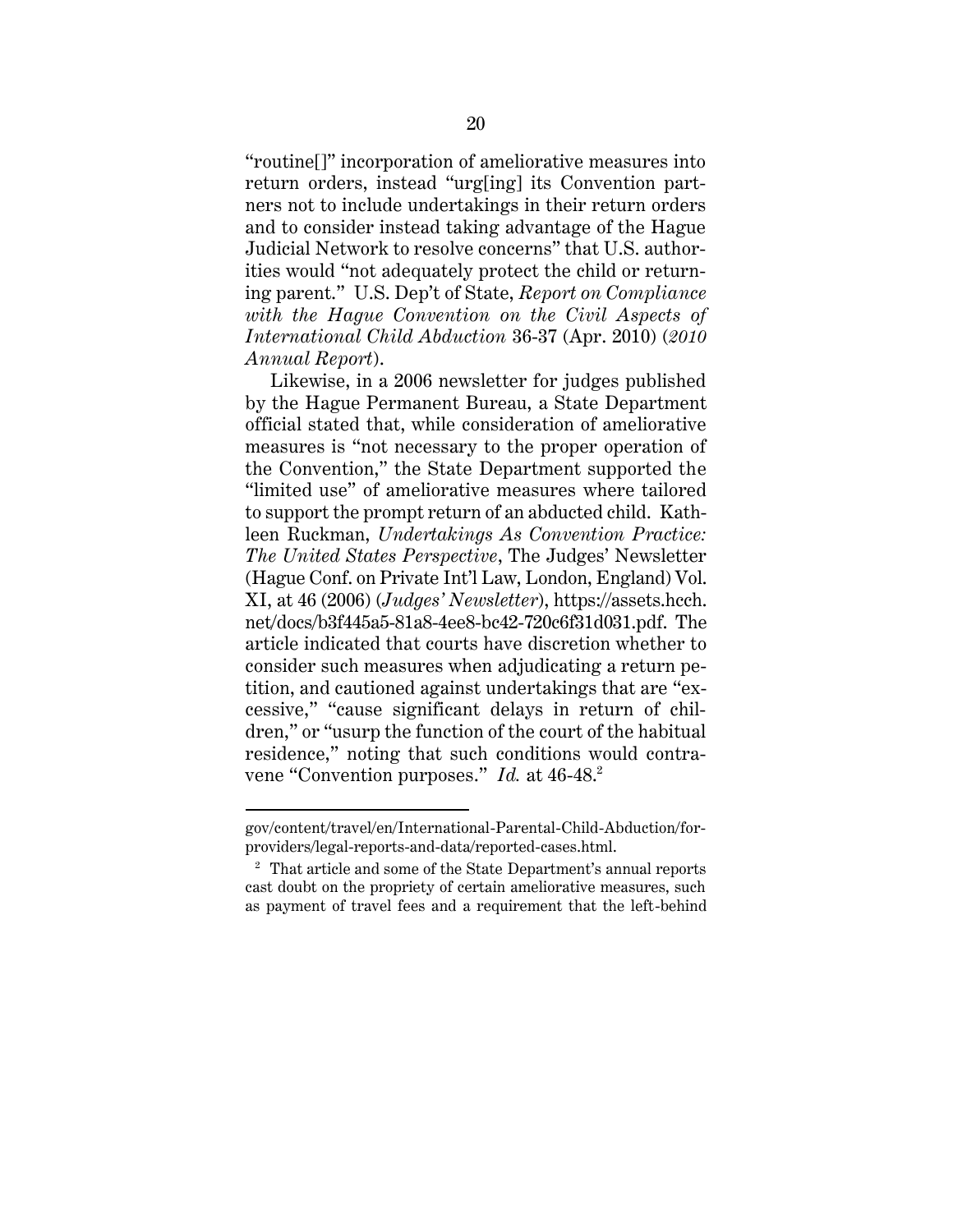"routine[]" incorporation of ameliorative measures into return orders, instead "urg[ing] its Convention partners not to include undertakings in their return orders and to consider instead taking advantage of the Hague Judicial Network to resolve concerns" that U.S. authorities would "not adequately protect the child or returning parent." U.S. Dep't of State, *Report on Compliance with the Hague Convention on the Civil Aspects of International Child Abduction* 36-37 (Apr. 2010) (*2010 Annual Report*).

Likewise, in a 2006 newsletter for judges published by the Hague Permanent Bureau, a State Department official stated that, while consideration of ameliorative measures is "not necessary to the proper operation of the Convention," the State Department supported the "limited use" of ameliorative measures where tailored to support the prompt return of an abducted child. Kathleen Ruckman, *Undertakings As Convention Practice: The United States Perspective*, The Judges' Newsletter (Hague Conf. on Private Int'l Law, London, England) Vol. XI, at 46 (2006) (*Judges' Newsletter*), https://assets.hcch.net/docs/b3f445a5-81a8-4ee8-bc42-720c6f31d031.pdf. The article indicated that courts have discretion whether to consider such measures when adjudicating a return petition, and cautioned against undertakings that are "excessive," "cause significant delays in return of children," or "usurp the function of the court of the habitual residence," noting that such conditions would contravene "Convention purposes." *Id.* at 46-48.[2]

gov/content/travel/en/International-Parental-Child-Abduction/for-providers/legal-reports-and-data/reported-cases.html.

[2] That article and some of the State Department's annual reports cast doubt on the propriety of certain ameliorative measures, such as payment of travel fees and a requirement that the left-behind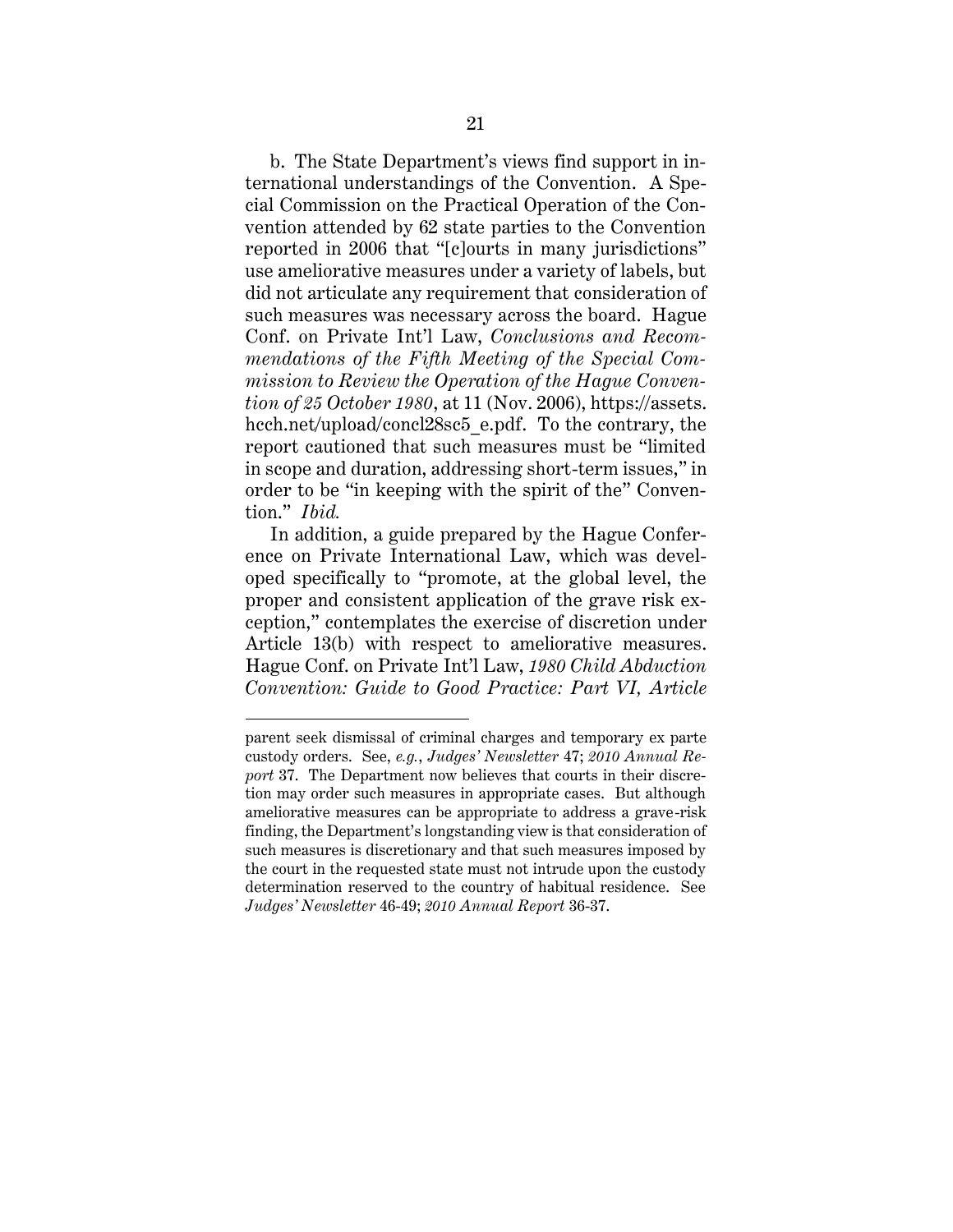b. The State Department's views find support in international understandings of the Convention. A Special Commission on the Practical Operation of the Convention attended by 62 state parties to the Convention reported in 2006 that "[c]ourts in many jurisdictions" use ameliorative measures under a variety of labels, but did not articulate any requirement that consideration of such measures was necessary across the board. Hague Conf. on Private Int'l Law, *Conclusions and Recommendations of the Fifth Meeting of the Special Commission to Review the Operation of the Hague Convention of 25 October 1980*, at 11 (Nov. 2006), https://assets.hcch.net/upload/concl28sc5_e.pdf. To the contrary, the report cautioned that such measures must be "limited in scope and duration, addressing short-term issues," in order to be "in keeping with the spirit of the" Convention." *Ibid.*

In addition, a guide prepared by the Hague Conference on Private International Law, which was developed specifically to "promote, at the global level, the proper and consistent application of the grave risk exception," contemplates the exercise of discretion under Article 13(b) with respect to ameliorative measures. Hague Conf. on Private Int'l Law, *1980 Child Abduction Convention: Guide to Good Practice: Part VI, Article*

---

parent seek dismissal of criminal charges and temporary ex parte custody orders. See, *e.g.*, *Judges' Newsletter* 47; *2010 Annual Report* 37. The Department now believes that courts in their discretion may order such measures in appropriate cases. But although ameliorative measures can be appropriate to address a grave-risk finding, the Department's longstanding view is that consideration of such measures is discretionary and that such measures imposed by the court in the requested state must not intrude upon the custody determination reserved to the country of habitual residence. See *Judges' Newsletter* 46-49; *2010 Annual Report* 36-37.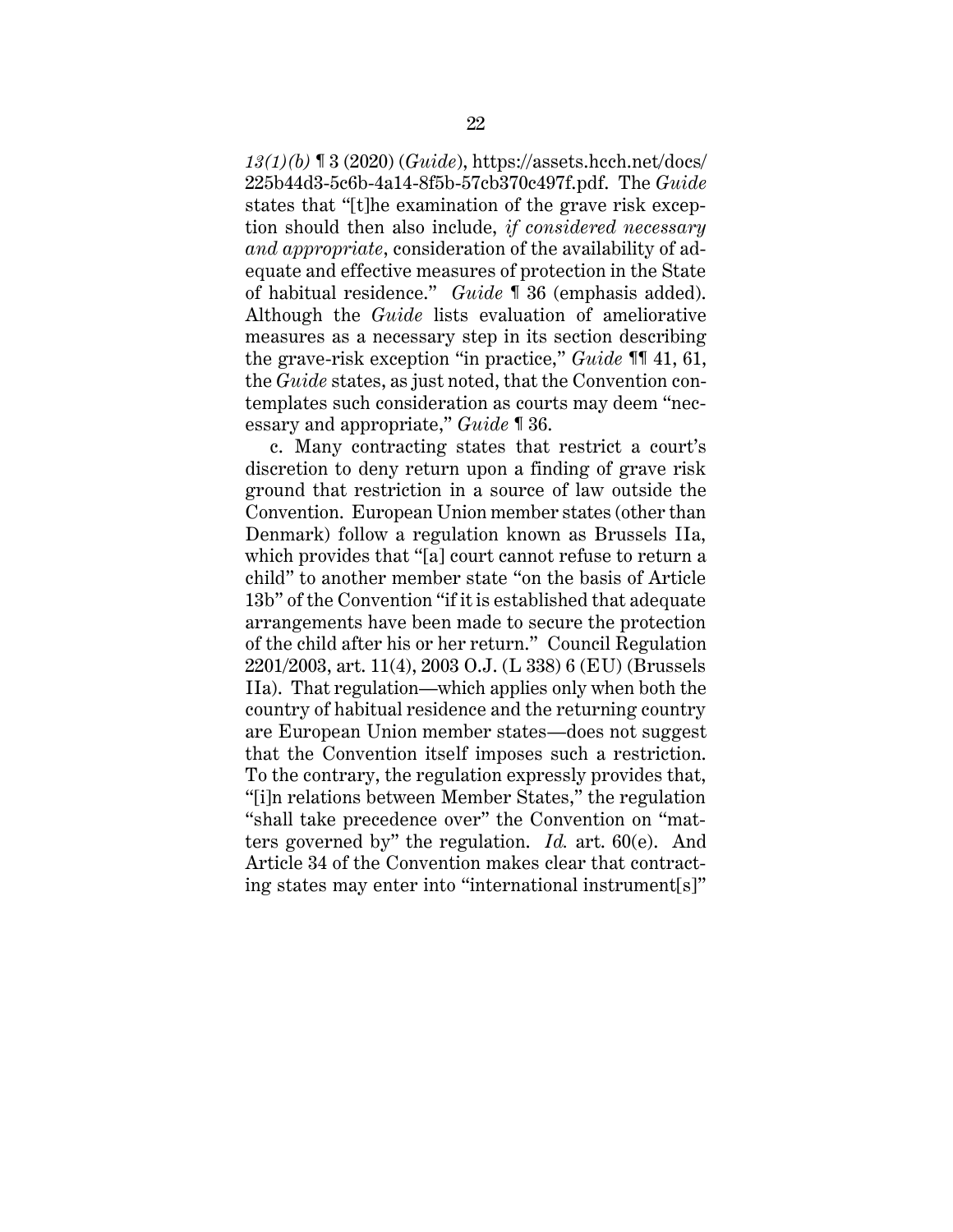*13(1)(b)* ¶ 3 (2020) (*Guide*), https://assets.hcch.net/docs/225b44d3-5c6b-4a14-8f5b-57cb370c497f.pdf. The *Guide* states that "[t]he examination of the grave risk exception should then also include, *if considered necessary and appropriate*, consideration of the availability of adequate and effective measures of protection in the State of habitual residence." *Guide* ¶ 36 (emphasis added). Although the *Guide* lists evaluation of ameliorative measures as a necessary step in its section describing the grave-risk exception "in practice," *Guide* ¶¶ 41, 61, the *Guide* states, as just noted, that the Convention contemplates such consideration as courts may deem "necessary and appropriate," *Guide* ¶ 36.

c. Many contracting states that restrict a court's discretion to deny return upon a finding of grave risk ground that restriction in a source of law outside the Convention. European Union member states (other than Denmark) follow a regulation known as Brussels IIa, which provides that "[a] court cannot refuse to return a child" to another member state "on the basis of Article 13b" of the Convention "if it is established that adequate arrangements have been made to secure the protection of the child after his or her return." Council Regulation 2201/2003, art. 11(4), 2003 O.J. (L 338) 6 (EU) (Brussels IIa). That regulation—which applies only when both the country of habitual residence and the returning country are European Union member states—does not suggest that the Convention itself imposes such a restriction. To the contrary, the regulation expressly provides that, "[i]n relations between Member States," the regulation "shall take precedence over" the Convention on "matters governed by" the regulation. *Id.* art. 60(e). And Article 34 of the Convention makes clear that contracting states may enter into "international instrument[s]"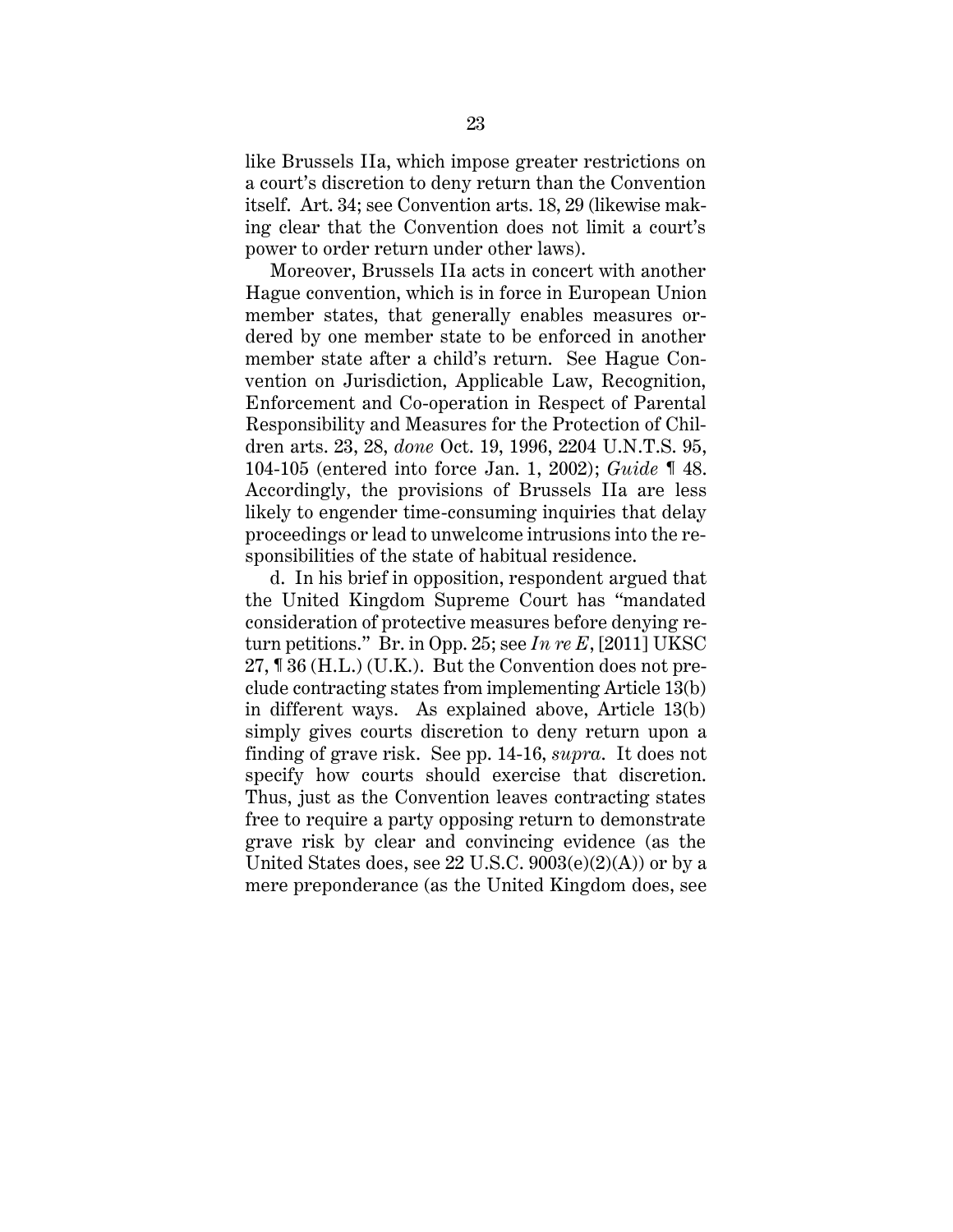like Brussels IIa, which impose greater restrictions on a court's discretion to deny return than the Convention itself. Art. 34; see Convention arts. 18, 29 (likewise making clear that the Convention does not limit a court's power to order return under other laws).

Moreover, Brussels IIa acts in concert with another Hague convention, which is in force in European Union member states, that generally enables measures ordered by one member state to be enforced in another member state after a child's return. See Hague Convention on Jurisdiction, Applicable Law, Recognition, Enforcement and Co-operation in Respect of Parental Responsibility and Measures for the Protection of Children arts. 23, 28, *done* Oct. 19, 1996, 2204 U.N.T.S. 95, 104-105 (entered into force Jan. 1, 2002); *Guide* ¶ 48. Accordingly, the provisions of Brussels IIa are less likely to engender time-consuming inquiries that delay proceedings or lead to unwelcome intrusions into the responsibilities of the state of habitual residence.

d. In his brief in opposition, respondent argued that the United Kingdom Supreme Court has "mandated consideration of protective measures before denying return petitions." Br. in Opp. 25; see *In re E*, [2011] UKSC 27, ¶ 36 (H.L.) (U.K.). But the Convention does not preclude contracting states from implementing Article 13(b) in different ways. As explained above, Article 13(b) simply gives courts discretion to deny return upon a finding of grave risk. See pp. 14-16, *supra*. It does not specify how courts should exercise that discretion. Thus, just as the Convention leaves contracting states free to require a party opposing return to demonstrate grave risk by clear and convincing evidence (as the United States does, see 22 U.S.C. 9003(e)(2)(A)) or by a mere preponderance (as the United Kingdom does, see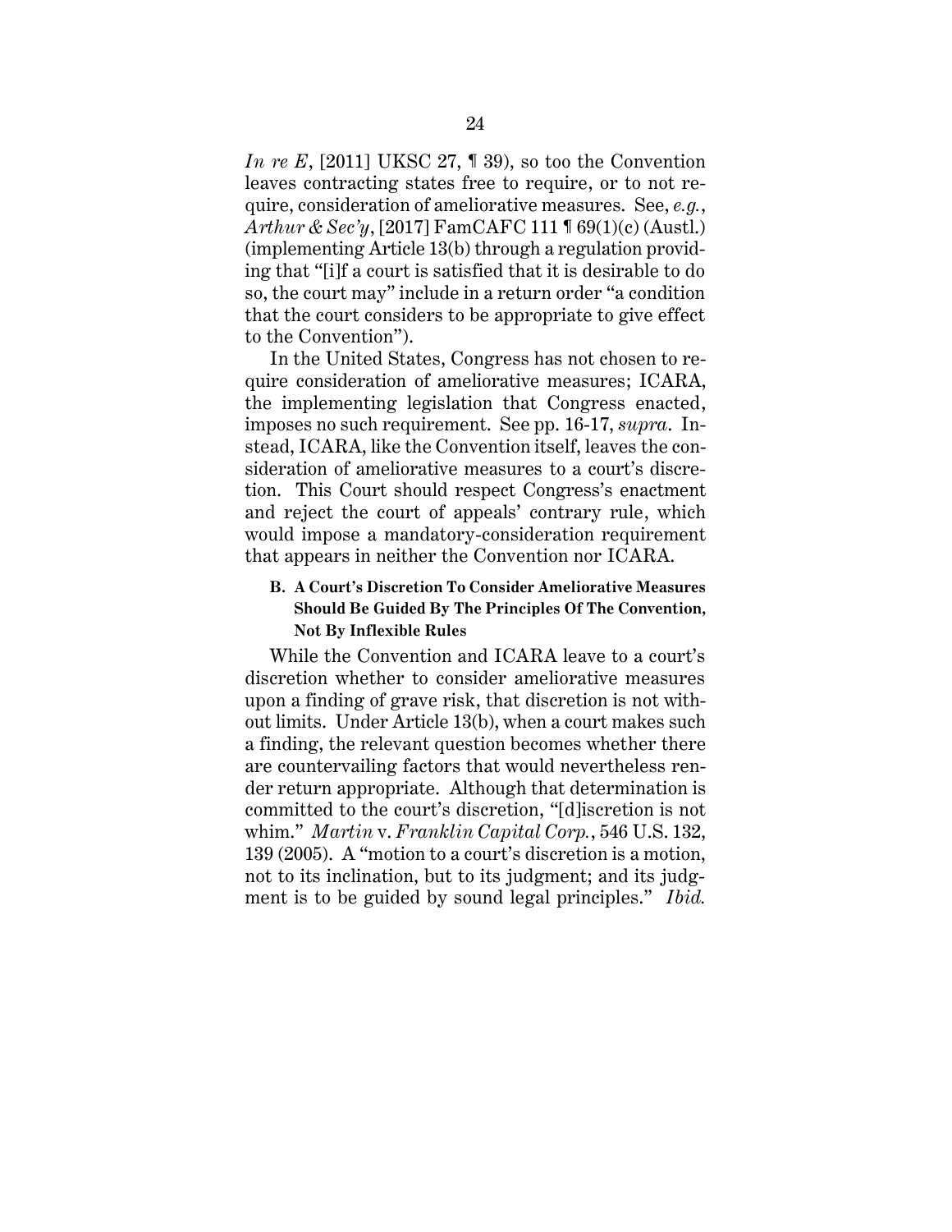*In re E*, [2011] UKSC 27, ¶ 39), so too the Convention leaves contracting states free to require, or to not require, consideration of ameliorative measures. See, *e.g.*, *Arthur & Sec'y*, [2017] FamCAFC 111 ¶ 69(1)(c) (Austl.) (implementing Article 13(b) through a regulation providing that "[i]f a court is satisfied that it is desirable to do so, the court may" include in a return order "a condition that the court considers to be appropriate to give effect to the Convention").

In the United States, Congress has not chosen to require consideration of ameliorative measures; ICARA, the implementing legislation that Congress enacted, imposes no such requirement. See pp. 16-17, *supra*. Instead, ICARA, like the Convention itself, leaves the consideration of ameliorative measures to a court's discretion. This Court should respect Congress's enactment and reject the court of appeals' contrary rule, which would impose a mandatory-consideration requirement that appears in neither the Convention nor ICARA.

### B. A Court's Discretion To Consider Ameliorative Measures Should Be Guided By The Principles Of The Convention, Not By Inflexible Rules

While the Convention and ICARA leave to a court's discretion whether to consider ameliorative measures upon a finding of grave risk, that discretion is not without limits. Under Article 13(b), when a court makes such a finding, the relevant question becomes whether there are countervailing factors that would nevertheless render return appropriate. Although that determination is committed to the court's discretion, "[d]iscretion is not whim." *Martin* v. *Franklin Capital Corp.*, 546 U.S. 132, 139 (2005). A "motion to a court's discretion is a motion, not to its inclination, but to its judgment; and its judgment is to be guided by sound legal principles." *Ibid.*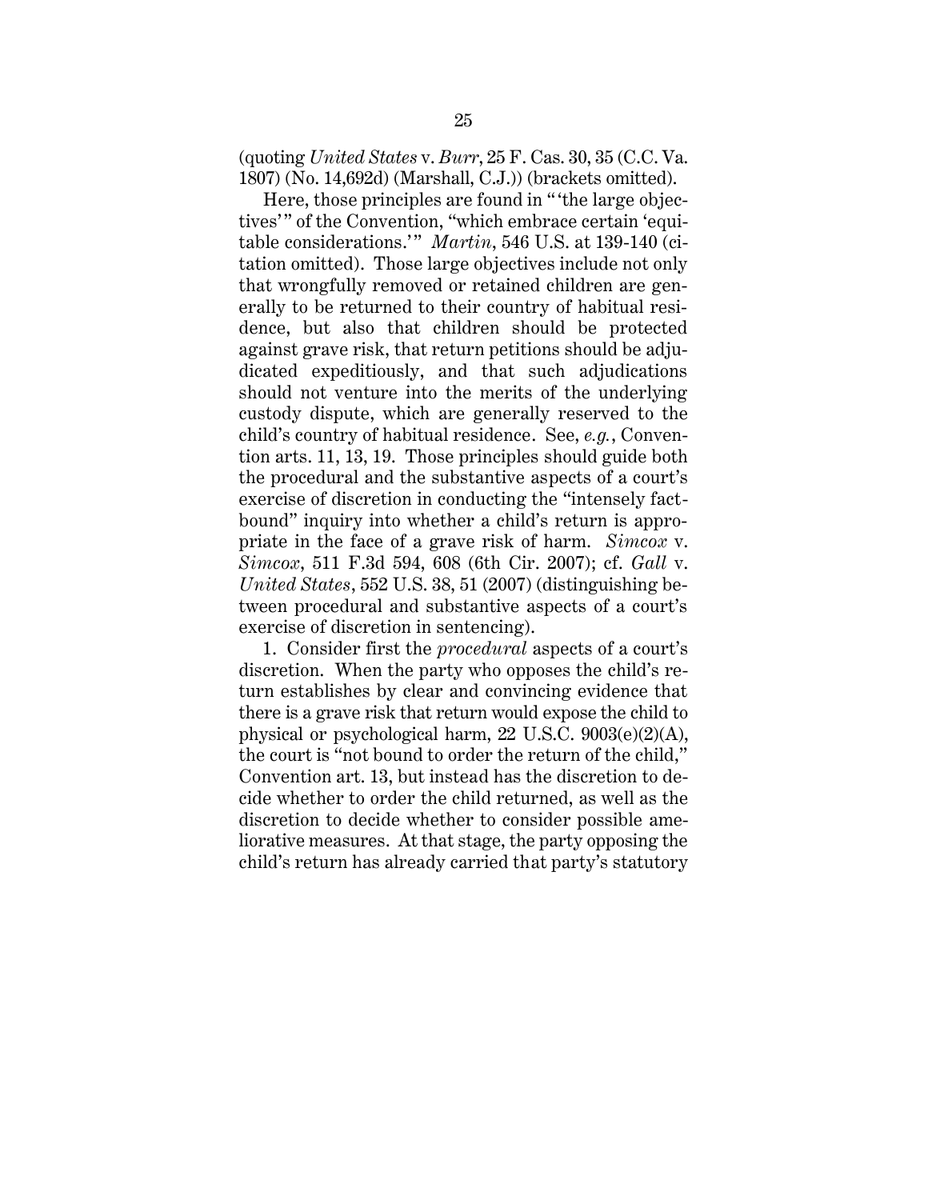(quoting *United States* v. *Burr*, 25 F. Cas. 30, 35 (C.C. Va. 1807) (No. 14,692d) (Marshall, C.J.)) (brackets omitted).

Here, those principles are found in "'the large objectives'" of the Convention, "which embrace certain 'equitable considerations.'" *Martin*, 546 U.S. at 139-140 (citation omitted). Those large objectives include not only that wrongfully removed or retained children are generally to be returned to their country of habitual residence, but also that children should be protected against grave risk, that return petitions should be adjudicated expeditiously, and that such adjudications should not venture into the merits of the underlying custody dispute, which are generally reserved to the child's country of habitual residence. See, *e.g.*, Convention arts. 11, 13, 19. Those principles should guide both the procedural and the substantive aspects of a court's exercise of discretion in conducting the "intensely fact-bound" inquiry into whether a child's return is appropriate in the face of a grave risk of harm. *Simcox* v. *Simcox*, 511 F.3d 594, 608 (6th Cir. 2007); cf. *Gall* v. *United States*, 552 U.S. 38, 51 (2007) (distinguishing between procedural and substantive aspects of a court's exercise of discretion in sentencing).

1. Consider first the *procedural* aspects of a court's discretion. When the party who opposes the child's return establishes by clear and convincing evidence that there is a grave risk that return would expose the child to physical or psychological harm, 22 U.S.C. 9003(e)(2)(A), the court is "not bound to order the return of the child," Convention art. 13, but instead has the discretion to decide whether to order the child returned, as well as the discretion to decide whether to consider possible ameliorative measures. At that stage, the party opposing the child's return has already carried that party's statutory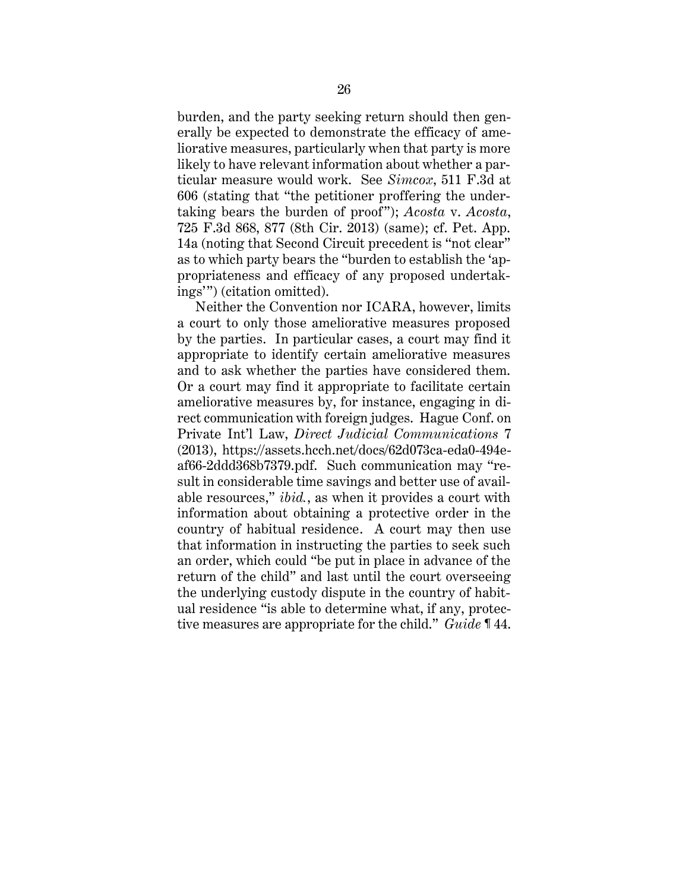burden, and the party seeking return should then generally be expected to demonstrate the efficacy of ameliorative measures, particularly when that party is more likely to have relevant information about whether a particular measure would work. See *Simcox*, 511 F.3d at 606 (stating that "the petitioner proffering the undertaking bears the burden of proof"); *Acosta* v. *Acosta*, 725 F.3d 868, 877 (8th Cir. 2013) (same); cf. Pet. App. 14a (noting that Second Circuit precedent is "not clear" as to which party bears the "burden to establish the 'appropriateness and efficacy of any proposed undertakings'") (citation omitted).

Neither the Convention nor ICARA, however, limits a court to only those ameliorative measures proposed by the parties. In particular cases, a court may find it appropriate to identify certain ameliorative measures and to ask whether the parties have considered them. Or a court may find it appropriate to facilitate certain ameliorative measures by, for instance, engaging in direct communication with foreign judges. Hague Conf. on Private Int'l Law, *Direct Judicial Communications* 7 (2013), https://assets.hcch.net/docs/62d073ca-eda0-494e-af66-2ddd368b7379.pdf. Such communication may "result in considerable time savings and better use of available resources," *ibid.*, as when it provides a court with information about obtaining a protective order in the country of habitual residence. A court may then use that information in instructing the parties to seek such an order, which could "be put in place in advance of the return of the child" and last until the court overseeing the underlying custody dispute in the country of habitual residence "is able to determine what, if any, protective measures are appropriate for the child." *Guide* ¶ 44.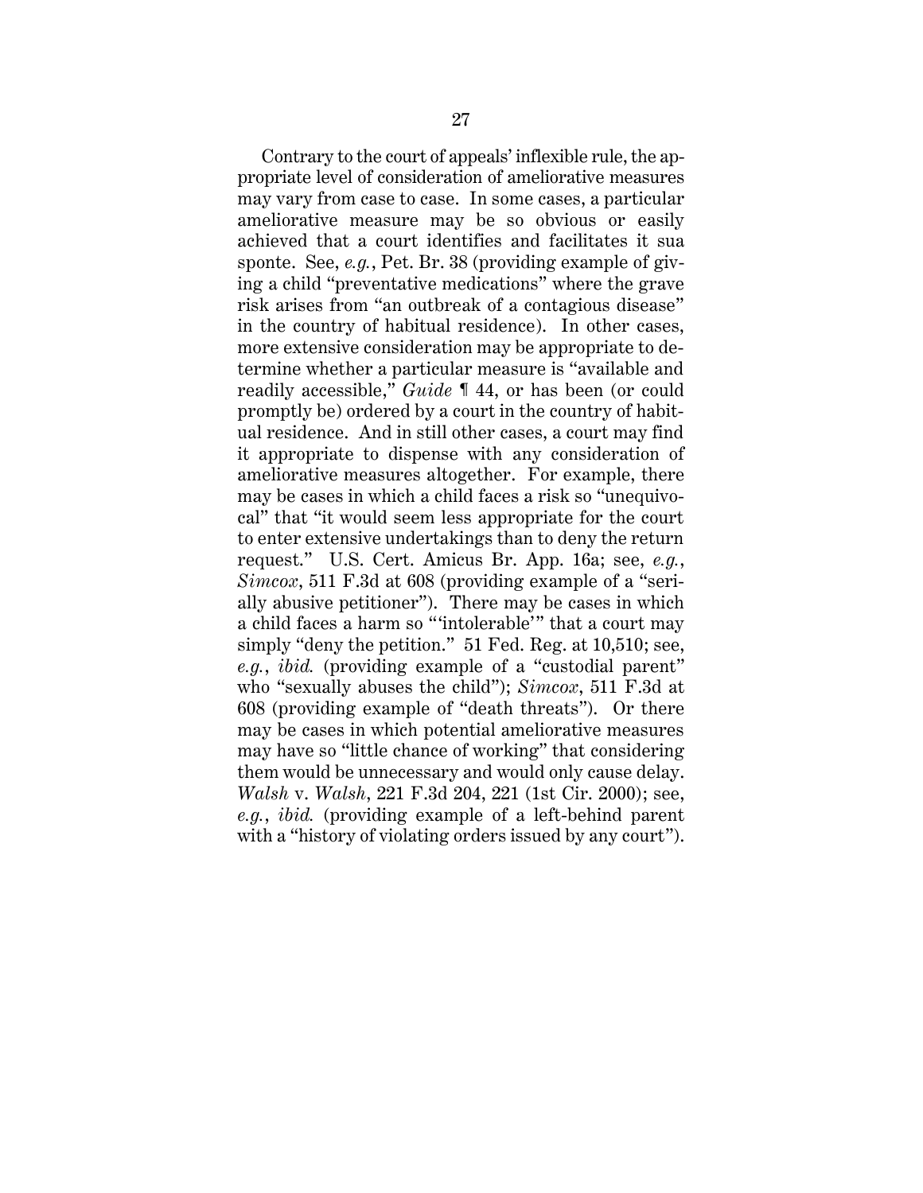Contrary to the court of appeals' inflexible rule, the appropriate level of consideration of ameliorative measures may vary from case to case. In some cases, a particular ameliorative measure may be so obvious or easily achieved that a court identifies and facilitates it sua sponte. See, *e.g.*, Pet. Br. 38 (providing example of giving a child "preventative medications" where the grave risk arises from "an outbreak of a contagious disease" in the country of habitual residence). In other cases, more extensive consideration may be appropriate to determine whether a particular measure is "available and readily accessible," *Guide* ¶ 44, or has been (or could promptly be) ordered by a court in the country of habitual residence. And in still other cases, a court may find it appropriate to dispense with any consideration of ameliorative measures altogether. For example, there may be cases in which a child faces a risk so "unequivocal" that "it would seem less appropriate for the court to enter extensive undertakings than to deny the return request." U.S. Cert. Amicus Br. App. 16a; see, *e.g.*, *Simcox*, 511 F.3d at 608 (providing example of a "serially abusive petitioner"). There may be cases in which a child faces a harm so "'intolerable'" that a court may simply "deny the petition." 51 Fed. Reg. at 10,510; see, *e.g.*, *ibid.* (providing example of a "custodial parent" who "sexually abuses the child"); *Simcox*, 511 F.3d at 608 (providing example of "death threats"). Or there may be cases in which potential ameliorative measures may have so "little chance of working" that considering them would be unnecessary and would only cause delay. *Walsh* v. *Walsh*, 221 F.3d 204, 221 (1st Cir. 2000); see, *e.g.*, *ibid.* (providing example of a left-behind parent with a "history of violating orders issued by any court").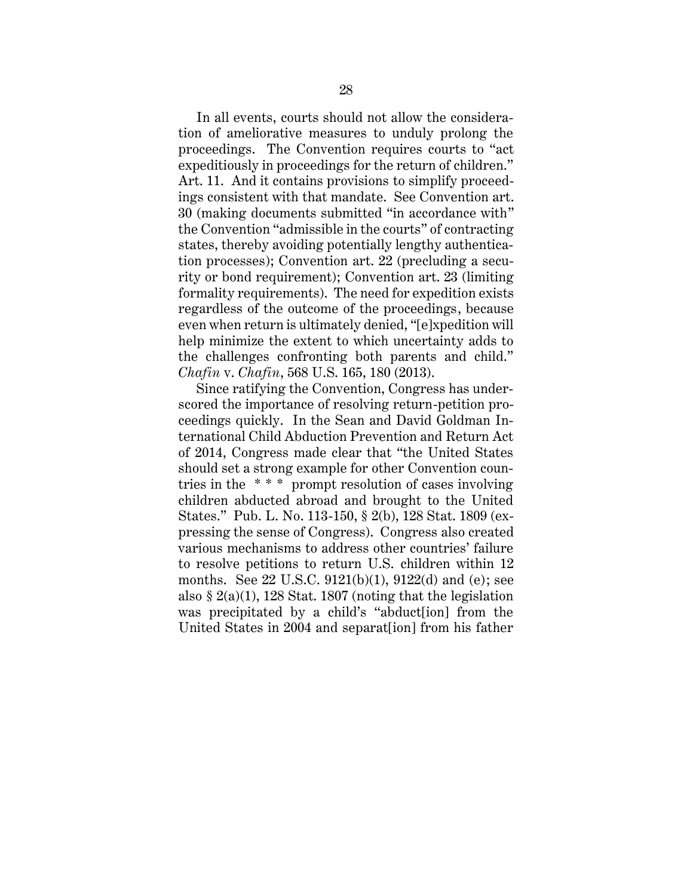In all events, courts should not allow the consideration of ameliorative measures to unduly prolong the proceedings. The Convention requires courts to "act expeditiously in proceedings for the return of children." Art. 11. And it contains provisions to simplify proceedings consistent with that mandate. See Convention art. 30 (making documents submitted "in accordance with" the Convention "admissible in the courts" of contracting states, thereby avoiding potentially lengthy authentication processes); Convention art. 22 (precluding a security or bond requirement); Convention art. 23 (limiting formality requirements). The need for expedition exists regardless of the outcome of the proceedings, because even when return is ultimately denied, "[e]xpedition will help minimize the extent to which uncertainty adds to the challenges confronting both parents and child." *Chafin* v. *Chafin*, 568 U.S. 165, 180 (2013).

Since ratifying the Convention, Congress has underscored the importance of resolving return-petition proceedings quickly. In the Sean and David Goldman International Child Abduction Prevention and Return Act of 2014, Congress made clear that "the United States should set a strong example for other Convention countries in the * * * prompt resolution of cases involving children abducted abroad and brought to the United States." Pub. L. No. 113-150, § 2(b), 128 Stat. 1809 (expressing the sense of Congress). Congress also created various mechanisms to address other countries' failure to resolve petitions to return U.S. children within 12 months. See 22 U.S.C. 9121(b)(1), 9122(d) and (e); see also § 2(a)(1), 128 Stat. 1807 (noting that the legislation was precipitated by a child's "abduct[ion] from the United States in 2004 and separat[ion] from his father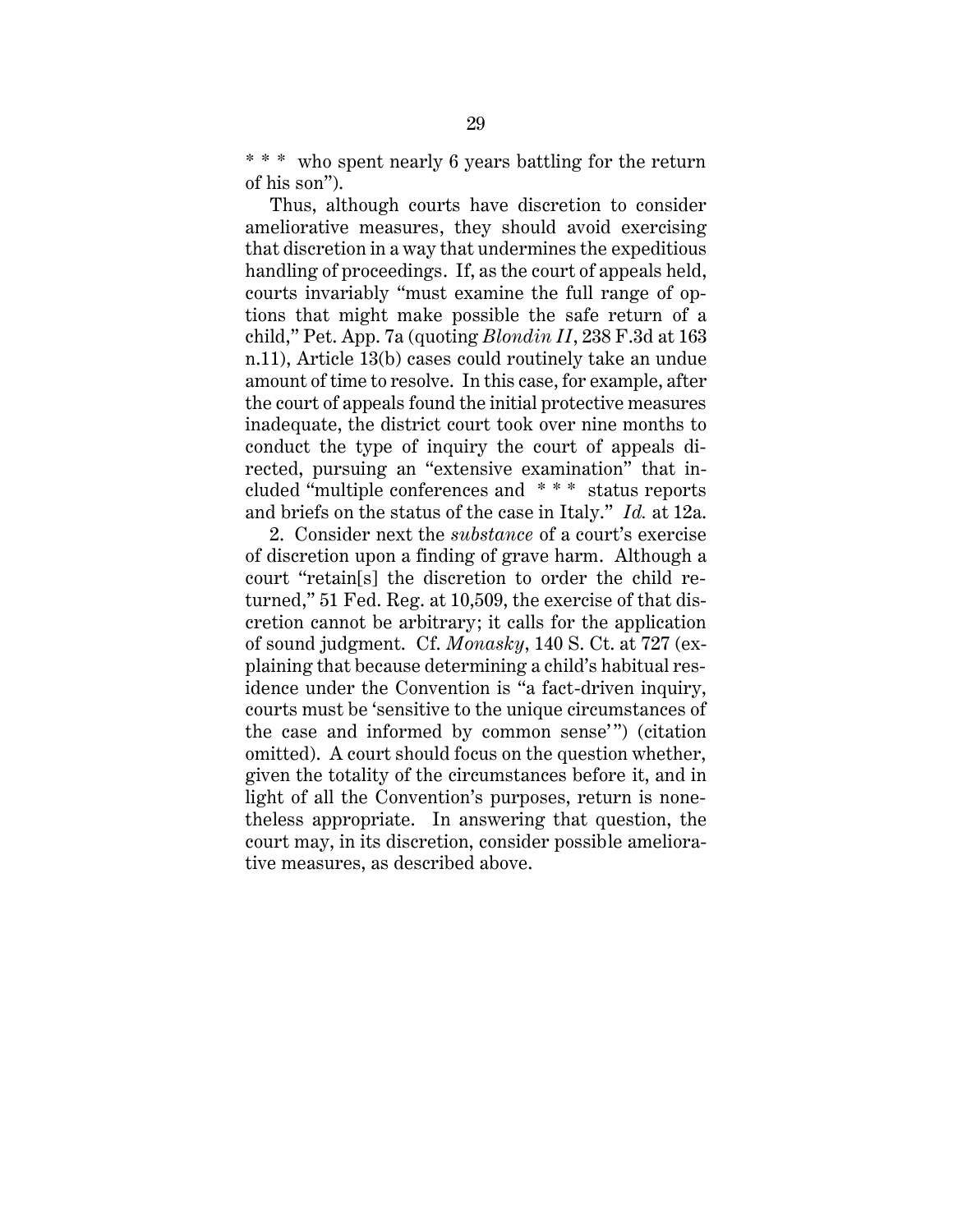* * * who spent nearly 6 years battling for the return of his son").

Thus, although courts have discretion to consider ameliorative measures, they should avoid exercising that discretion in a way that undermines the expeditious handling of proceedings. If, as the court of appeals held, courts invariably "must examine the full range of options that might make possible the safe return of a child," Pet. App. 7a (quoting *Blondin II*, 238 F.3d at 163 n.11), Article 13(b) cases could routinely take an undue amount of time to resolve. In this case, for example, after the court of appeals found the initial protective measures inadequate, the district court took over nine months to conduct the type of inquiry the court of appeals directed, pursuing an "extensive examination" that included "multiple conferences and * * * status reports and briefs on the status of the case in Italy." *Id.* at 12a.

2. Consider next the *substance* of a court's exercise of discretion upon a finding of grave harm. Although a court "retain[s] the discretion to order the child returned," 51 Fed. Reg. at 10,509, the exercise of that discretion cannot be arbitrary; it calls for the application of sound judgment. Cf. *Monasky*, 140 S. Ct. at 727 (explaining that because determining a child's habitual residence under the Convention is "a fact-driven inquiry, courts must be 'sensitive to the unique circumstances of the case and informed by common sense'") (citation omitted). A court should focus on the question whether, given the totality of the circumstances before it, and in light of all the Convention's purposes, return is nonetheless appropriate. In answering that question, the court may, in its discretion, consider possible ameliorative measures, as described above.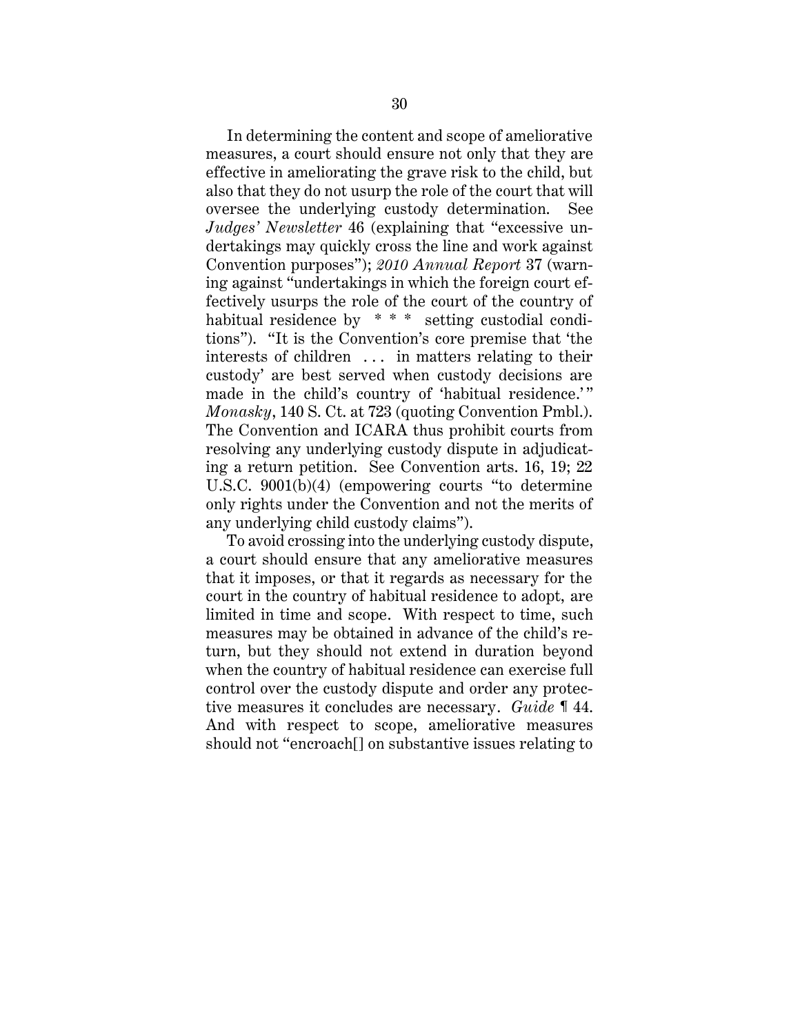In determining the content and scope of ameliorative measures, a court should ensure not only that they are effective in ameliorating the grave risk to the child, but also that they do not usurp the role of the court that will oversee the underlying custody determination. See *Judges' Newsletter* 46 (explaining that "excessive undertakings may quickly cross the line and work against Convention purposes"); *2010 Annual Report* 37 (warning against "undertakings in which the foreign court effectively usurps the role of the court of the country of habitual residence by * * * setting custodial conditions"). "It is the Convention's core premise that 'the interests of children . . . in matters relating to their custody' are best served when custody decisions are made in the child's country of 'habitual residence.'" *Monasky*, 140 S. Ct. at 723 (quoting Convention Pmbl.). The Convention and ICARA thus prohibit courts from resolving any underlying custody dispute in adjudicating a return petition. See Convention arts. 16, 19; 22 U.S.C. 9001(b)(4) (empowering courts "to determine only rights under the Convention and not the merits of any underlying child custody claims").

To avoid crossing into the underlying custody dispute, a court should ensure that any ameliorative measures that it imposes, or that it regards as necessary for the court in the country of habitual residence to adopt, are limited in time and scope. With respect to time, such measures may be obtained in advance of the child's return, but they should not extend in duration beyond when the country of habitual residence can exercise full control over the custody dispute and order any protective measures it concludes are necessary. *Guide* ¶ 44. And with respect to scope, ameliorative measures should not "encroach[] on substantive issues relating to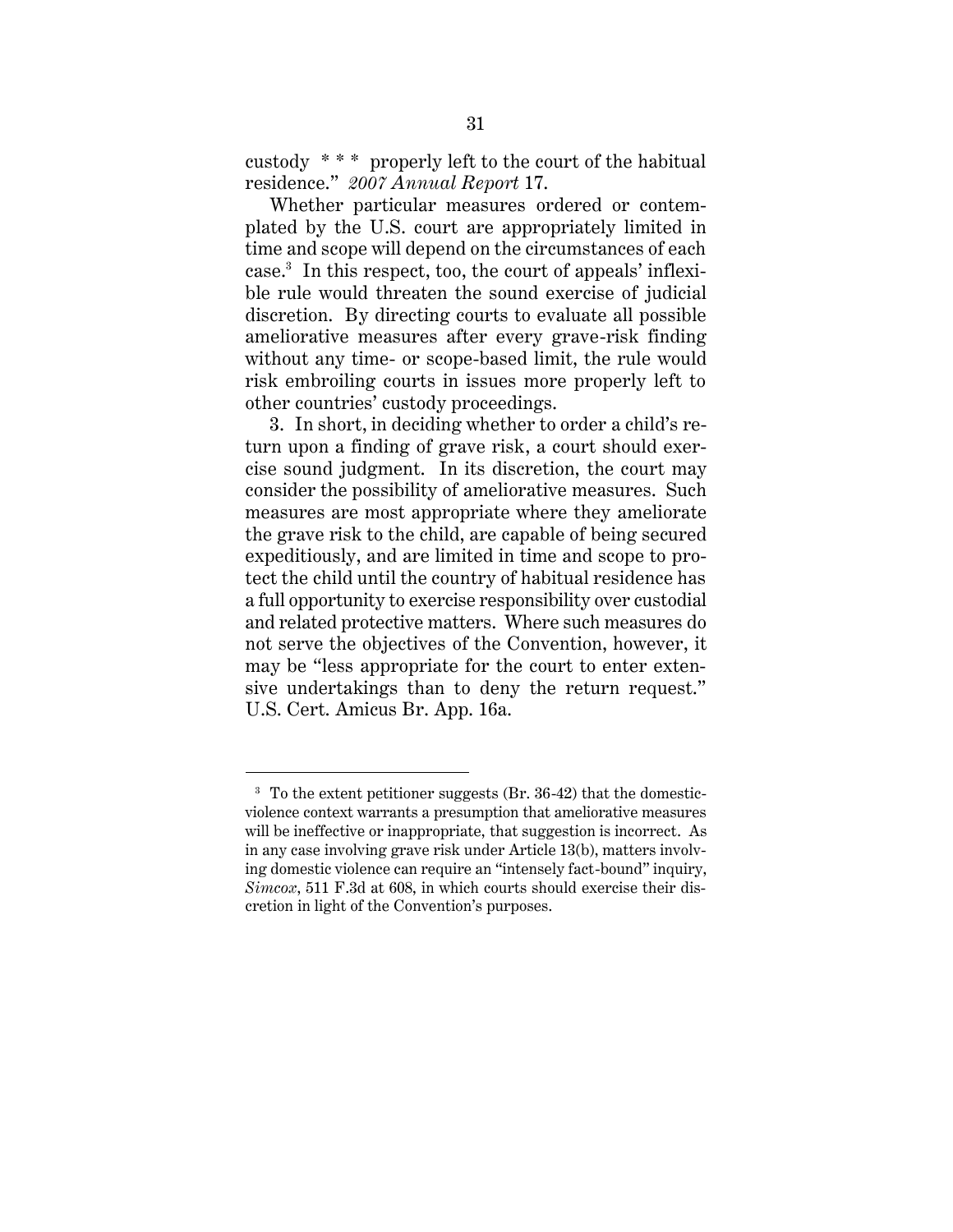custody * * * properly left to the court of the habitual residence." *2007 Annual Report* 17.

Whether particular measures ordered or contemplated by the U.S. court are appropriately limited in time and scope will depend on the circumstances of each case.[3] In this respect, too, the court of appeals' inflexible rule would threaten the sound exercise of judicial discretion. By directing courts to evaluate all possible ameliorative measures after every grave-risk finding without any time- or scope-based limit, the rule would risk embroiling courts in issues more properly left to other countries' custody proceedings.

3. In short, in deciding whether to order a child's return upon a finding of grave risk, a court should exercise sound judgment. In its discretion, the court may consider the possibility of ameliorative measures. Such measures are most appropriate where they ameliorate the grave risk to the child, are capable of being secured expeditiously, and are limited in time and scope to protect the child until the country of habitual residence has a full opportunity to exercise responsibility over custodial and related protective matters. Where such measures do not serve the objectives of the Convention, however, it may be "less appropriate for the court to enter extensive undertakings than to deny the return request." U.S. Cert. Amicus Br. App. 16a.

---

[3] To the extent petitioner suggests (Br. 36-42) that the domestic-violence context warrants a presumption that ameliorative measures will be ineffective or inappropriate, that suggestion is incorrect. As in any case involving grave risk under Article 13(b), matters involving domestic violence can require an "intensely fact-bound" inquiry, *Simcox*, 511 F.3d at 608, in which courts should exercise their discretion in light of the Convention's purposes.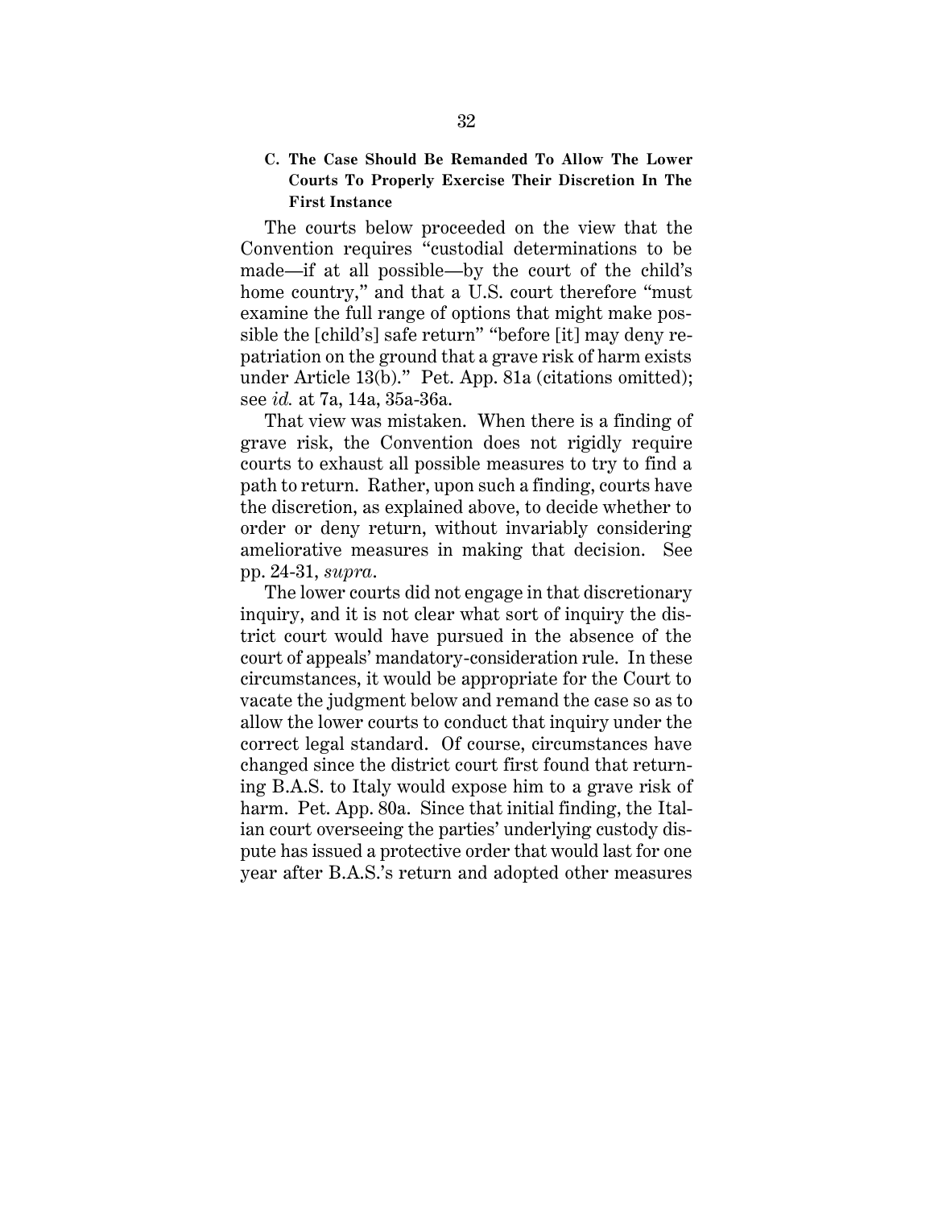### C. The Case Should Be Remanded To Allow The Lower Courts To Properly Exercise Their Discretion In The First Instance

The courts below proceeded on the view that the Convention requires "custodial determinations to be made—if at all possible—by the court of the child's home country," and that a U.S. court therefore "must examine the full range of options that might make possible the [child's] safe return" "before [it] may deny repatriation on the ground that a grave risk of harm exists under Article 13(b)." Pet. App. 81a (citations omitted); see *id.* at 7a, 14a, 35a-36a.

That view was mistaken. When there is a finding of grave risk, the Convention does not rigidly require courts to exhaust all possible measures to try to find a path to return. Rather, upon such a finding, courts have the discretion, as explained above, to decide whether to order or deny return, without invariably considering ameliorative measures in making that decision. See pp. 24-31, *supra*.

The lower courts did not engage in that discretionary inquiry, and it is not clear what sort of inquiry the district court would have pursued in the absence of the court of appeals' mandatory-consideration rule. In these circumstances, it would be appropriate for the Court to vacate the judgment below and remand the case so as to allow the lower courts to conduct that inquiry under the correct legal standard. Of course, circumstances have changed since the district court first found that returning B.A.S. to Italy would expose him to a grave risk of harm. Pet. App. 80a. Since that initial finding, the Italian court overseeing the parties' underlying custody dispute has issued a protective order that would last for one year after B.A.S.'s return and adopted other measures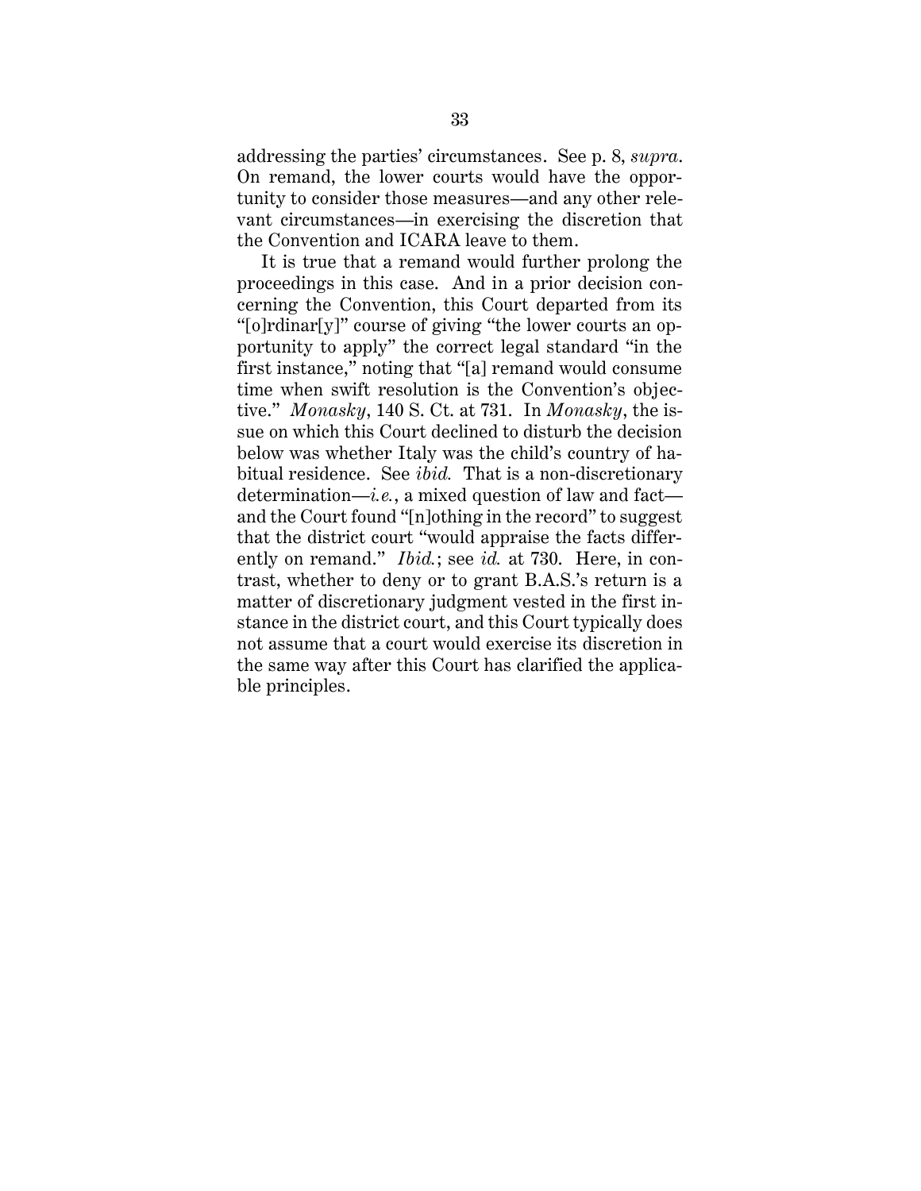addressing the parties' circumstances. See p. 8, *supra*. On remand, the lower courts would have the opportunity to consider those measures—and any other relevant circumstances—in exercising the discretion that the Convention and ICARA leave to them.

It is true that a remand would further prolong the proceedings in this case. And in a prior decision concerning the Convention, this Court departed from its "[o]rdinar[y]" course of giving "the lower courts an opportunity to apply" the correct legal standard "in the first instance," noting that "[a] remand would consume time when swift resolution is the Convention's objective." *Monasky*, 140 S. Ct. at 731. In *Monasky*, the issue on which this Court declined to disturb the decision below was whether Italy was the child's country of habitual residence. See *ibid.* That is a non-discretionary determination—*i.e.*, a mixed question of law and fact—and the Court found "[n]othing in the record" to suggest that the district court "would appraise the facts differently on remand." *Ibid.*; see *id.* at 730. Here, in contrast, whether to deny or to grant B.A.S.'s return is a matter of discretionary judgment vested in the first instance in the district court, and this Court typically does not assume that a court would exercise its discretion in the same way after this Court has clarified the applicable principles.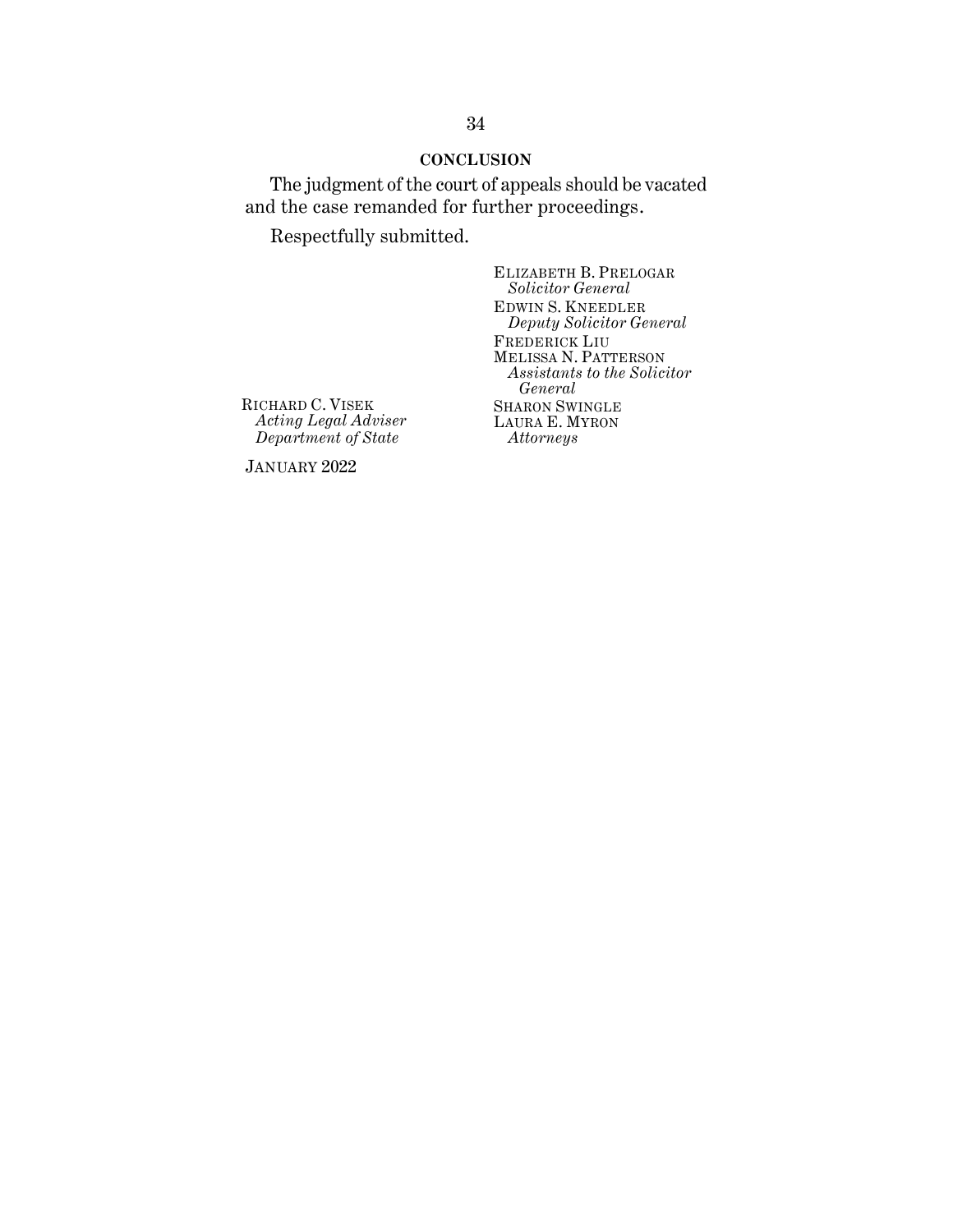## CONCLUSION

The judgment of the court of appeals should be vacated and the case remanded for further proceedings.

Respectfully submitted.

ELIZABETH B. PRELOGAR
*Solicitor General*
EDWIN S. KNEEDLER
*Deputy Solicitor General*
FREDERICK LIU
MELISSA N. PATTERSON
*Assistants to the Solicitor General*
SHARON SWINGLE
LAURA E. MYRON
*Attorneys*

RICHARD C. VISEK
*Acting Legal Adviser*
*Department of State*

JANUARY 2022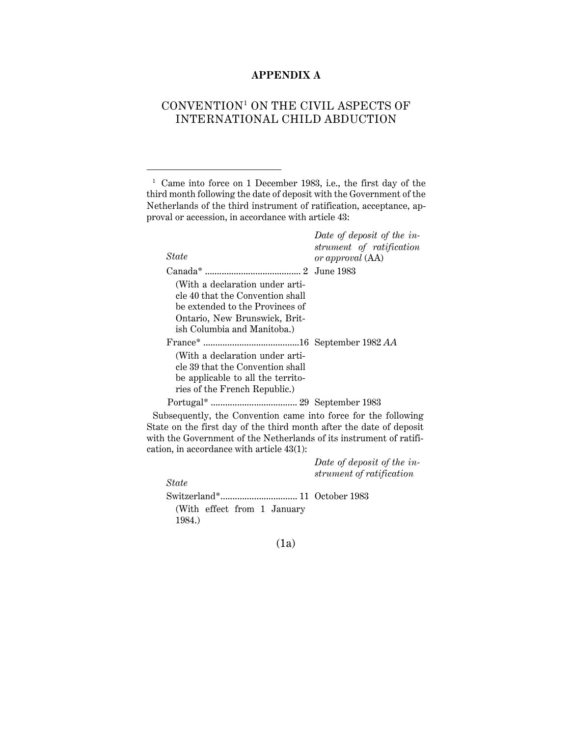# APPENDIX A

## CONVENTION[1] ON THE CIVIL ASPECTS OF INTERNATIONAL CHILD ABDUCTION

---

[1] Came into force on 1 December 1983, i.e., the first day of the third month following the date of deposit with the Government of the Netherlands of the third instrument of ratification, acceptance, approval or accession, in accordance with article 43:

| *State* | *Date of deposit of the instrument of ratification or approval* (AA) |
|---|---|
| Canada* | 2 June 1983 |
| (With a declaration under article 40 that the Convention shall be extended to the Provinces of Ontario, New Brunswick, British Columbia and Manitoba.) | |
| France* | 16 September 1982 *AA* |
| (With a declaration under article 39 that the Convention shall be applicable to all the territories of the French Republic.) | |
| Portugal* | 29 September 1983 |

Subsequently, the Convention came into force for the following State on the first day of the third month after the date of deposit with the Government of the Netherlands of its instrument of ratification, in accordance with article 43(1):

| *State* | *Date of deposit of the instrument of ratification* |
|---|---|
| Switzerland* | 11 October 1983 |
| (With effect from 1 January 1984.) | |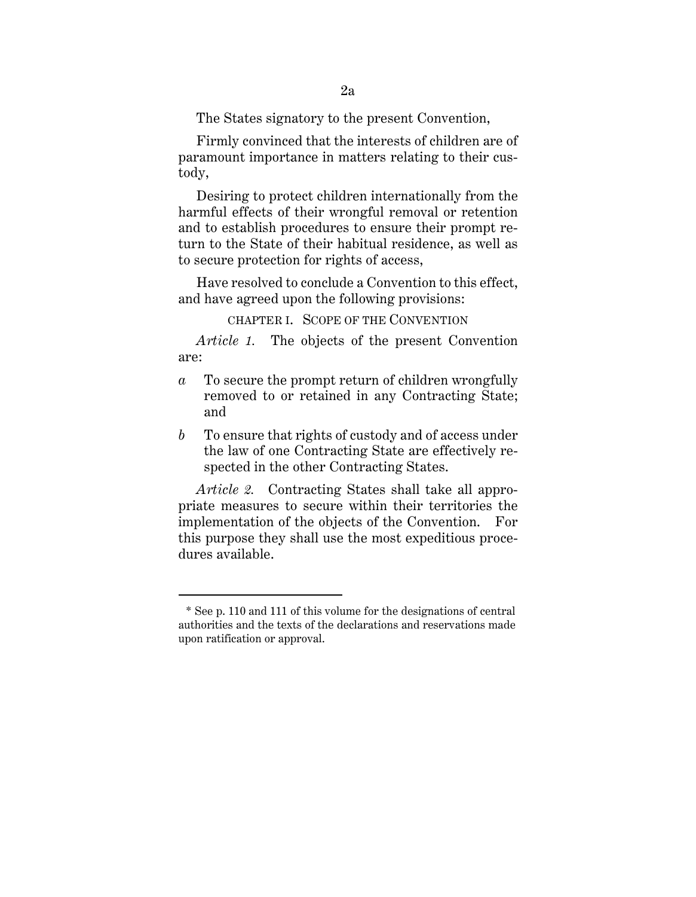The States signatory to the present Convention,

Firmly convinced that the interests of children are of paramount importance in matters relating to their custody,

Desiring to protect children internationally from the harmful effects of their wrongful removal or retention and to establish procedures to ensure their prompt return to the State of their habitual residence, as well as to secure protection for rights of access,

Have resolved to conclude a Convention to this effect, and have agreed upon the following provisions:

## CHAPTER I. SCOPE OF THE CONVENTION

*Article 1.* The objects of the present Convention are:

*a* To secure the prompt return of children wrongfully removed to or retained in any Contracting State; and

*b* To ensure that rights of custody and of access under the law of one Contracting State are effectively respected in the other Contracting States.

*Article 2.* Contracting States shall take all appropriate measures to secure within their territories the implementation of the objects of the Convention. For this purpose they shall use the most expeditious procedures available.

---

* See p. 110 and 111 of this volume for the designations of central authorities and the texts of the declarations and reservations made upon ratification or approval.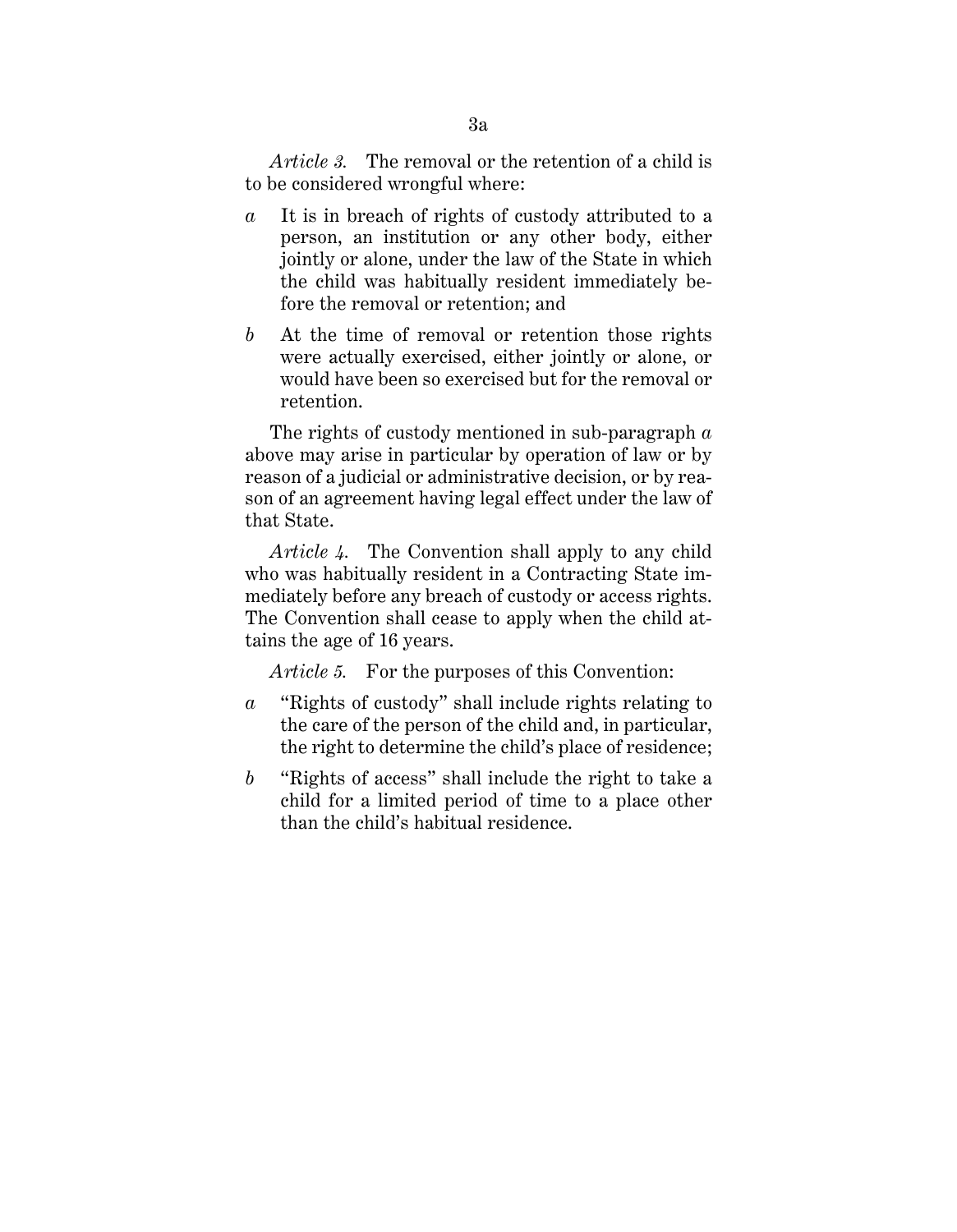*Article 3.* The removal or the retention of a child is to be considered wrongful where:

*a* It is in breach of rights of custody attributed to a person, an institution or any other body, either jointly or alone, under the law of the State in which the child was habitually resident immediately before the removal or retention; and

*b* At the time of removal or retention those rights were actually exercised, either jointly or alone, or would have been so exercised but for the removal or retention.

The rights of custody mentioned in sub-paragraph *a* above may arise in particular by operation of law or by reason of a judicial or administrative decision, or by reason of an agreement having legal effect under the law of that State.

*Article 4.* The Convention shall apply to any child who was habitually resident in a Contracting State immediately before any breach of custody or access rights. The Convention shall cease to apply when the child attains the age of 16 years.

*Article 5.* For the purposes of this Convention:

*a* "Rights of custody" shall include rights relating to the care of the person of the child and, in particular, the right to determine the child's place of residence;

*b* "Rights of access" shall include the right to take a child for a limited period of time to a place other than the child's habitual residence.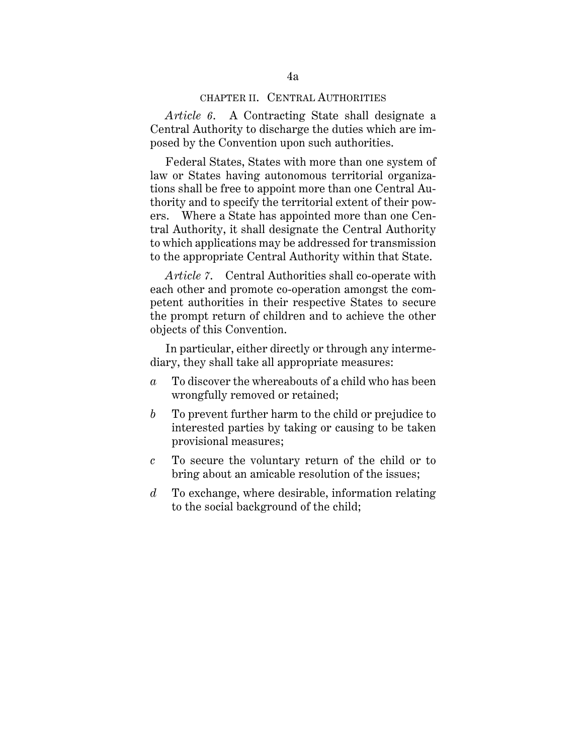## CHAPTER II. CENTRAL AUTHORITIES

*Article 6*. A Contracting State shall designate a Central Authority to discharge the duties which are imposed by the Convention upon such authorities.

Federal States, States with more than one system of law or States having autonomous territorial organizations shall be free to appoint more than one Central Authority and to specify the territorial extent of their powers. Where a State has appointed more than one Central Authority, it shall designate the Central Authority to which applications may be addressed for transmission to the appropriate Central Authority within that State.

*Article 7*. Central Authorities shall co-operate with each other and promote co-operation amongst the competent authorities in their respective States to secure the prompt return of children and to achieve the other objects of this Convention.

In particular, either directly or through any intermediary, they shall take all appropriate measures:

*a* To discover the whereabouts of a child who has been wrongfully removed or retained;

*b* To prevent further harm to the child or prejudice to interested parties by taking or causing to be taken provisional measures;

*c* To secure the voluntary return of the child or to bring about an amicable resolution of the issues;

*d* To exchange, where desirable, information relating to the social background of the child;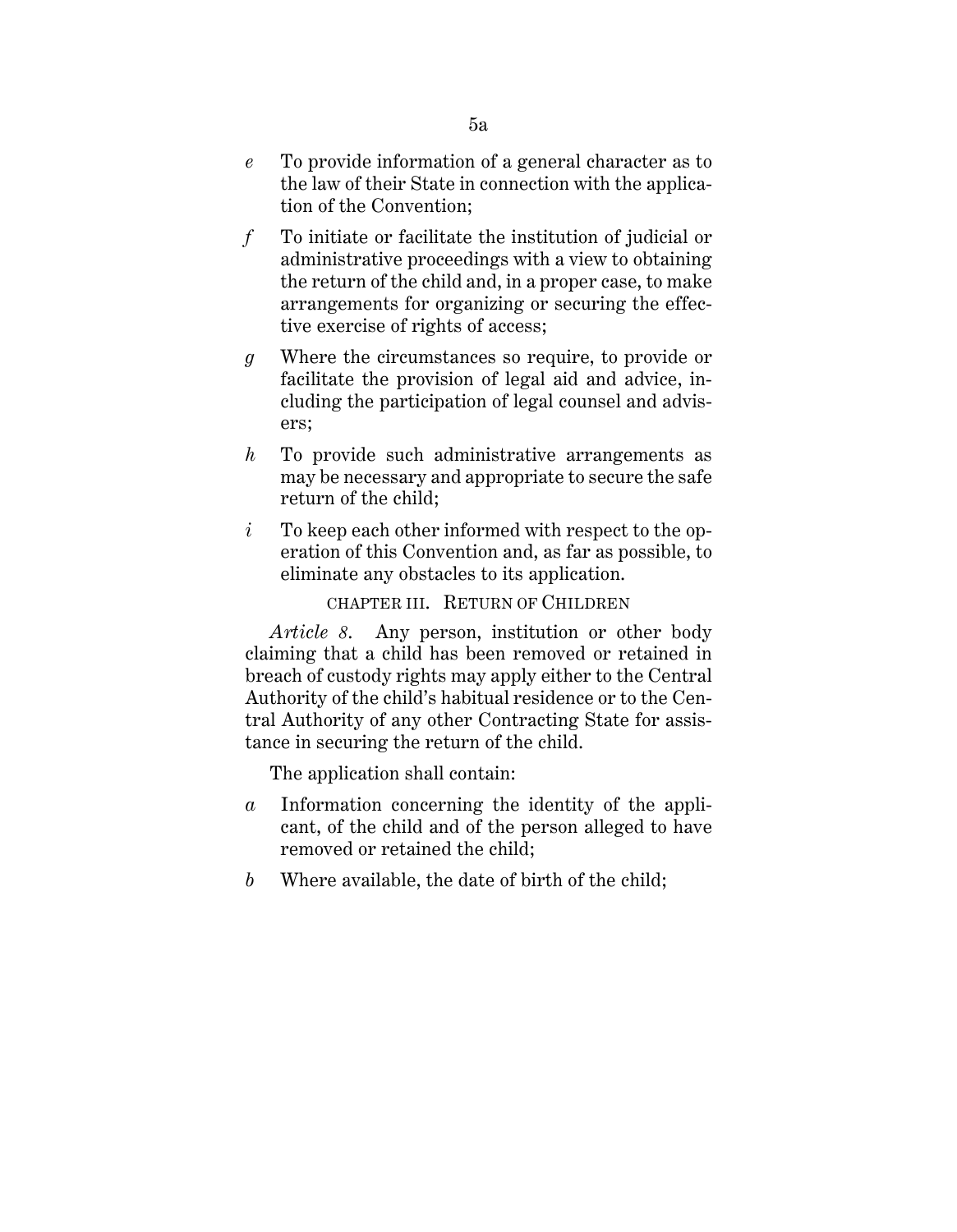*e* To provide information of a general character as to the law of their State in connection with the application of the Convention;

*f* To initiate or facilitate the institution of judicial or administrative proceedings with a view to obtaining the return of the child and, in a proper case, to make arrangements for organizing or securing the effective exercise of rights of access;

*g* Where the circumstances so require, to provide or facilitate the provision of legal aid and advice, including the participation of legal counsel and advisers;

*h* To provide such administrative arrangements as may be necessary and appropriate to secure the safe return of the child;

*i* To keep each other informed with respect to the operation of this Convention and, as far as possible, to eliminate any obstacles to its application.

## CHAPTER III. RETURN OF CHILDREN

*Article 8.* Any person, institution or other body claiming that a child has been removed or retained in breach of custody rights may apply either to the Central Authority of the child's habitual residence or to the Central Authority of any other Contracting State for assistance in securing the return of the child.

The application shall contain:

*a* Information concerning the identity of the applicant, of the child and of the person alleged to have removed or retained the child;

*b* Where available, the date of birth of the child;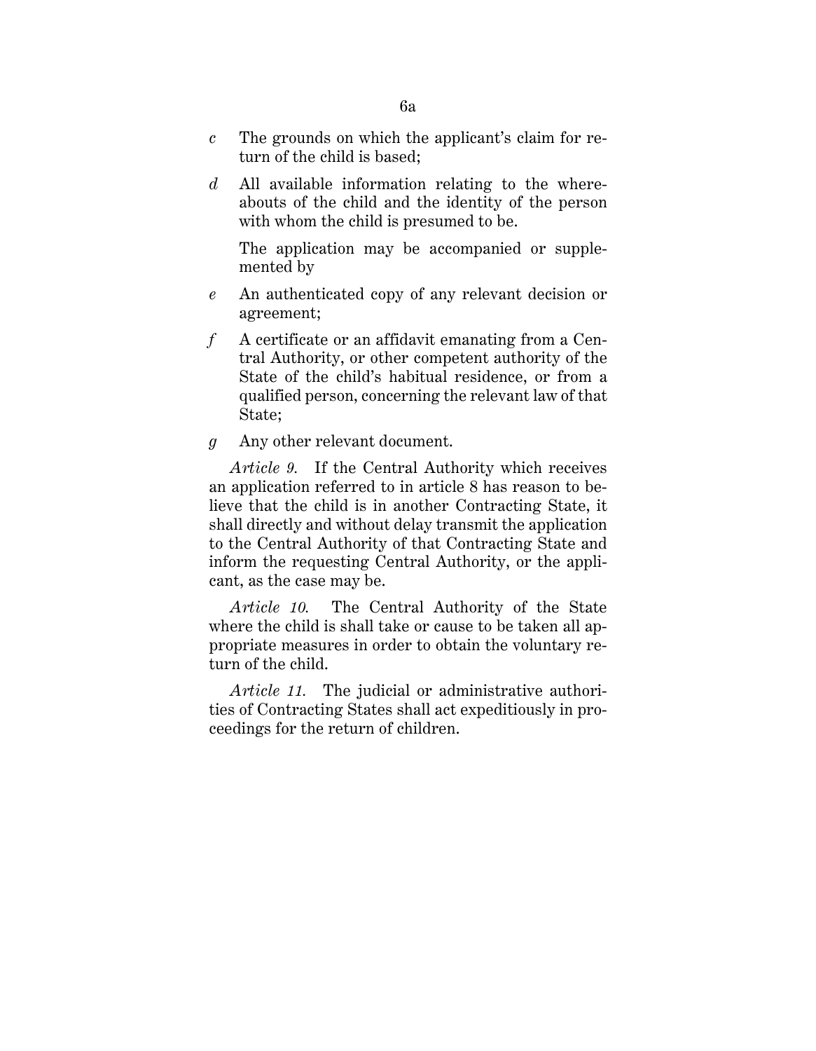*c* The grounds on which the applicant's claim for return of the child is based;

*d* All available information relating to the whereabouts of the child and the identity of the person with whom the child is presumed to be.

The application may be accompanied or supplemented by

*e* An authenticated copy of any relevant decision or agreement;

*f* A certificate or an affidavit emanating from a Central Authority, or other competent authority of the State of the child's habitual residence, or from a qualified person, concerning the relevant law of that State;

*g* Any other relevant document.

*Article 9.* If the Central Authority which receives an application referred to in article 8 has reason to believe that the child is in another Contracting State, it shall directly and without delay transmit the application to the Central Authority of that Contracting State and inform the requesting Central Authority, or the applicant, as the case may be.

*Article 10.* The Central Authority of the State where the child is shall take or cause to be taken all appropriate measures in order to obtain the voluntary return of the child.

*Article 11.* The judicial or administrative authorities of Contracting States shall act expeditiously in proceedings for the return of children.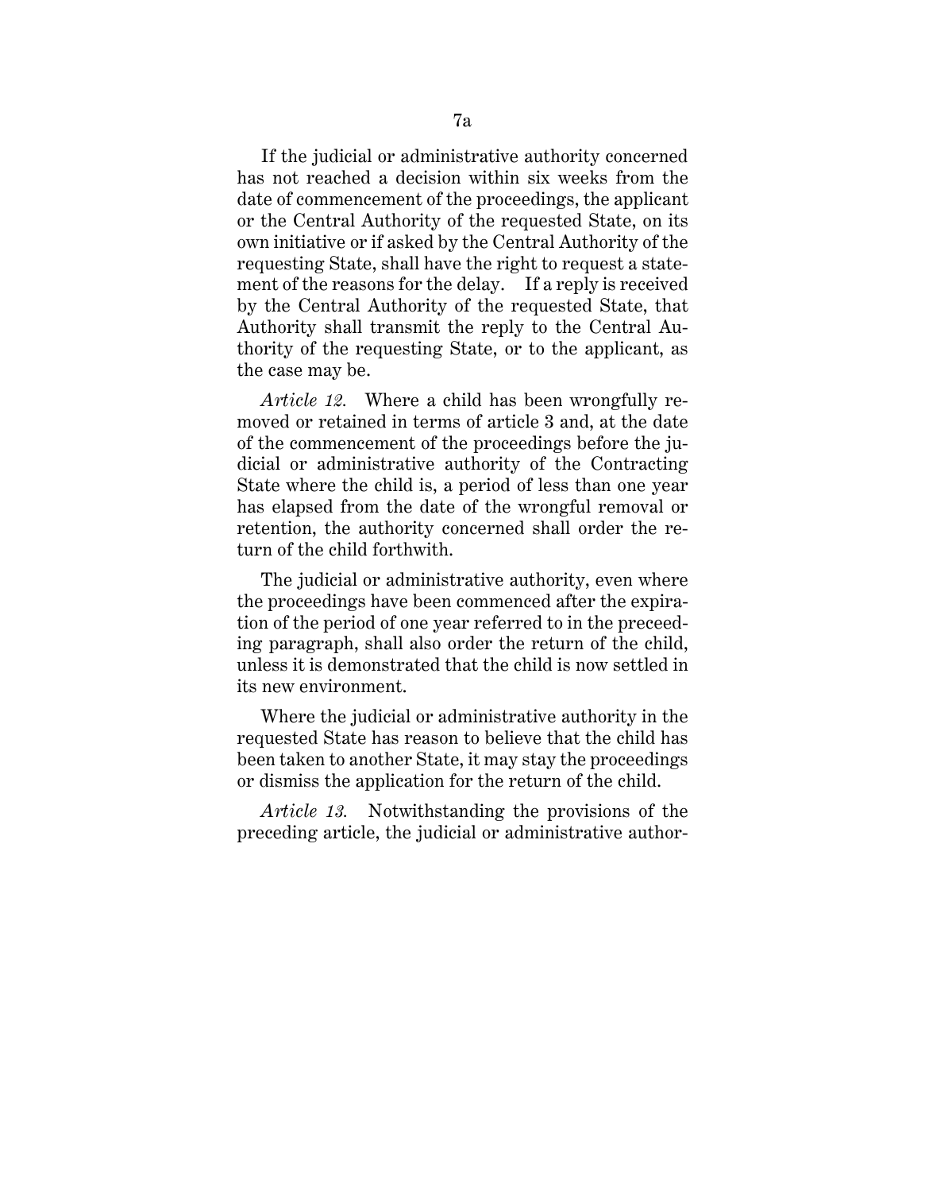If the judicial or administrative authority concerned has not reached a decision within six weeks from the date of commencement of the proceedings, the applicant or the Central Authority of the requested State, on its own initiative or if asked by the Central Authority of the requesting State, shall have the right to request a statement of the reasons for the delay. If a reply is received by the Central Authority of the requested State, that Authority shall transmit the reply to the Central Authority of the requesting State, or to the applicant, as the case may be.

*Article 12.* Where a child has been wrongfully removed or retained in terms of article 3 and, at the date of the commencement of the proceedings before the judicial or administrative authority of the Contracting State where the child is, a period of less than one year has elapsed from the date of the wrongful removal or retention, the authority concerned shall order the return of the child forthwith.

The judicial or administrative authority, even where the proceedings have been commenced after the expiration of the period of one year referred to in the preceeding paragraph, shall also order the return of the child, unless it is demonstrated that the child is now settled in its new environment.

Where the judicial or administrative authority in the requested State has reason to believe that the child has been taken to another State, it may stay the proceedings or dismiss the application for the return of the child.

*Article 13.* Notwithstanding the provisions of the preceding article, the judicial or administrative author-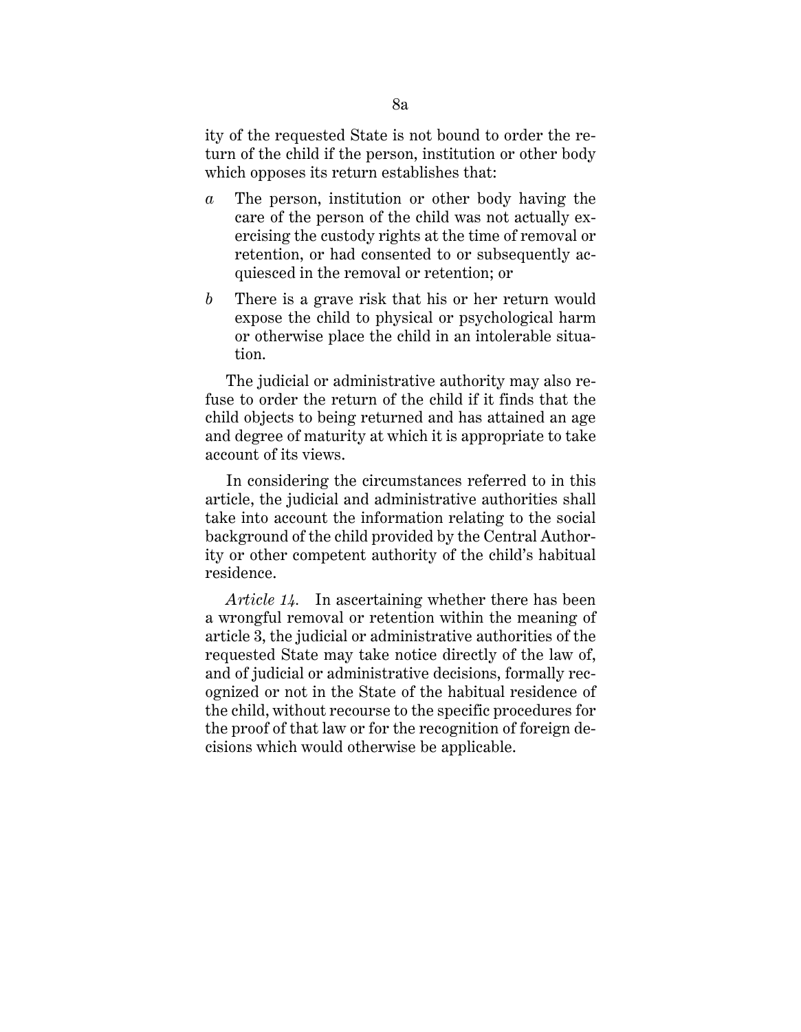ity of the requested State is not bound to order the return of the child if the person, institution or other body which opposes its return establishes that:

*a* The person, institution or other body having the care of the person of the child was not actually exercising the custody rights at the time of removal or retention, or had consented to or subsequently acquiesced in the removal or retention; or

*b* There is a grave risk that his or her return would expose the child to physical or psychological harm or otherwise place the child in an intolerable situation.

The judicial or administrative authority may also refuse to order the return of the child if it finds that the child objects to being returned and has attained an age and degree of maturity at which it is appropriate to take account of its views.

In considering the circumstances referred to in this article, the judicial and administrative authorities shall take into account the information relating to the social background of the child provided by the Central Authority or other competent authority of the child's habitual residence.

*Article 14.* In ascertaining whether there has been a wrongful removal or retention within the meaning of article 3, the judicial or administrative authorities of the requested State may take notice directly of the law of, and of judicial or administrative decisions, formally recognized or not in the State of the habitual residence of the child, without recourse to the specific procedures for the proof of that law or for the recognition of foreign decisions which would otherwise be applicable.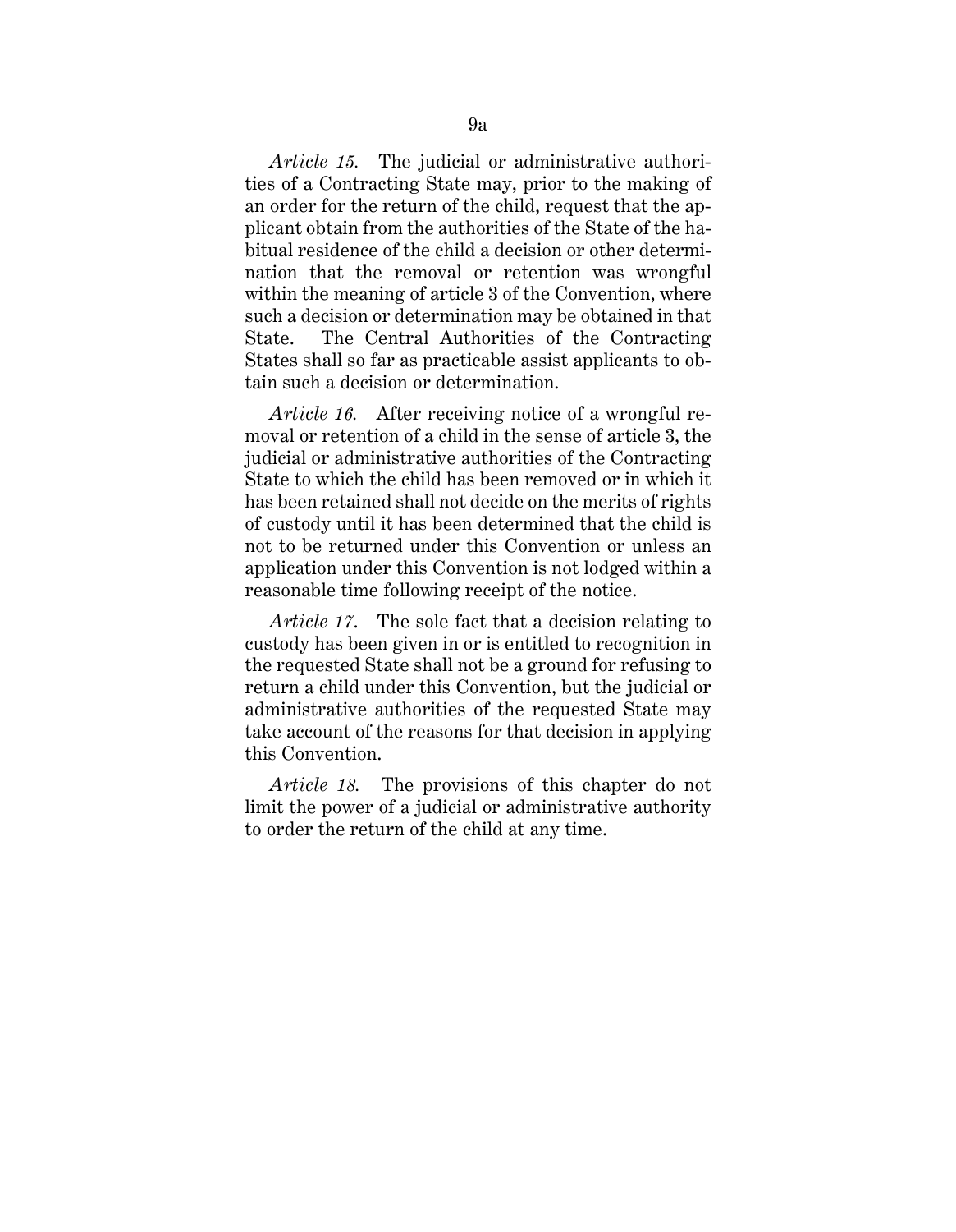*Article 15.* The judicial or administrative authorities of a Contracting State may, prior to the making of an order for the return of the child, request that the applicant obtain from the authorities of the State of the habitual residence of the child a decision or other determination that the removal or retention was wrongful within the meaning of article 3 of the Convention, where such a decision or determination may be obtained in that State. The Central Authorities of the Contracting States shall so far as practicable assist applicants to obtain such a decision or determination.

*Article 16.* After receiving notice of a wrongful removal or retention of a child in the sense of article 3, the judicial or administrative authorities of the Contracting State to which the child has been removed or in which it has been retained shall not decide on the merits of rights of custody until it has been determined that the child is not to be returned under this Convention or unless an application under this Convention is not lodged within a reasonable time following receipt of the notice.

*Article 17.* The sole fact that a decision relating to custody has been given in or is entitled to recognition in the requested State shall not be a ground for refusing to return a child under this Convention, but the judicial or administrative authorities of the requested State may take account of the reasons for that decision in applying this Convention.

*Article 18.* The provisions of this chapter do not limit the power of a judicial or administrative authority to order the return of the child at any time.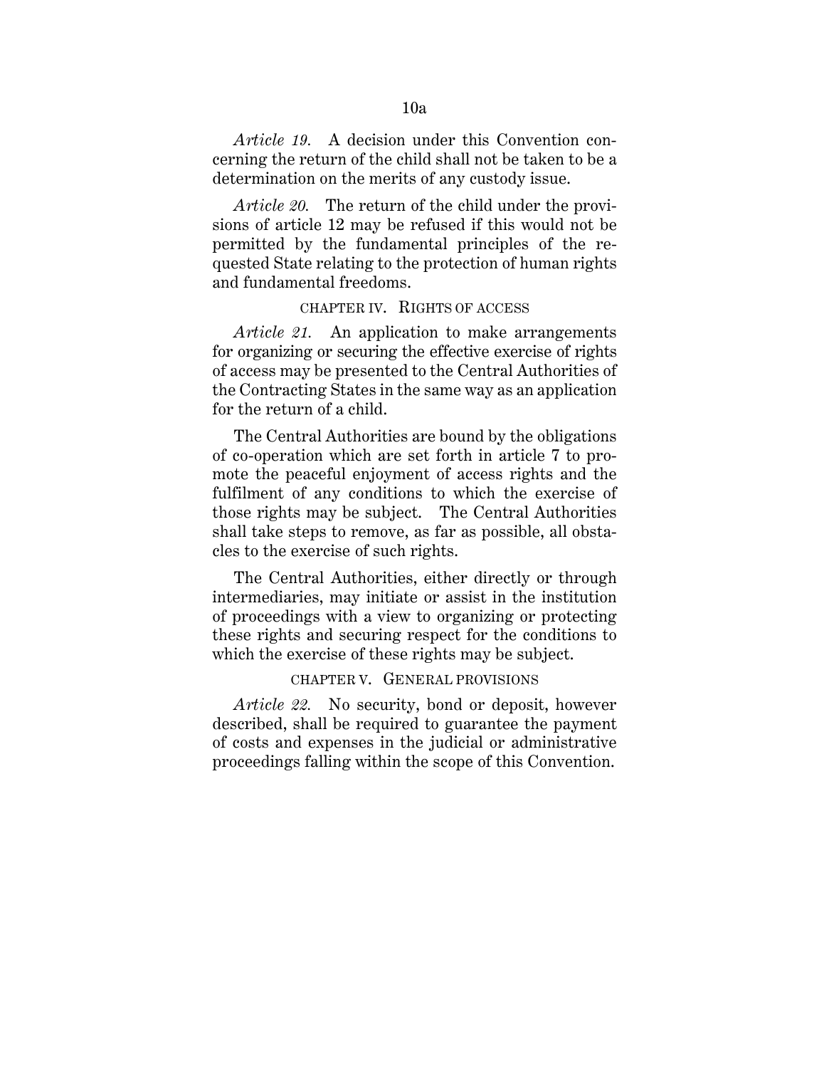*Article 19.* A decision under this Convention concerning the return of the child shall not be taken to be a determination on the merits of any custody issue.

*Article 20.* The return of the child under the provisions of article 12 may be refused if this would not be permitted by the fundamental principles of the requested State relating to the protection of human rights and fundamental freedoms.

CHAPTER IV. RIGHTS OF ACCESS

*Article 21.* An application to make arrangements for organizing or securing the effective exercise of rights of access may be presented to the Central Authorities of the Contracting States in the same way as an application for the return of a child.

The Central Authorities are bound by the obligations of co-operation which are set forth in article 7 to promote the peaceful enjoyment of access rights and the fulfilment of any conditions to which the exercise of those rights may be subject. The Central Authorities shall take steps to remove, as far as possible, all obstacles to the exercise of such rights.

The Central Authorities, either directly or through intermediaries, may initiate or assist in the institution of proceedings with a view to organizing or protecting these rights and securing respect for the conditions to which the exercise of these rights may be subject.

CHAPTER V. GENERAL PROVISIONS

*Article 22.* No security, bond or deposit, however described, shall be required to guarantee the payment of costs and expenses in the judicial or administrative proceedings falling within the scope of this Convention.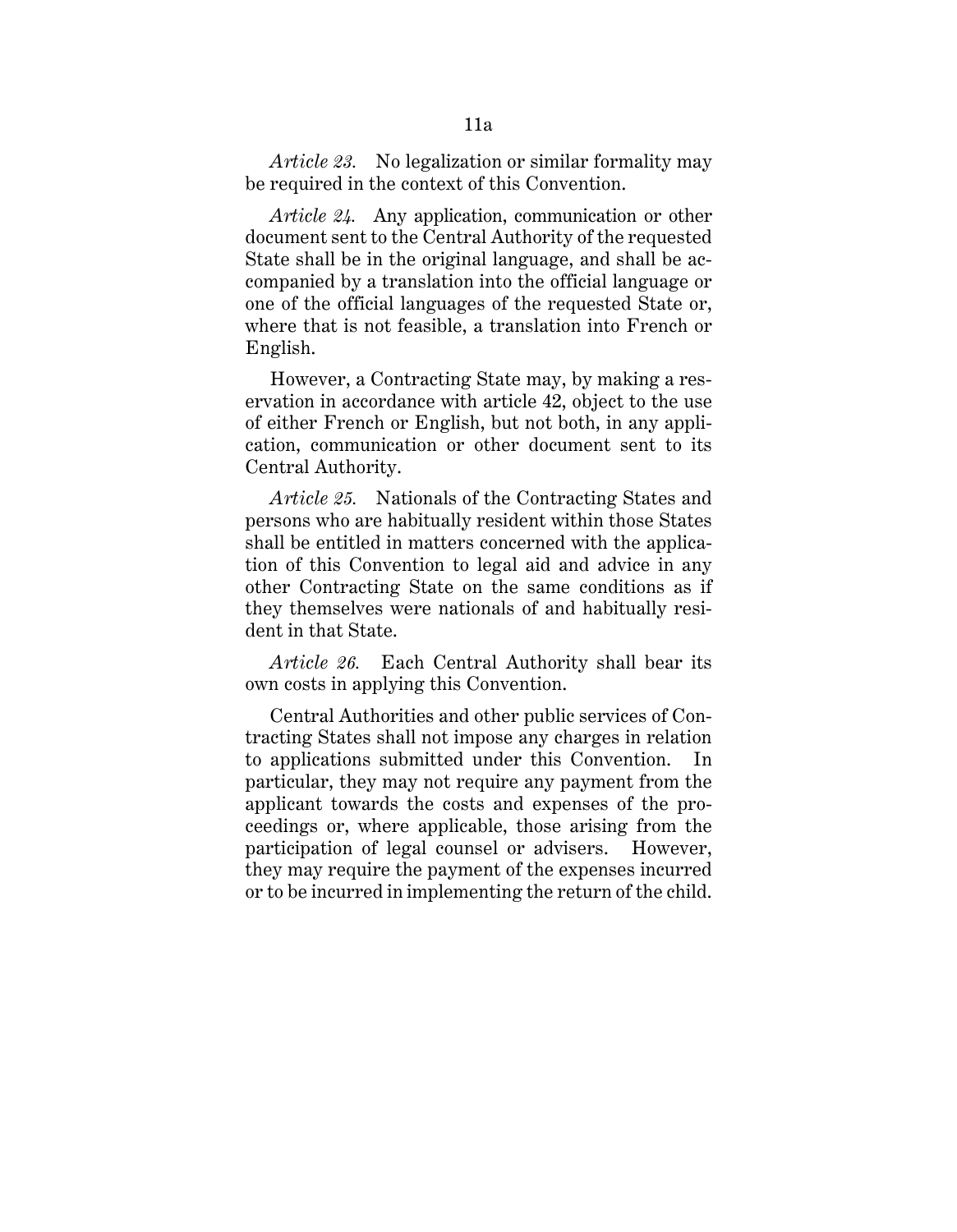*Article 23.* No legalization or similar formality may be required in the context of this Convention.

*Article 24.* Any application, communication or other document sent to the Central Authority of the requested State shall be in the original language, and shall be accompanied by a translation into the official language or one of the official languages of the requested State or, where that is not feasible, a translation into French or English.

However, a Contracting State may, by making a reservation in accordance with article 42, object to the use of either French or English, but not both, in any application, communication or other document sent to its Central Authority.

*Article 25.* Nationals of the Contracting States and persons who are habitually resident within those States shall be entitled in matters concerned with the application of this Convention to legal aid and advice in any other Contracting State on the same conditions as if they themselves were nationals of and habitually resident in that State.

*Article 26.* Each Central Authority shall bear its own costs in applying this Convention.

Central Authorities and other public services of Contracting States shall not impose any charges in relation to applications submitted under this Convention. In particular, they may not require any payment from the applicant towards the costs and expenses of the proceedings or, where applicable, those arising from the participation of legal counsel or advisers. However, they may require the payment of the expenses incurred or to be incurred in implementing the return of the child.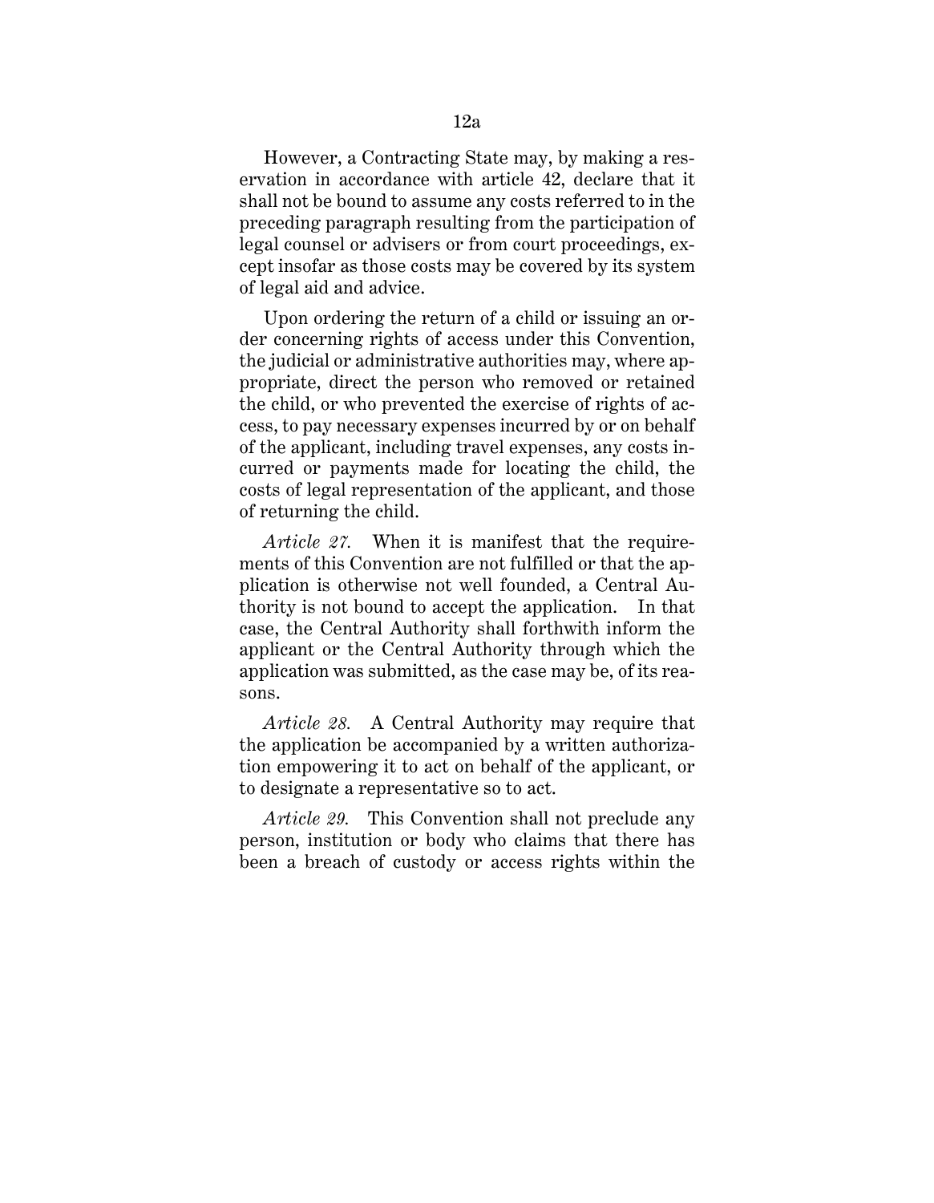However, a Contracting State may, by making a reservation in accordance with article 42, declare that it shall not be bound to assume any costs referred to in the preceding paragraph resulting from the participation of legal counsel or advisers or from court proceedings, except insofar as those costs may be covered by its system of legal aid and advice.

Upon ordering the return of a child or issuing an order concerning rights of access under this Convention, the judicial or administrative authorities may, where appropriate, direct the person who removed or retained the child, or who prevented the exercise of rights of access, to pay necessary expenses incurred by or on behalf of the applicant, including travel expenses, any costs incurred or payments made for locating the child, the costs of legal representation of the applicant, and those of returning the child.

*Article 27.* When it is manifest that the requirements of this Convention are not fulfilled or that the application is otherwise not well founded, a Central Authority is not bound to accept the application. In that case, the Central Authority shall forthwith inform the applicant or the Central Authority through which the application was submitted, as the case may be, of its reasons.

*Article 28.* A Central Authority may require that the application be accompanied by a written authorization empowering it to act on behalf of the applicant, or to designate a representative so to act.

*Article 29.* This Convention shall not preclude any person, institution or body who claims that there has been a breach of custody or access rights within the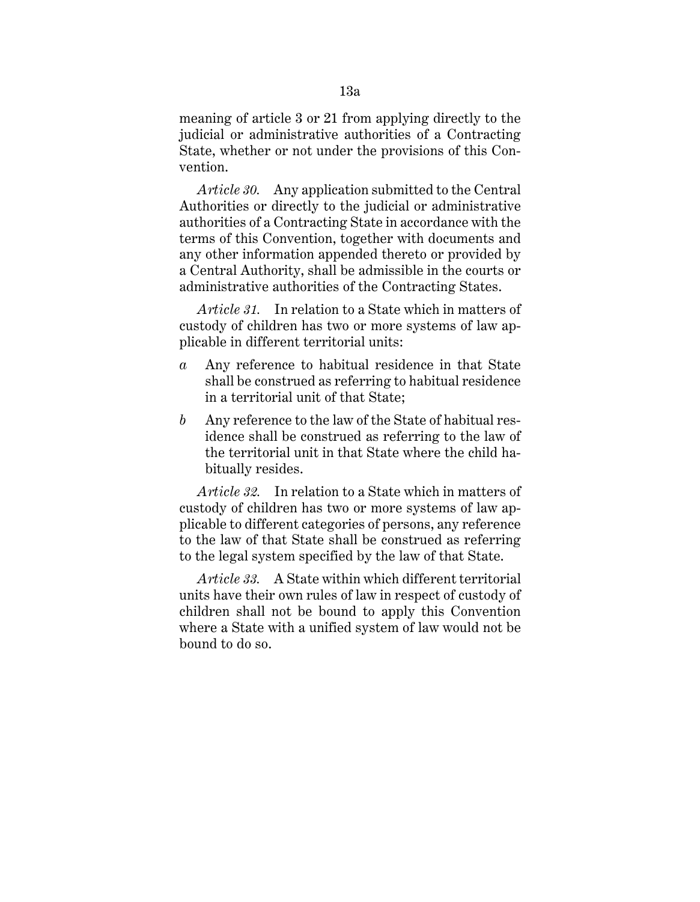meaning of article 3 or 21 from applying directly to the judicial or administrative authorities of a Contracting State, whether or not under the provisions of this Convention.

*Article 30.* Any application submitted to the Central Authorities or directly to the judicial or administrative authorities of a Contracting State in accordance with the terms of this Convention, together with documents and any other information appended thereto or provided by a Central Authority, shall be admissible in the courts or administrative authorities of the Contracting States.

*Article 31.* In relation to a State which in matters of custody of children has two or more systems of law applicable in different territorial units:

*a* Any reference to habitual residence in that State shall be construed as referring to habitual residence in a territorial unit of that State;

*b* Any reference to the law of the State of habitual residence shall be construed as referring to the law of the territorial unit in that State where the child habitually resides.

*Article 32.* In relation to a State which in matters of custody of children has two or more systems of law applicable to different categories of persons, any reference to the law of that State shall be construed as referring to the legal system specified by the law of that State.

*Article 33.* A State within which different territorial units have their own rules of law in respect of custody of children shall not be bound to apply this Convention where a State with a unified system of law would not be bound to do so.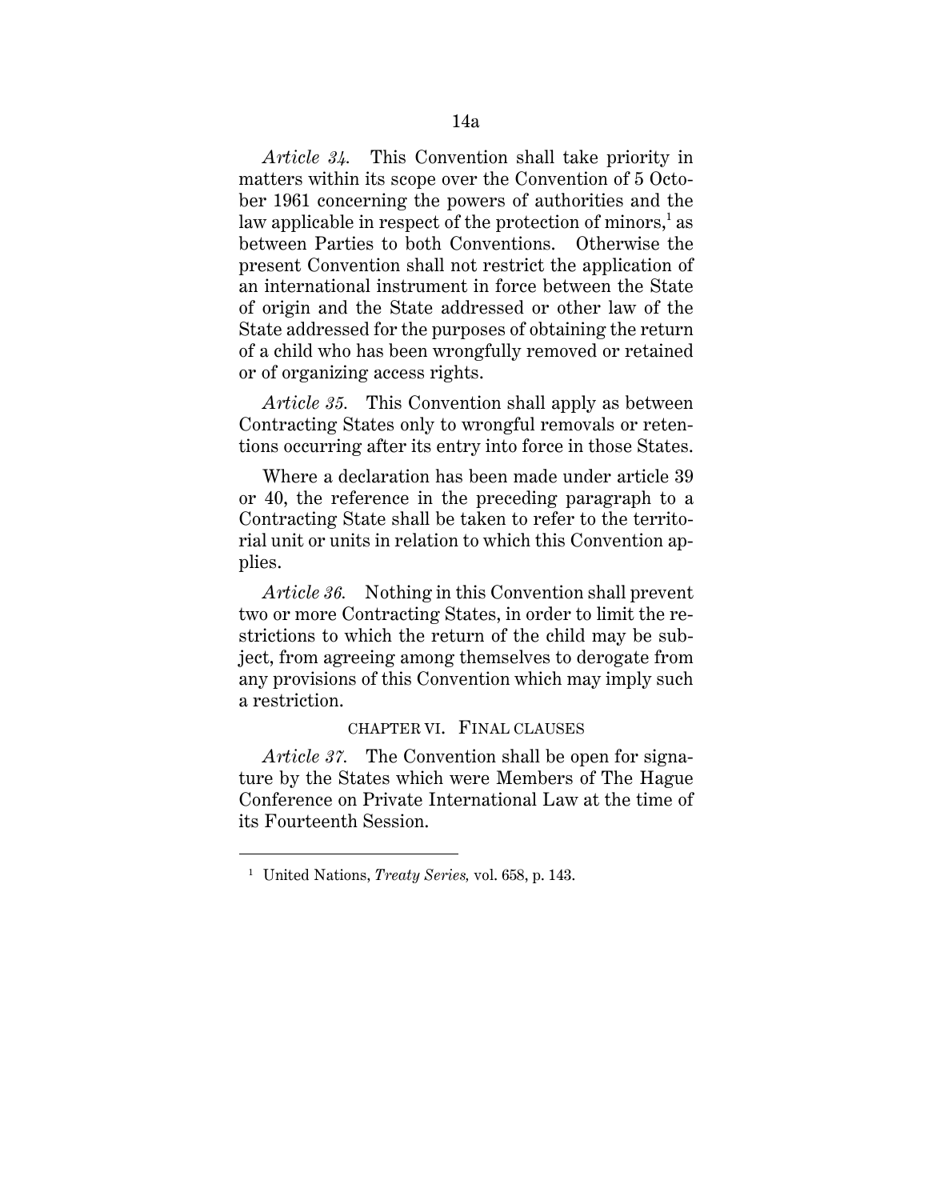*Article 34.* This Convention shall take priority in matters within its scope over the Convention of 5 October 1961 concerning the powers of authorities and the law applicable in respect of the protection of minors,[1] as between Parties to both Conventions. Otherwise the present Convention shall not restrict the application of an international instrument in force between the State of origin and the State addressed or other law of the State addressed for the purposes of obtaining the return of a child who has been wrongfully removed or retained or of organizing access rights.

*Article 35.* This Convention shall apply as between Contracting States only to wrongful removals or retentions occurring after its entry into force in those States.

Where a declaration has been made under article 39 or 40, the reference in the preceding paragraph to a Contracting State shall be taken to refer to the territorial unit or units in relation to which this Convention applies.

*Article 36.* Nothing in this Convention shall prevent two or more Contracting States, in order to limit the restrictions to which the return of the child may be subject, from agreeing among themselves to derogate from any provisions of this Convention which may imply such a restriction.

## CHAPTER VI. FINAL CLAUSES

*Article 37.* The Convention shall be open for signature by the States which were Members of The Hague Conference on Private International Law at the time of its Fourteenth Session.

---

[1] United Nations, *Treaty Series,* vol. 658, p. 143.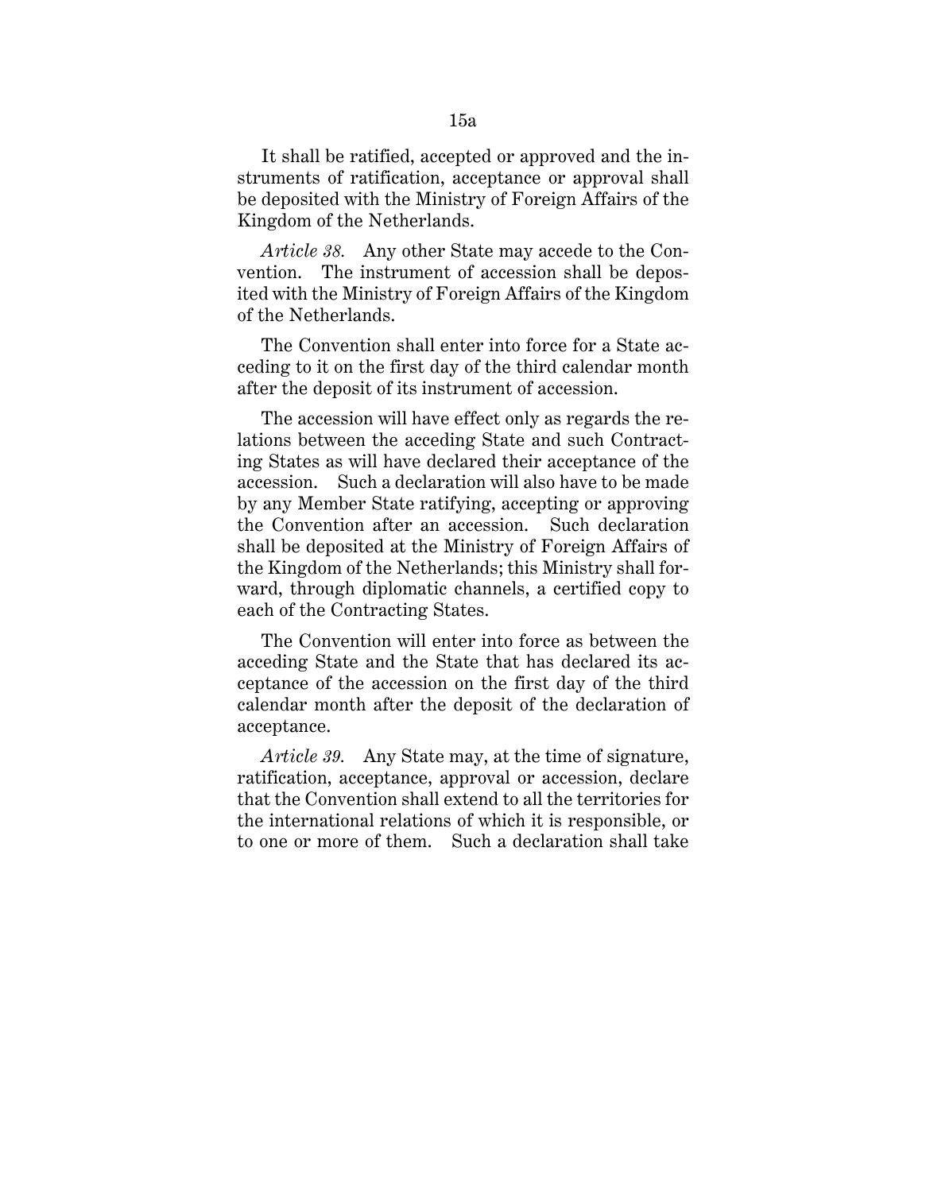It shall be ratified, accepted or approved and the instruments of ratification, acceptance or approval shall be deposited with the Ministry of Foreign Affairs of the Kingdom of the Netherlands.

*Article 38.* Any other State may accede to the Convention. The instrument of accession shall be deposited with the Ministry of Foreign Affairs of the Kingdom of the Netherlands.

The Convention shall enter into force for a State acceding to it on the first day of the third calendar month after the deposit of its instrument of accession.

The accession will have effect only as regards the relations between the acceding State and such Contracting States as will have declared their acceptance of the accession. Such a declaration will also have to be made by any Member State ratifying, accepting or approving the Convention after an accession. Such declaration shall be deposited at the Ministry of Foreign Affairs of the Kingdom of the Netherlands; this Ministry shall forward, through diplomatic channels, a certified copy to each of the Contracting States.

The Convention will enter into force as between the acceding State and the State that has declared its acceptance of the accession on the first day of the third calendar month after the deposit of the declaration of acceptance.

*Article 39.* Any State may, at the time of signature, ratification, acceptance, approval or accession, declare that the Convention shall extend to all the territories for the international relations of which it is responsible, or to one or more of them. Such a declaration shall take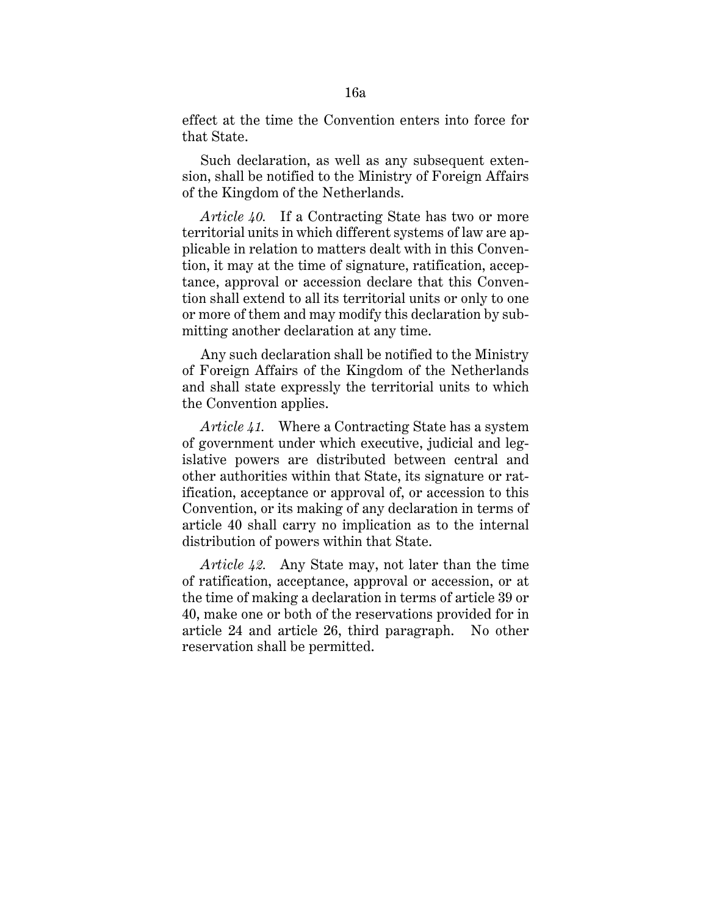effect at the time the Convention enters into force for that State.

Such declaration, as well as any subsequent extension, shall be notified to the Ministry of Foreign Affairs of the Kingdom of the Netherlands.

*Article 40.* If a Contracting State has two or more territorial units in which different systems of law are applicable in relation to matters dealt with in this Convention, it may at the time of signature, ratification, acceptance, approval or accession declare that this Convention shall extend to all its territorial units or only to one or more of them and may modify this declaration by submitting another declaration at any time.

Any such declaration shall be notified to the Ministry of Foreign Affairs of the Kingdom of the Netherlands and shall state expressly the territorial units to which the Convention applies.

*Article 41.* Where a Contracting State has a system of government under which executive, judicial and legislative powers are distributed between central and other authorities within that State, its signature or ratification, acceptance or approval of, or accession to this Convention, or its making of any declaration in terms of article 40 shall carry no implication as to the internal distribution of powers within that State.

*Article 42.* Any State may, not later than the time of ratification, acceptance, approval or accession, or at the time of making a declaration in terms of article 39 or 40, make one or both of the reservations provided for in article 24 and article 26, third paragraph. No other reservation shall be permitted.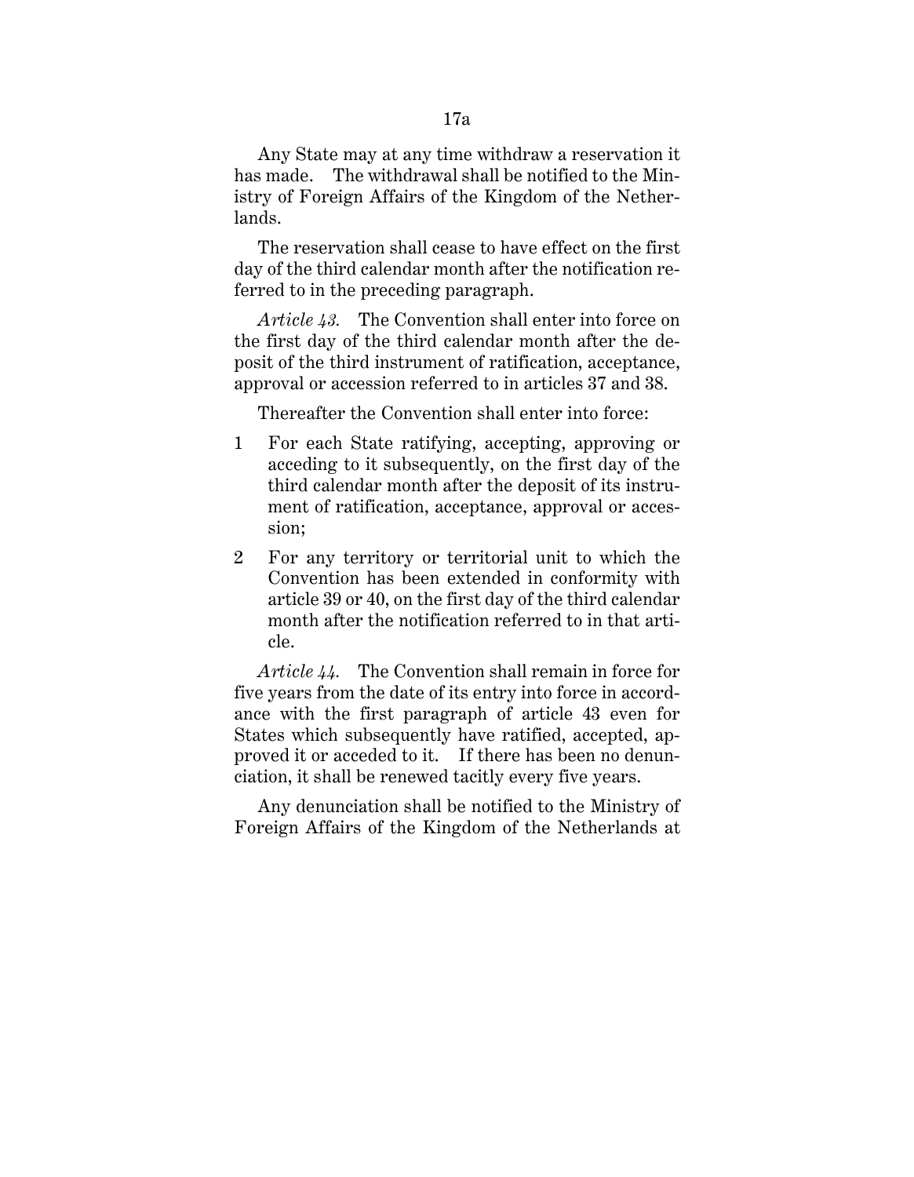Any State may at any time withdraw a reservation it has made. The withdrawal shall be notified to the Ministry of Foreign Affairs of the Kingdom of the Netherlands.

The reservation shall cease to have effect on the first day of the third calendar month after the notification referred to in the preceding paragraph.

*Article 43.* The Convention shall enter into force on the first day of the third calendar month after the deposit of the third instrument of ratification, acceptance, approval or accession referred to in articles 37 and 38.

Thereafter the Convention shall enter into force:

1 For each State ratifying, accepting, approving or acceding to it subsequently, on the first day of the third calendar month after the deposit of its instrument of ratification, acceptance, approval or accession;

2 For any territory or territorial unit to which the Convention has been extended in conformity with article 39 or 40, on the first day of the third calendar month after the notification referred to in that article.

*Article 44.* The Convention shall remain in force for five years from the date of its entry into force in accordance with the first paragraph of article 43 even for States which subsequently have ratified, accepted, approved it or acceded to it. If there has been no denunciation, it shall be renewed tacitly every five years.

Any denunciation shall be notified to the Ministry of Foreign Affairs of the Kingdom of the Netherlands at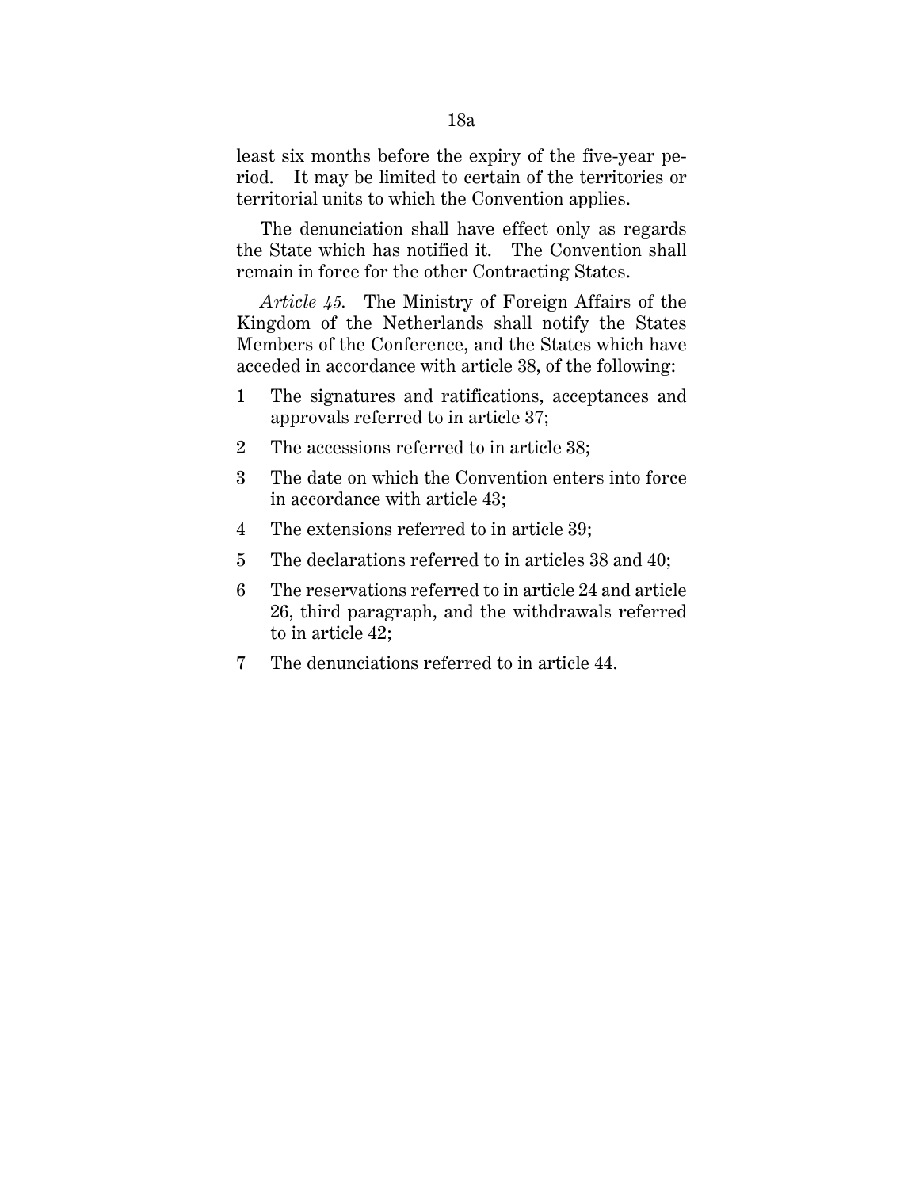least six months before the expiry of the five-year period. It may be limited to certain of the territories or territorial units to which the Convention applies.

The denunciation shall have effect only as regards the State which has notified it. The Convention shall remain in force for the other Contracting States.

*Article 45.* The Ministry of Foreign Affairs of the Kingdom of the Netherlands shall notify the States Members of the Conference, and the States which have acceded in accordance with article 38, of the following:

1 The signatures and ratifications, acceptances and approvals referred to in article 37;

2 The accessions referred to in article 38;

3 The date on which the Convention enters into force in accordance with article 43;

4 The extensions referred to in article 39;

5 The declarations referred to in articles 38 and 40;

6 The reservations referred to in article 24 and article 26, third paragraph, and the withdrawals referred to in article 42;

7 The denunciations referred to in article 44.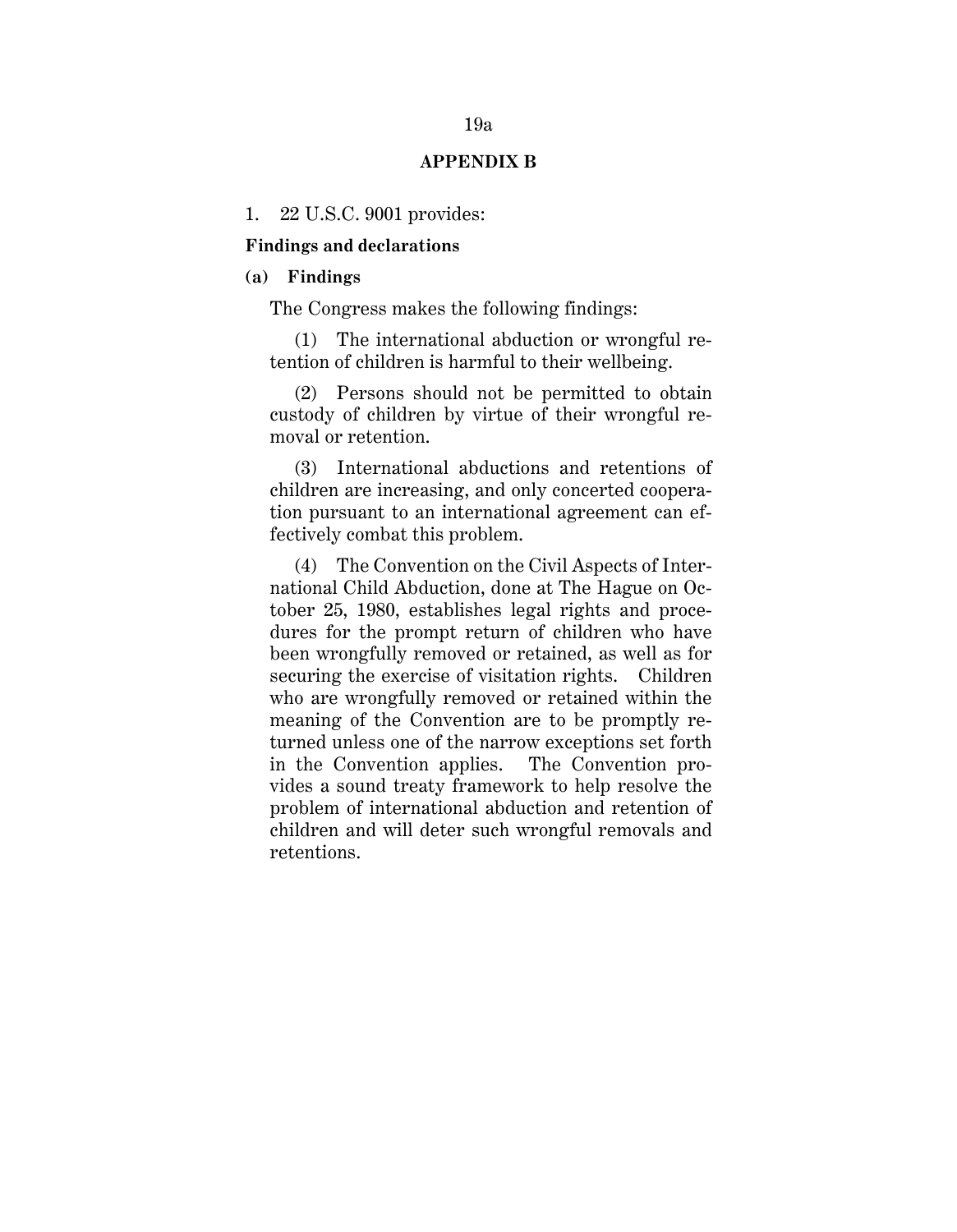## APPENDIX B

1. 22 U.S.C. 9001 provides:

**Findings and declarations**

**(a) Findings**

The Congress makes the following findings:

(1) The international abduction or wrongful retention of children is harmful to their wellbeing.

(2) Persons should not be permitted to obtain custody of children by virtue of their wrongful removal or retention.

(3) International abductions and retentions of children are increasing, and only concerted cooperation pursuant to an international agreement can effectively combat this problem.

(4) The Convention on the Civil Aspects of International Child Abduction, done at The Hague on October 25, 1980, establishes legal rights and procedures for the prompt return of children who have been wrongfully removed or retained, as well as for securing the exercise of visitation rights. Children who are wrongfully removed or retained within the meaning of the Convention are to be promptly returned unless one of the narrow exceptions set forth in the Convention applies. The Convention provides a sound treaty framework to help resolve the problem of international abduction and retention of children and will deter such wrongful removals and retentions.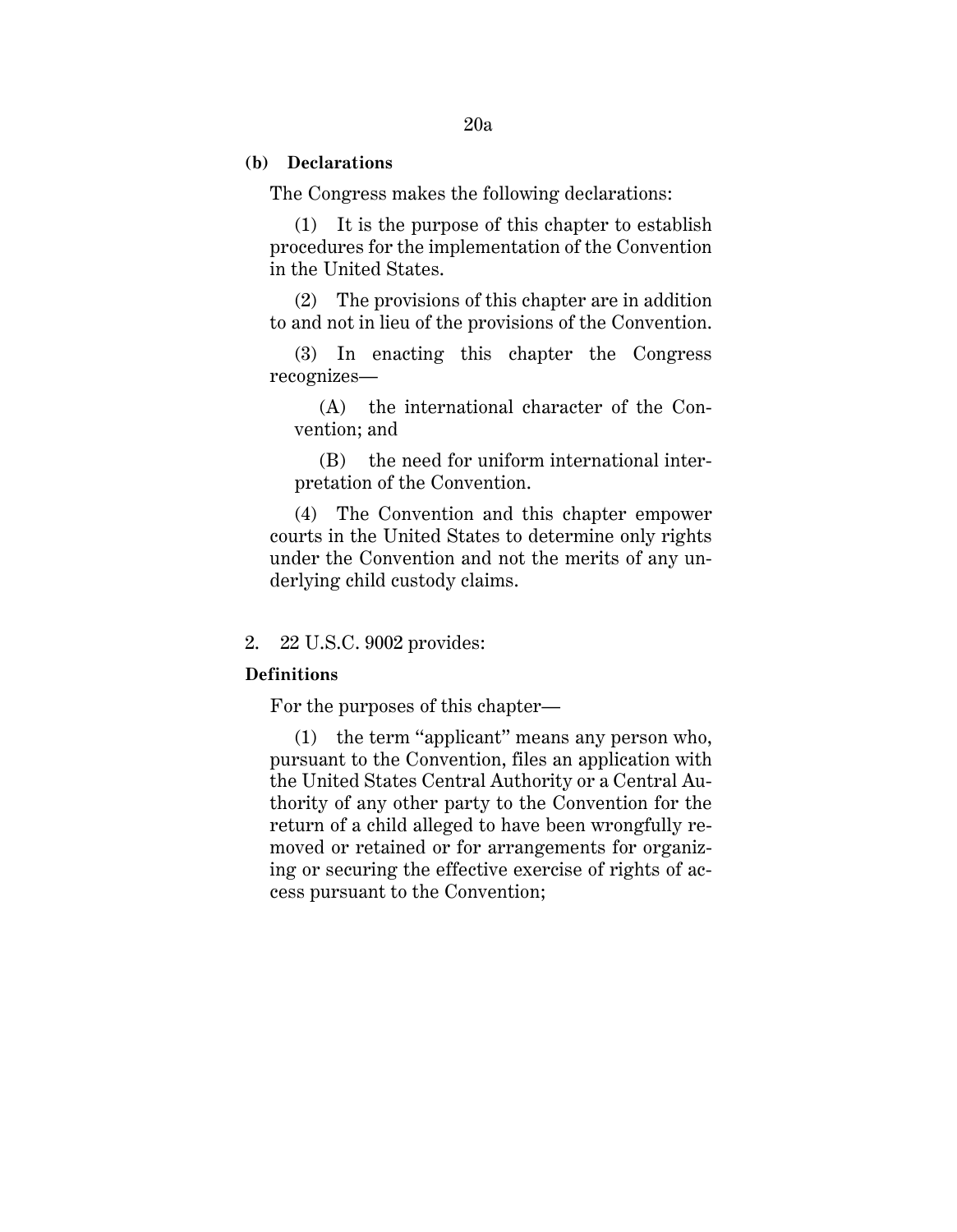**(b) Declarations**

The Congress makes the following declarations:

(1) It is the purpose of this chapter to establish procedures for the implementation of the Convention in the United States.

(2) The provisions of this chapter are in addition to and not in lieu of the provisions of the Convention.

(3) In enacting this chapter the Congress recognizes—

(A) the international character of the Convention; and

(B) the need for uniform international interpretation of the Convention.

(4) The Convention and this chapter empower courts in the United States to determine only rights under the Convention and not the merits of any underlying child custody claims.

2. 22 U.S.C. 9002 provides:

**Definitions**

For the purposes of this chapter—

(1) the term "applicant" means any person who, pursuant to the Convention, files an application with the United States Central Authority or a Central Authority of any other party to the Convention for the return of a child alleged to have been wrongfully removed or retained or for arrangements for organizing or securing the effective exercise of rights of access pursuant to the Convention;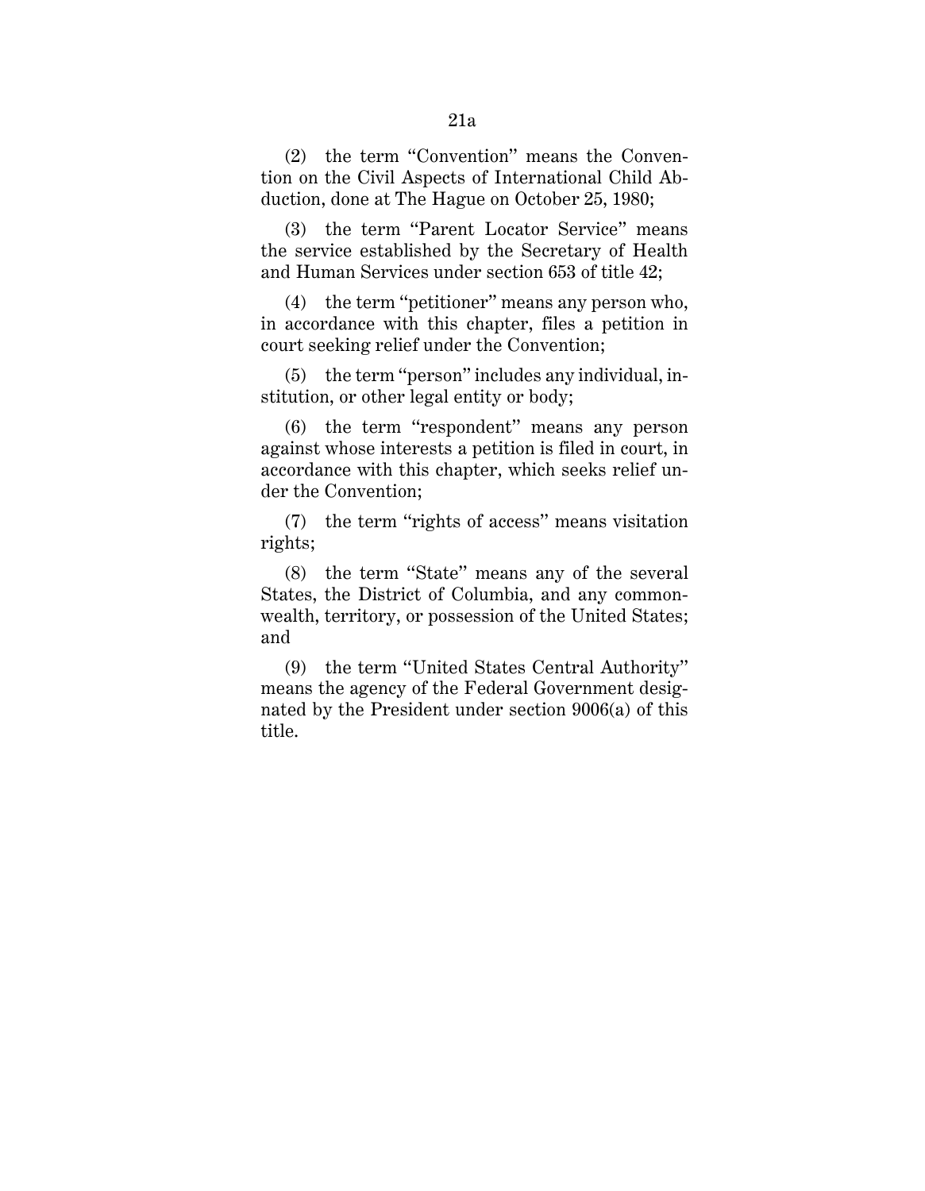(2) the term "Convention" means the Convention on the Civil Aspects of International Child Abduction, done at The Hague on October 25, 1980;

(3) the term "Parent Locator Service" means the service established by the Secretary of Health and Human Services under section 653 of title 42;

(4) the term "petitioner" means any person who, in accordance with this chapter, files a petition in court seeking relief under the Convention;

(5) the term "person" includes any individual, institution, or other legal entity or body;

(6) the term "respondent" means any person against whose interests a petition is filed in court, in accordance with this chapter, which seeks relief under the Convention;

(7) the term "rights of access" means visitation rights;

(8) the term "State" means any of the several States, the District of Columbia, and any commonwealth, territory, or possession of the United States; and

(9) the term "United States Central Authority" means the agency of the Federal Government designated by the President under section 9006(a) of this title.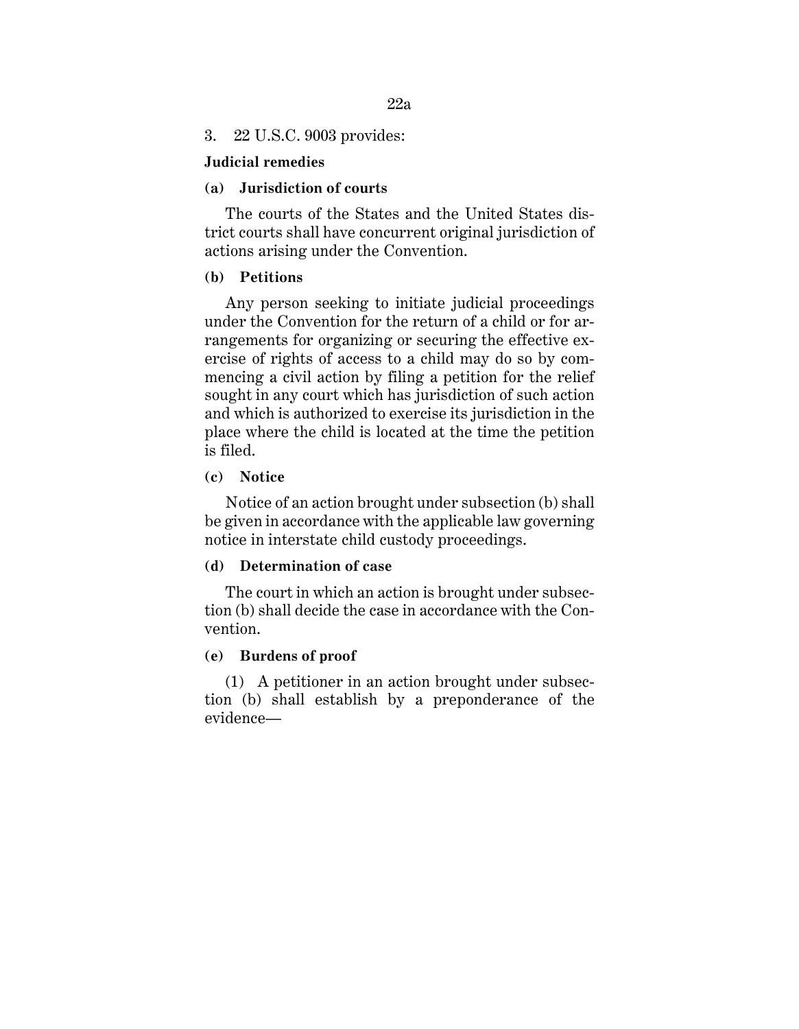3. 22 U.S.C. 9003 provides:

**Judicial remedies**

**(a) Jurisdiction of courts**

The courts of the States and the United States district courts shall have concurrent original jurisdiction of actions arising under the Convention.

**(b) Petitions**

Any person seeking to initiate judicial proceedings under the Convention for the return of a child or for arrangements for organizing or securing the effective exercise of rights of access to a child may do so by commencing a civil action by filing a petition for the relief sought in any court which has jurisdiction of such action and which is authorized to exercise its jurisdiction in the place where the child is located at the time the petition is filed.

**(c) Notice**

Notice of an action brought under subsection (b) shall be given in accordance with the applicable law governing notice in interstate child custody proceedings.

**(d) Determination of case**

The court in which an action is brought under subsection (b) shall decide the case in accordance with the Convention.

**(e) Burdens of proof**

(1) A petitioner in an action brought under subsection (b) shall establish by a preponderance of the evidence—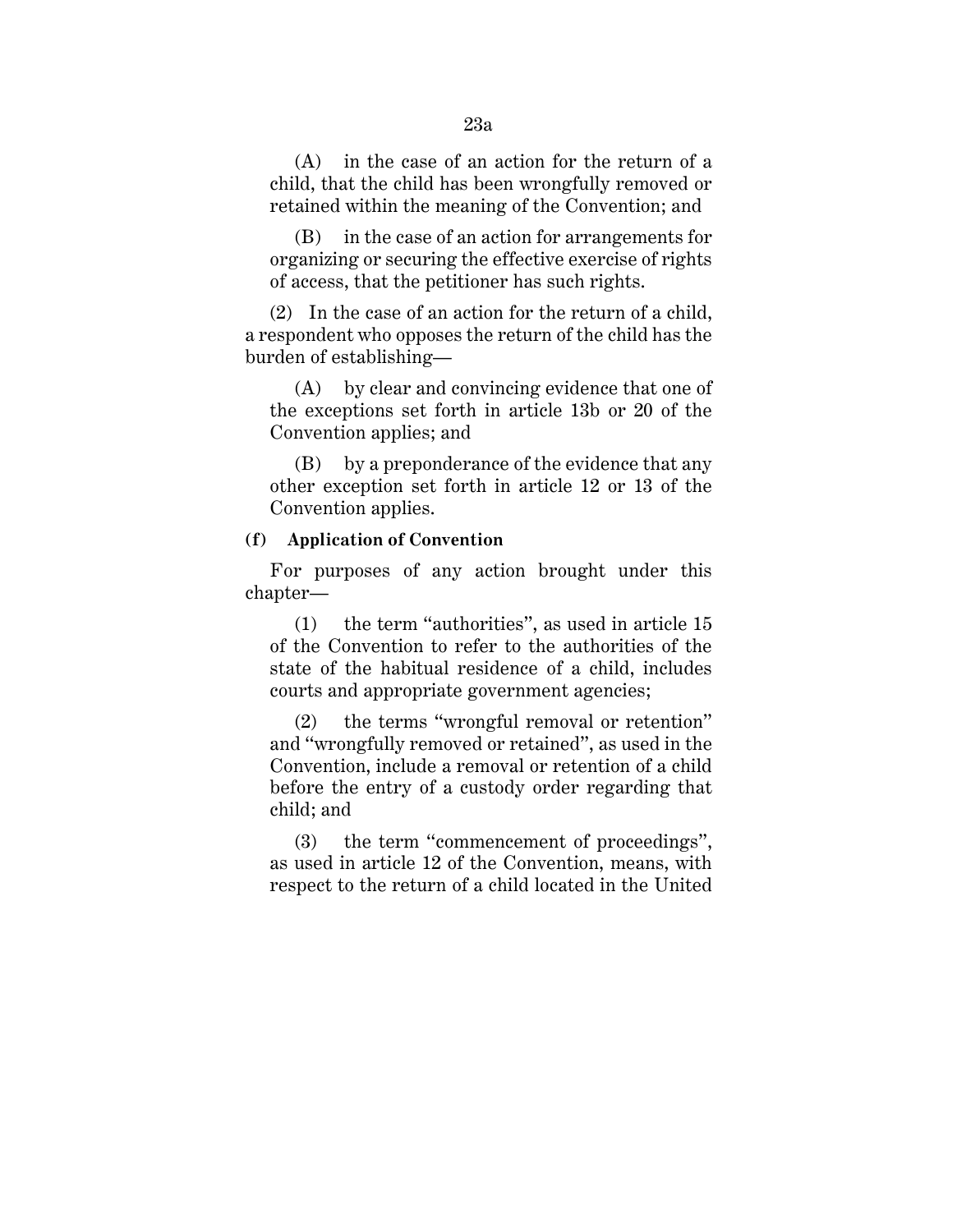(A) in the case of an action for the return of a child, that the child has been wrongfully removed or retained within the meaning of the Convention; and

(B) in the case of an action for arrangements for organizing or securing the effective exercise of rights of access, that the petitioner has such rights.

(2) In the case of an action for the return of a child, a respondent who opposes the return of the child has the burden of establishing—

(A) by clear and convincing evidence that one of the exceptions set forth in article 13b or 20 of the Convention applies; and

(B) by a preponderance of the evidence that any other exception set forth in article 12 or 13 of the Convention applies.

**(f) Application of Convention**

For purposes of any action brought under this chapter—

(1) the term "authorities", as used in article 15 of the Convention to refer to the authorities of the state of the habitual residence of a child, includes courts and appropriate government agencies;

(2) the terms "wrongful removal or retention" and "wrongfully removed or retained", as used in the Convention, include a removal or retention of a child before the entry of a custody order regarding that child; and

(3) the term "commencement of proceedings", as used in article 12 of the Convention, means, with respect to the return of a child located in the United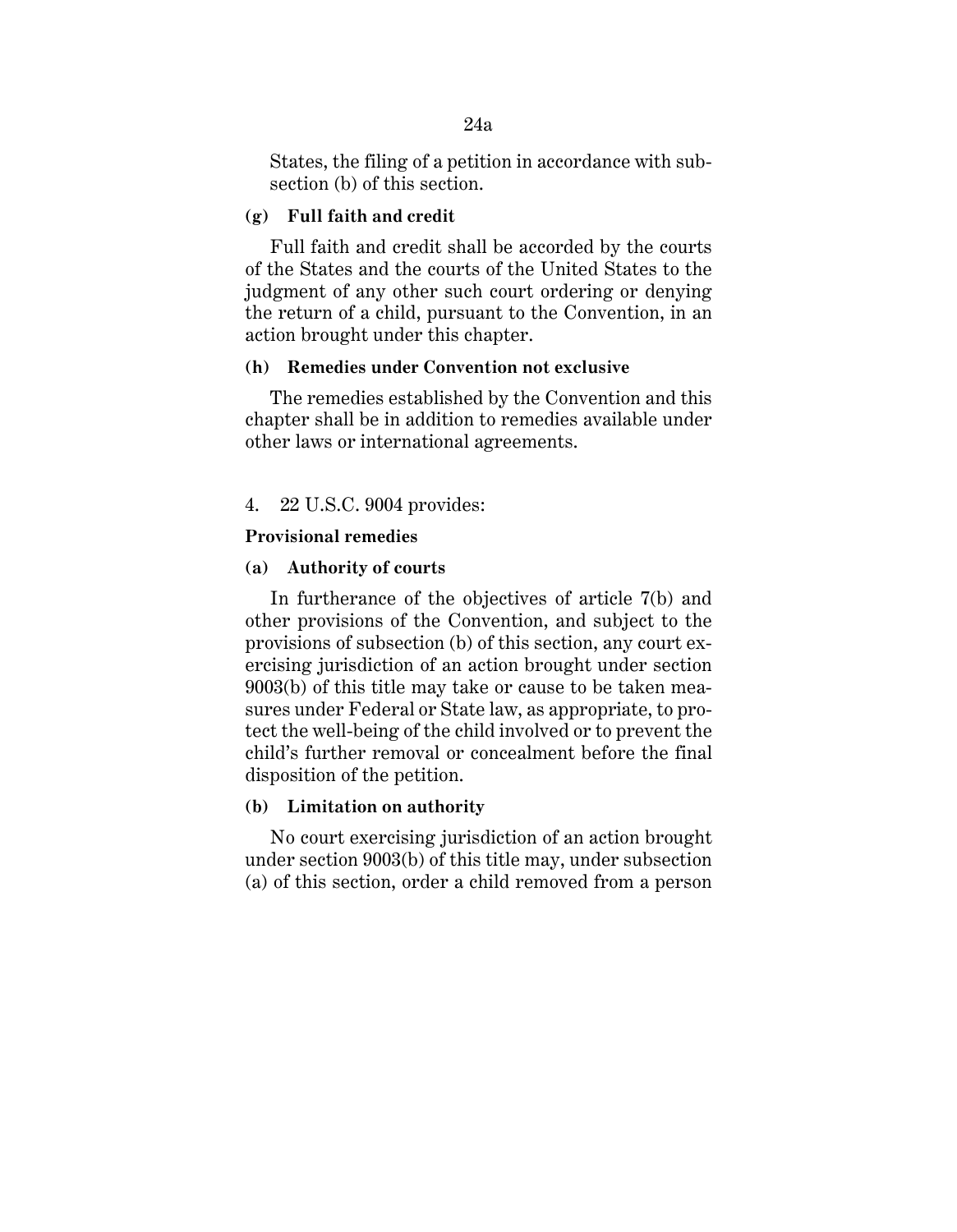States, the filing of a petition in accordance with subsection (b) of this section.

**(g) Full faith and credit**

Full faith and credit shall be accorded by the courts of the States and the courts of the United States to the judgment of any other such court ordering or denying the return of a child, pursuant to the Convention, in an action brought under this chapter.

**(h) Remedies under Convention not exclusive**

The remedies established by the Convention and this chapter shall be in addition to remedies available under other laws or international agreements.

4. 22 U.S.C. 9004 provides:

**Provisional remedies**

**(a) Authority of courts**

In furtherance of the objectives of article 7(b) and other provisions of the Convention, and subject to the provisions of subsection (b) of this section, any court exercising jurisdiction of an action brought under section 9003(b) of this title may take or cause to be taken measures under Federal or State law, as appropriate, to protect the well-being of the child involved or to prevent the child's further removal or concealment before the final disposition of the petition.

**(b) Limitation on authority**

No court exercising jurisdiction of an action brought under section 9003(b) of this title may, under subsection (a) of this section, order a child removed from a person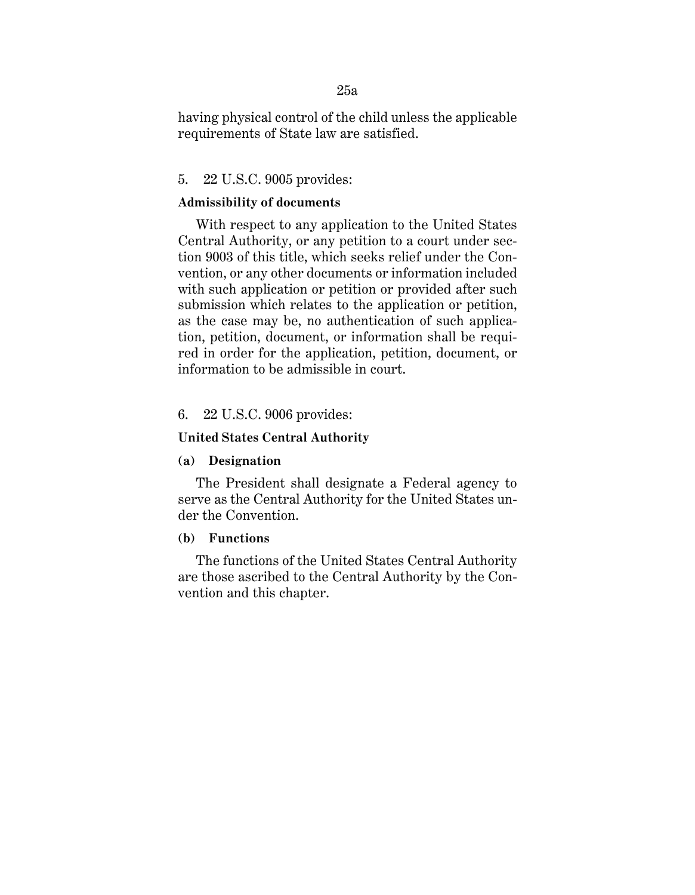having physical control of the child unless the applicable requirements of State law are satisfied.

5. 22 U.S.C. 9005 provides:

**Admissibility of documents**

With respect to any application to the United States Central Authority, or any petition to a court under section 9003 of this title, which seeks relief under the Convention, or any other documents or information included with such application or petition or provided after such submission which relates to the application or petition, as the case may be, no authentication of such application, petition, document, or information shall be required in order for the application, petition, document, or information to be admissible in court.

6. 22 U.S.C. 9006 provides:

**United States Central Authority**

**(a) Designation**

The President shall designate a Federal agency to serve as the Central Authority for the United States under the Convention.

**(b) Functions**

The functions of the United States Central Authority are those ascribed to the Central Authority by the Convention and this chapter.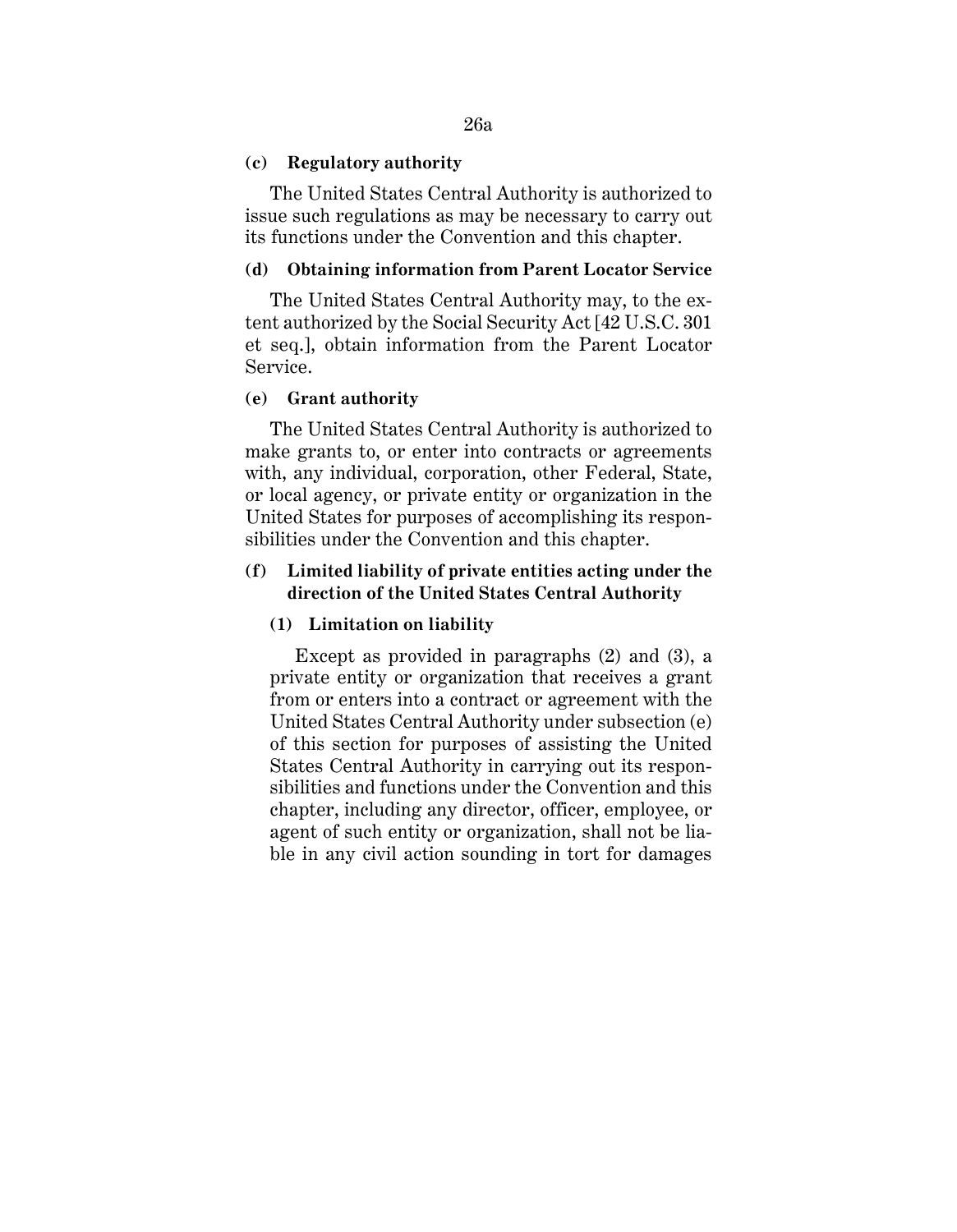**(c) Regulatory authority**

The United States Central Authority is authorized to issue such regulations as may be necessary to carry out its functions under the Convention and this chapter.

**(d) Obtaining information from Parent Locator Service**

The United States Central Authority may, to the extent authorized by the Social Security Act [42 U.S.C. 301 et seq.], obtain information from the Parent Locator Service.

**(e) Grant authority**

The United States Central Authority is authorized to make grants to, or enter into contracts or agreements with, any individual, corporation, other Federal, State, or local agency, or private entity or organization in the United States for purposes of accomplishing its responsibilities under the Convention and this chapter.

**(f) Limited liability of private entities acting under the direction of the United States Central Authority**

**(1) Limitation on liability**

Except as provided in paragraphs (2) and (3), a private entity or organization that receives a grant from or enters into a contract or agreement with the United States Central Authority under subsection (e) of this section for purposes of assisting the United States Central Authority in carrying out its responsibilities and functions under the Convention and this chapter, including any director, officer, employee, or agent of such entity or organization, shall not be liable in any civil action sounding in tort for damages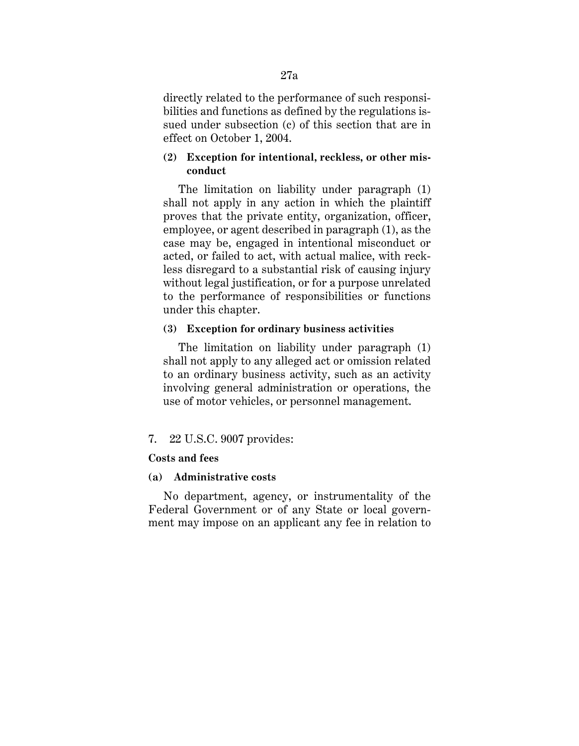directly related to the performance of such responsibilities and functions as defined by the regulations issued under subsection (c) of this section that are in effect on October 1, 2004.

**(2) Exception for intentional, reckless, or other misconduct**

The limitation on liability under paragraph (1) shall not apply in any action in which the plaintiff proves that the private entity, organization, officer, employee, or agent described in paragraph (1), as the case may be, engaged in intentional misconduct or acted, or failed to act, with actual malice, with reckless disregard to a substantial risk of causing injury without legal justification, or for a purpose unrelated to the performance of responsibilities or functions under this chapter.

**(3) Exception for ordinary business activities**

The limitation on liability under paragraph (1) shall not apply to any alleged act or omission related to an ordinary business activity, such as an activity involving general administration or operations, the use of motor vehicles, or personnel management.

7. 22 U.S.C. 9007 provides:

**Costs and fees**

**(a) Administrative costs**

No department, agency, or instrumentality of the Federal Government or of any State or local government may impose on an applicant any fee in relation to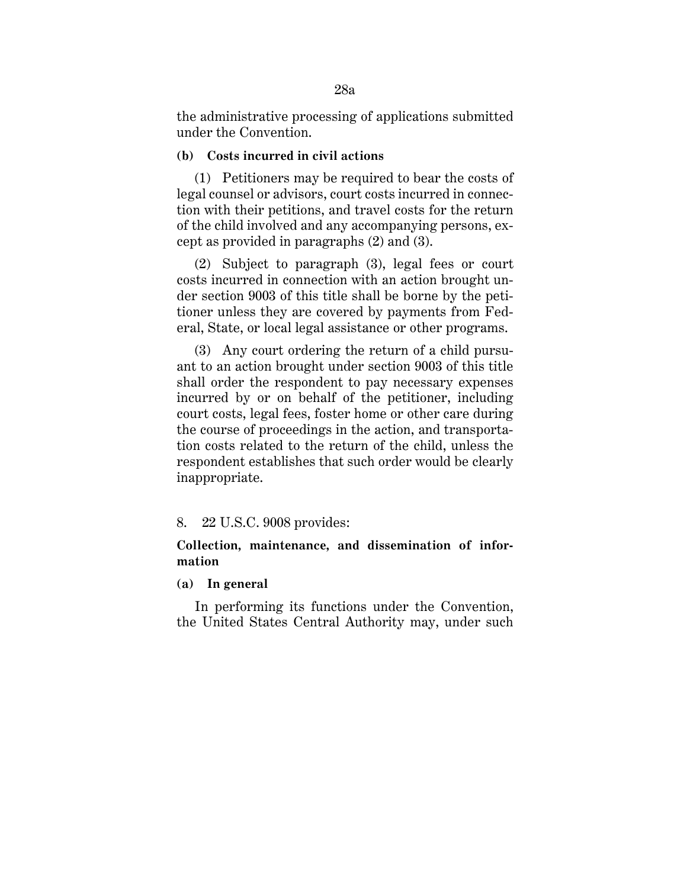the administrative processing of applications submitted under the Convention.

**(b) Costs incurred in civil actions**

(1) Petitioners may be required to bear the costs of legal counsel or advisors, court costs incurred in connection with their petitions, and travel costs for the return of the child involved and any accompanying persons, except as provided in paragraphs (2) and (3).

(2) Subject to paragraph (3), legal fees or court costs incurred in connection with an action brought under section 9003 of this title shall be borne by the petitioner unless they are covered by payments from Federal, State, or local legal assistance or other programs.

(3) Any court ordering the return of a child pursuant to an action brought under section 9003 of this title shall order the respondent to pay necessary expenses incurred by or on behalf of the petitioner, including court costs, legal fees, foster home or other care during the course of proceedings in the action, and transportation costs related to the return of the child, unless the respondent establishes that such order would be clearly inappropriate.

8. 22 U.S.C. 9008 provides:

**Collection, maintenance, and dissemination of information**

**(a) In general**

In performing its functions under the Convention, the United States Central Authority may, under such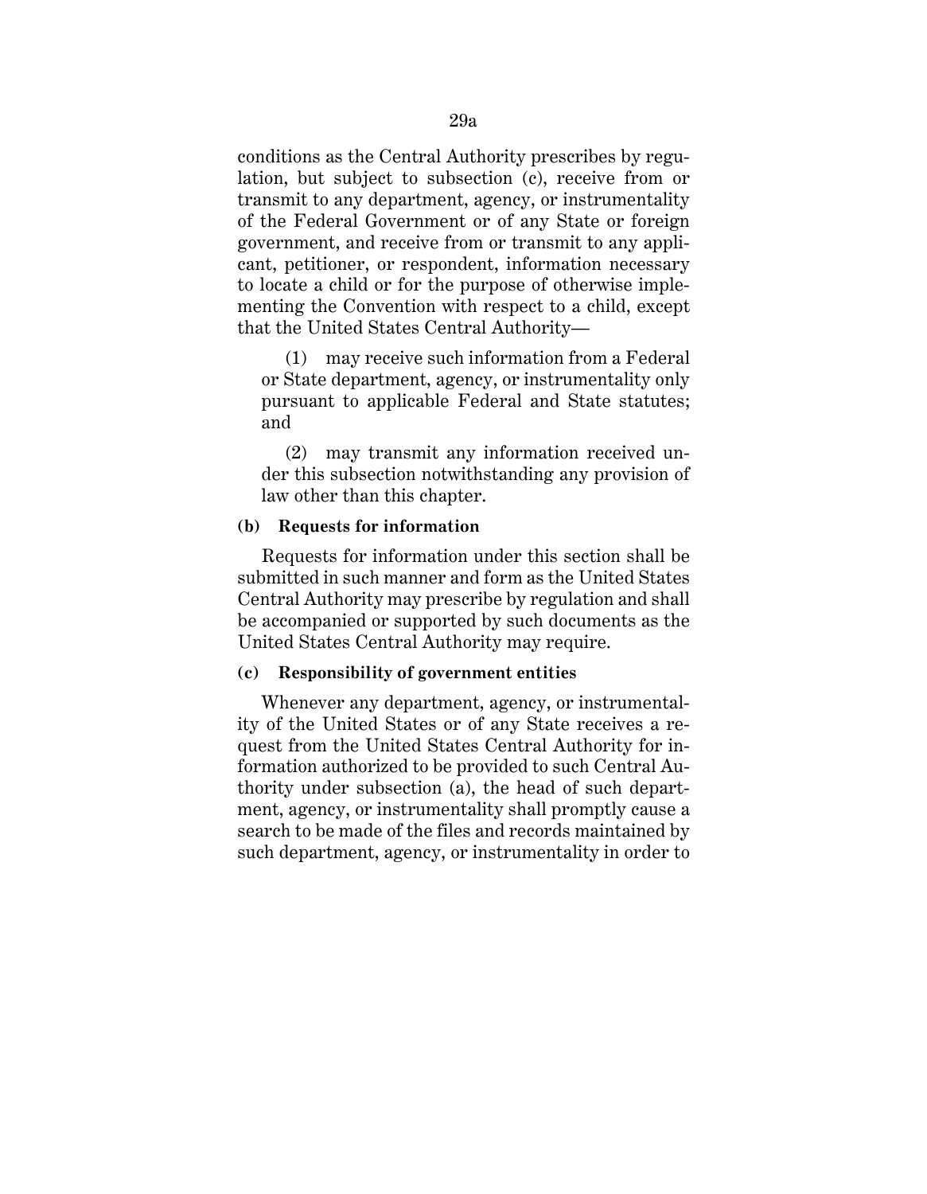conditions as the Central Authority prescribes by regulation, but subject to subsection (c), receive from or transmit to any department, agency, or instrumentality of the Federal Government or of any State or foreign government, and receive from or transmit to any applicant, petitioner, or respondent, information necessary to locate a child or for the purpose of otherwise implementing the Convention with respect to a child, except that the United States Central Authority—

(1) may receive such information from a Federal or State department, agency, or instrumentality only pursuant to applicable Federal and State statutes; and

(2) may transmit any information received under this subsection notwithstanding any provision of law other than this chapter.

**(b) Requests for information**

Requests for information under this section shall be submitted in such manner and form as the United States Central Authority may prescribe by regulation and shall be accompanied or supported by such documents as the United States Central Authority may require.

**(c) Responsibility of government entities**

Whenever any department, agency, or instrumentality of the United States or of any State receives a request from the United States Central Authority for information authorized to be provided to such Central Authority under subsection (a), the head of such department, agency, or instrumentality shall promptly cause a search to be made of the files and records maintained by such department, agency, or instrumentality in order to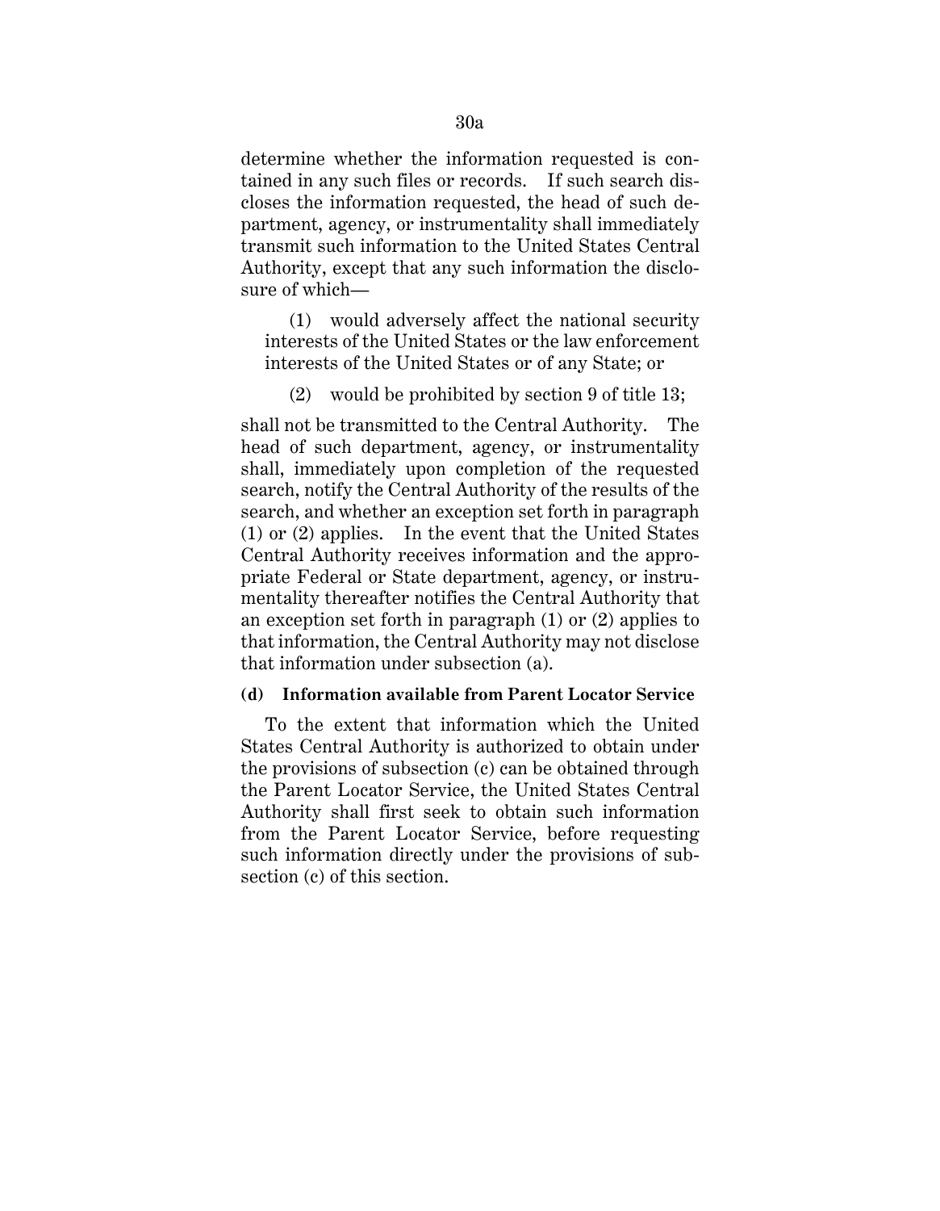determine whether the information requested is contained in any such files or records. If such search discloses the information requested, the head of such department, agency, or instrumentality shall immediately transmit such information to the United States Central Authority, except that any such information the disclosure of which—

> (1) would adversely affect the national security interests of the United States or the law enforcement interests of the United States or of any State; or
>
> (2) would be prohibited by section 9 of title 13;

shall not be transmitted to the Central Authority. The head of such department, agency, or instrumentality shall, immediately upon completion of the requested search, notify the Central Authority of the results of the search, and whether an exception set forth in paragraph (1) or (2) applies. In the event that the United States Central Authority receives information and the appropriate Federal or State department, agency, or instrumentality thereafter notifies the Central Authority that an exception set forth in paragraph (1) or (2) applies to that information, the Central Authority may not disclose that information under subsection (a).

**(d) Information available from Parent Locator Service**

To the extent that information which the United States Central Authority is authorized to obtain under the provisions of subsection (c) can be obtained through the Parent Locator Service, the United States Central Authority shall first seek to obtain such information from the Parent Locator Service, before requesting such information directly under the provisions of subsection (c) of this section.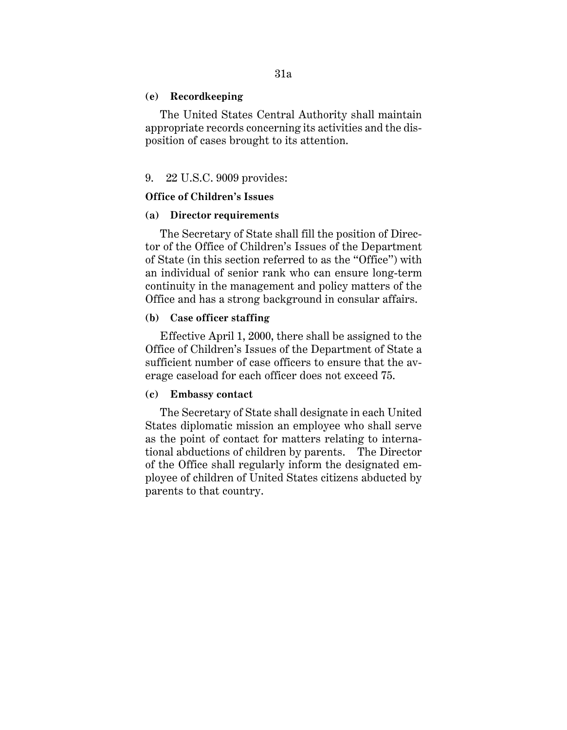**(e) Recordkeeping**

The United States Central Authority shall maintain appropriate records concerning its activities and the disposition of cases brought to its attention.

9. 22 U.S.C. 9009 provides:

**Office of Children's Issues**

**(a) Director requirements**

The Secretary of State shall fill the position of Director of the Office of Children's Issues of the Department of State (in this section referred to as the "Office") with an individual of senior rank who can ensure long-term continuity in the management and policy matters of the Office and has a strong background in consular affairs.

**(b) Case officer staffing**

Effective April 1, 2000, there shall be assigned to the Office of Children's Issues of the Department of State a sufficient number of case officers to ensure that the average caseload for each officer does not exceed 75.

**(c) Embassy contact**

The Secretary of State shall designate in each United States diplomatic mission an employee who shall serve as the point of contact for matters relating to international abductions of children by parents. The Director of the Office shall regularly inform the designated employee of children of United States citizens abducted by parents to that country.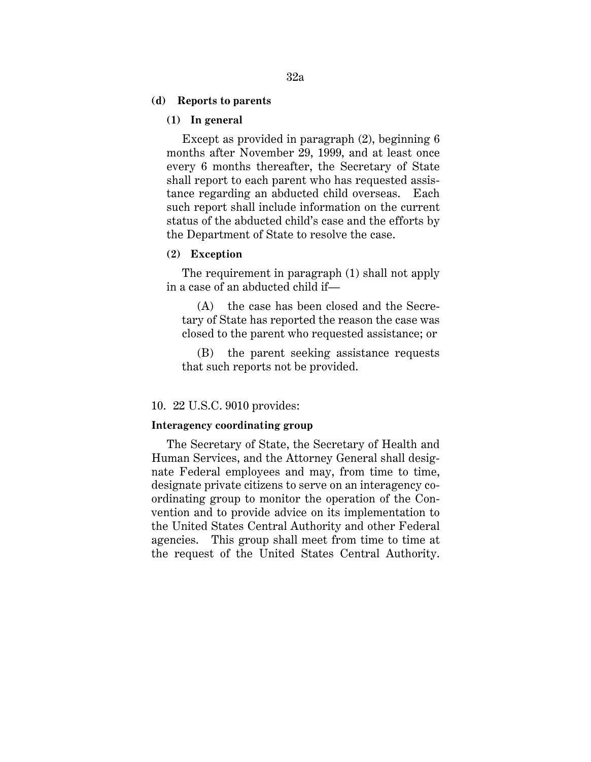**(d) Reports to parents**

**(1) In general**

Except as provided in paragraph (2), beginning 6 months after November 29, 1999, and at least once every 6 months thereafter, the Secretary of State shall report to each parent who has requested assistance regarding an abducted child overseas. Each such report shall include information on the current status of the abducted child's case and the efforts by the Department of State to resolve the case.

**(2) Exception**

The requirement in paragraph (1) shall not apply in a case of an abducted child if—

(A) the case has been closed and the Secretary of State has reported the reason the case was closed to the parent who requested assistance; or

(B) the parent seeking assistance requests that such reports not be provided.

10. 22 U.S.C. 9010 provides:

**Interagency coordinating group**

The Secretary of State, the Secretary of Health and Human Services, and the Attorney General shall designate Federal employees and may, from time to time, designate private citizens to serve on an interagency coordinating group to monitor the operation of the Convention and to provide advice on its implementation to the United States Central Authority and other Federal agencies. This group shall meet from time to time at the request of the United States Central Authority.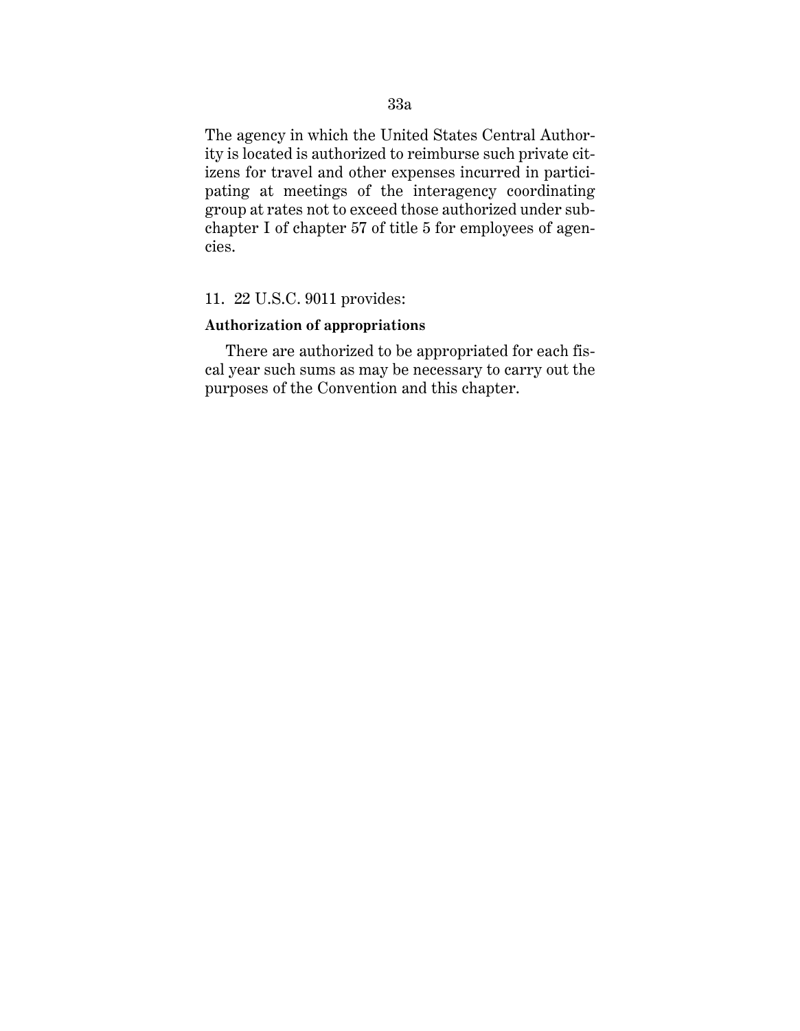The agency in which the United States Central Authority is located is authorized to reimburse such private citizens for travel and other expenses incurred in participating at meetings of the interagency coordinating group at rates not to exceed those authorized under subchapter I of chapter 57 of title 5 for employees of agencies.

11. 22 U.S.C. 9011 provides:

**Authorization of appropriations**

There are authorized to be appropriated for each fiscal year such sums as may be necessary to carry out the purposes of the Convention and this chapter.